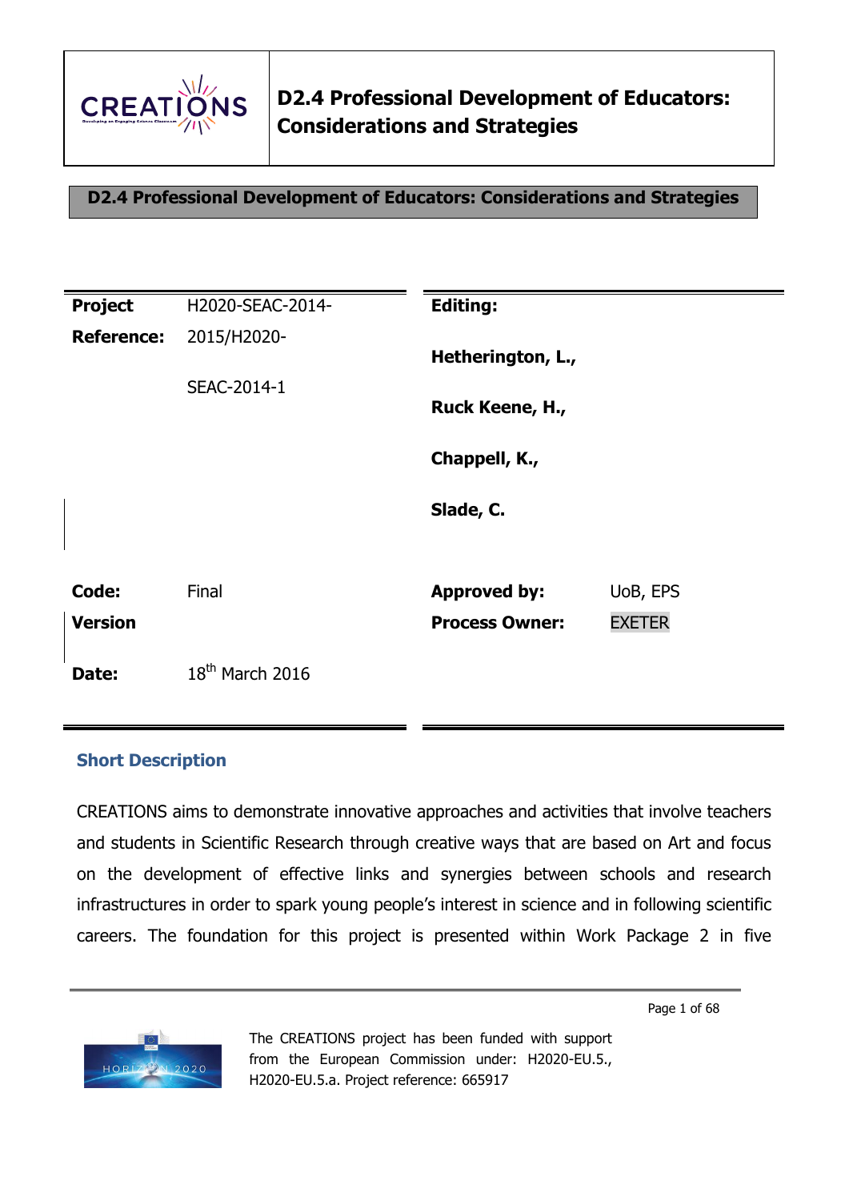# D2.4 Professional Development of Educators: Considerations and Strategies

**D2.4 Professional Development of Educators: Considerations and Strategies**

| | | | |
|---|---|---|---|
| **Project Reference:** | H2020-SEAC-2014-2015/H2020-SEAC-2014-1 | **Editing:** | **Hetherington, L., Ruck Keene, H., Chappell, K., Slade, C.** |
| **Code:** | Final | **Approved by:** | UoB, EPS |
| **Version** | | **Process Owner:** | EXETER |
| **Date:** | 18th March 2016 | | |

### Short Description

CREATIONS aims to demonstrate innovative approaches and activities that involve teachers and students in Scientific Research through creative ways that are based on Art and focus on the development of effective links and synergies between schools and research infrastructures in order to spark young people's interest in science and in following scientific careers. The foundation for this project is presented within Work Package 2 in five

The CREATIONS project has been funded with support from the European Commission under: H2020-EU.5., H2020-EU.5.a. Project reference: 665917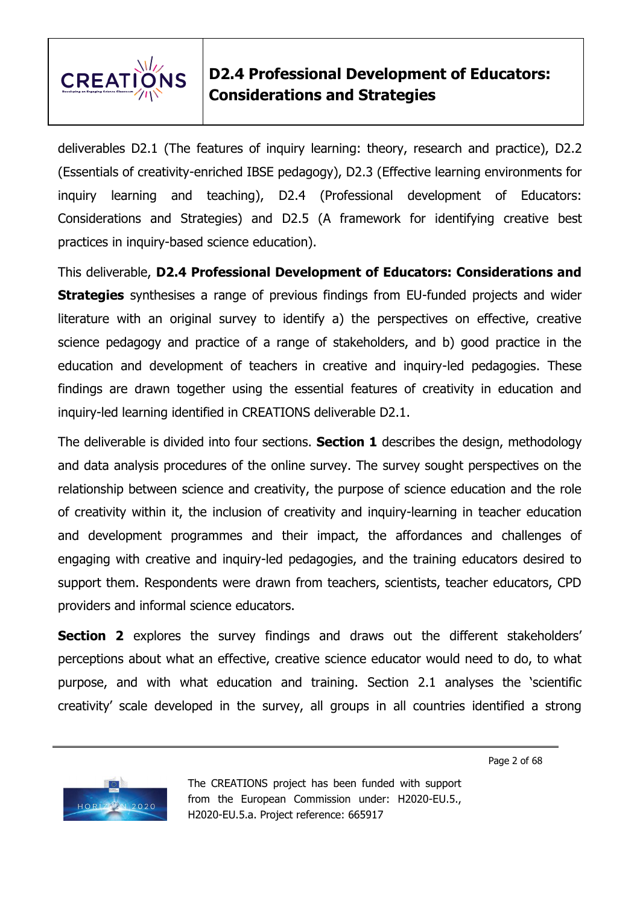deliverables D2.1 (The features of inquiry learning: theory, research and practice), D2.2 (Essentials of creativity-enriched IBSE pedagogy), D2.3 (Effective learning environments for inquiry learning and teaching), D2.4 (Professional development of Educators: Considerations and Strategies) and D2.5 (A framework for identifying creative best practices in inquiry-based science education).

This deliverable, **D2.4 Professional Development of Educators: Considerations and Strategies** synthesises a range of previous findings from EU-funded projects and wider literature with an original survey to identify a) the perspectives on effective, creative science pedagogy and practice of a range of stakeholders, and b) good practice in the education and development of teachers in creative and inquiry-led pedagogies. These findings are drawn together using the essential features of creativity in education and inquiry-led learning identified in CREATIONS deliverable D2.1.

The deliverable is divided into four sections. **Section 1** describes the design, methodology and data analysis procedures of the online survey. The survey sought perspectives on the relationship between science and creativity, the purpose of science education and the role of creativity within it, the inclusion of creativity and inquiry-learning in teacher education and development programmes and their impact, the affordances and challenges of engaging with creative and inquiry-led pedagogies, and the training educators desired to support them. Respondents were drawn from teachers, scientists, teacher educators, CPD providers and informal science educators.

**Section 2** explores the survey findings and draws out the different stakeholders' perceptions about what an effective, creative science educator would need to do, to what purpose, and with what education and training. Section 2.1 analyses the 'scientific creativity' scale developed in the survey, all groups in all countries identified a strong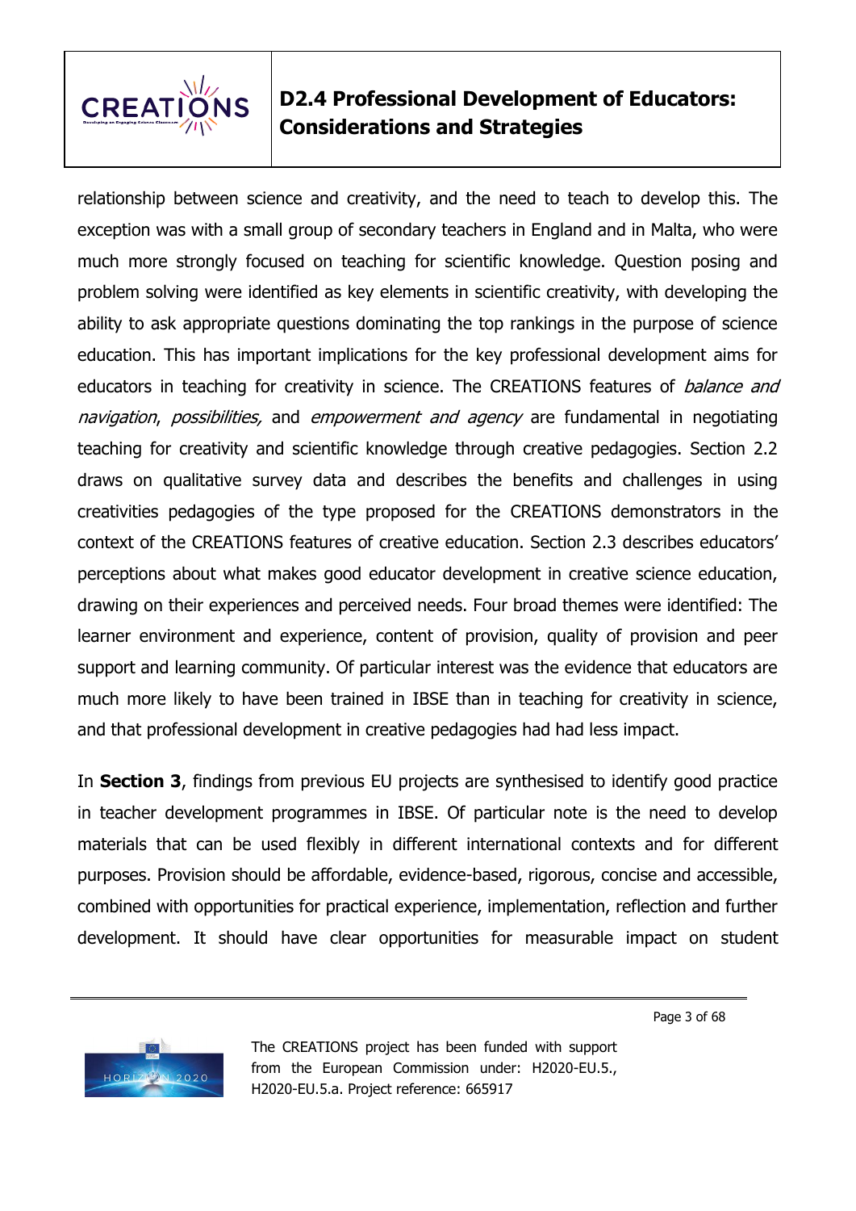relationship between science and creativity, and the need to teach to develop this. The exception was with a small group of secondary teachers in England and in Malta, who were much more strongly focused on teaching for scientific knowledge. Question posing and problem solving were identified as key elements in scientific creativity, with developing the ability to ask appropriate questions dominating the top rankings in the purpose of science education. This has important implications for the key professional development aims for educators in teaching for creativity in science. The CREATIONS features of *balance and navigation*, *possibilities,* and *empowerment and agency* are fundamental in negotiating teaching for creativity and scientific knowledge through creative pedagogies. Section 2.2 draws on qualitative survey data and describes the benefits and challenges in using creativities pedagogies of the type proposed for the CREATIONS demonstrators in the context of the CREATIONS features of creative education. Section 2.3 describes educators' perceptions about what makes good educator development in creative science education, drawing on their experiences and perceived needs. Four broad themes were identified: The learner environment and experience, content of provision, quality of provision and peer support and learning community. Of particular interest was the evidence that educators are much more likely to have been trained in IBSE than in teaching for creativity in science, and that professional development in creative pedagogies had had less impact.

In **Section 3**, findings from previous EU projects are synthesised to identify good practice in teacher development programmes in IBSE. Of particular note is the need to develop materials that can be used flexibly in different international contexts and for different purposes. Provision should be affordable, evidence-based, rigorous, concise and accessible, combined with opportunities for practical experience, implementation, reflection and further development. It should have clear opportunities for measurable impact on student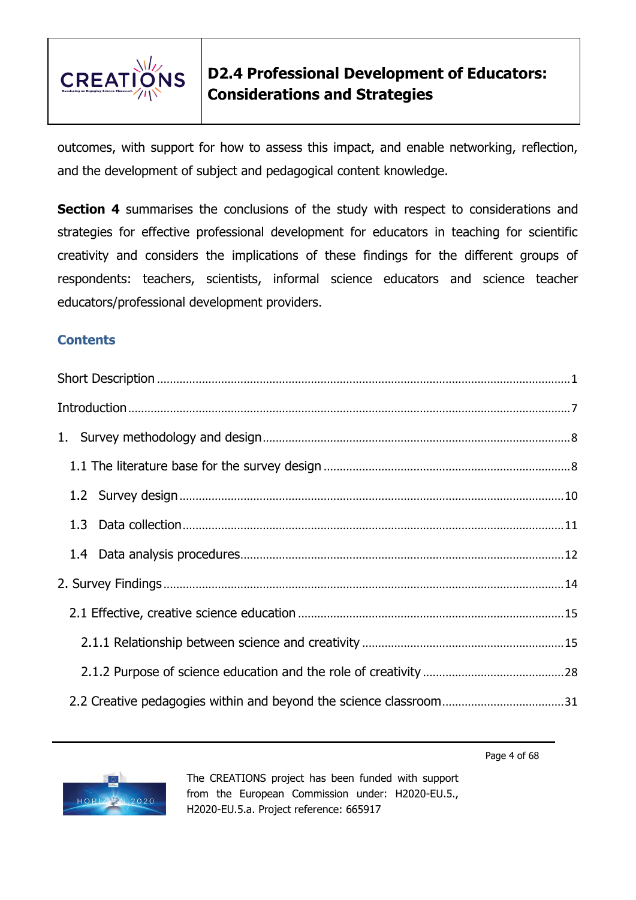outcomes, with support for how to assess this impact, and enable networking, reflection, and the development of subject and pedagogical content knowledge.

**Section 4** summarises the conclusions of the study with respect to considerations and strategies for effective professional development for educators in teaching for scientific creativity and considers the implications of these findings for the different groups of respondents: teachers, scientists, informal science educators and science teacher educators/professional development providers.

## Contents

Short Description ........................................ 1

Introduction ........................................ 7

1. Survey methodology and design ........................................ 8
   - 1.1 The literature base for the survey design ........................................ 8
   - 1.2 Survey design ........................................ 10
   - 1.3 Data collection ........................................ 11
   - 1.4 Data analysis procedures ........................................ 12

2. Survey Findings ........................................ 14
   - 2.1 Effective, creative science education ........................................ 15
     - 2.1.1 Relationship between science and creativity ........................................ 15
     - 2.1.2 Purpose of science education and the role of creativity ........................................ 28
   - 2.2 Creative pedagogies within and beyond the science classroom ........................................ 31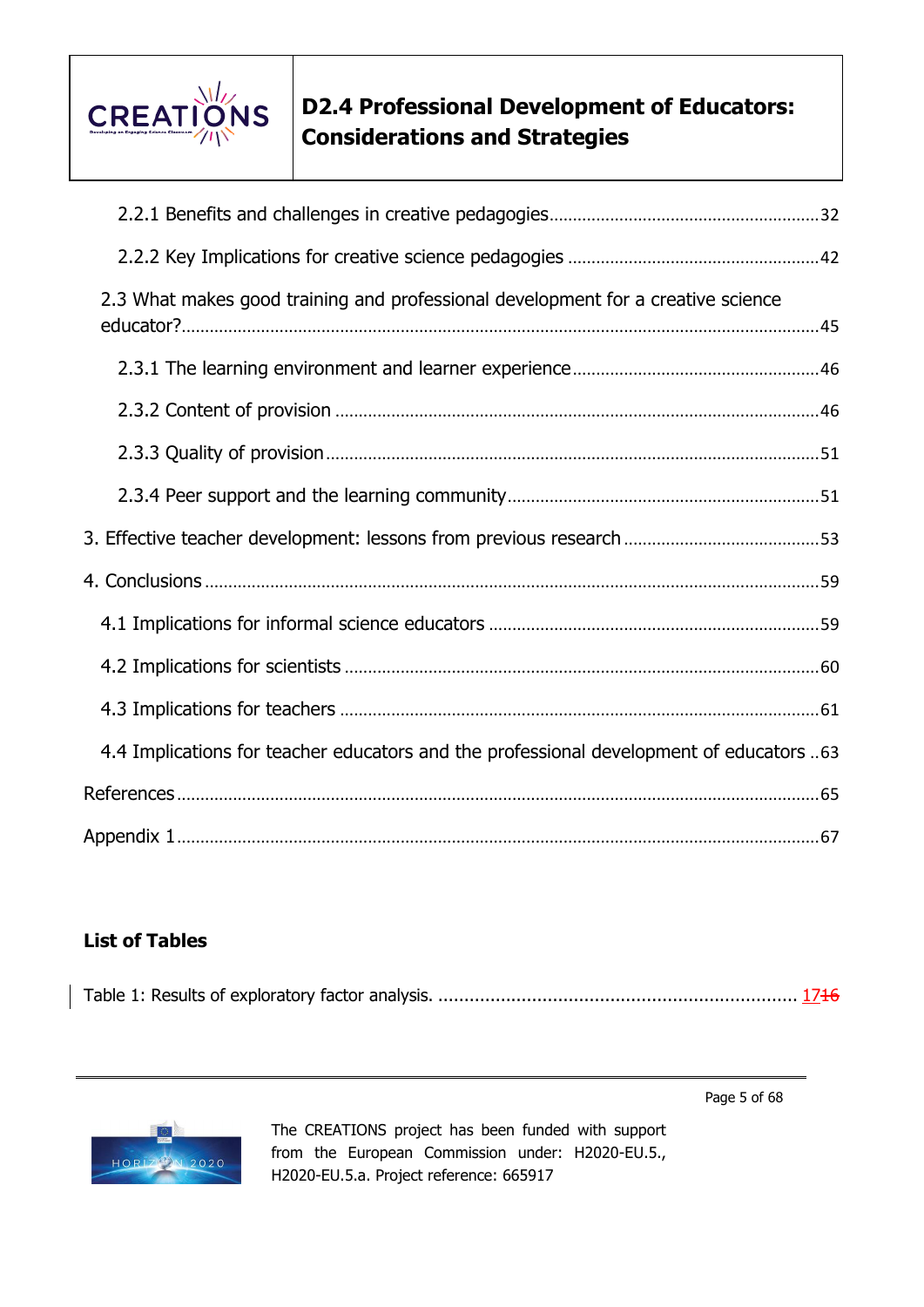2.2.1 Benefits and challenges in creative pedagogies..........................................................32

2.2.2 Key Implications for creative science pedagogies ......................................................42

2.3 What makes good training and professional development for a creative science educator?..........................................................................................................................45

2.3.1 The learning environment and learner experience.....................................................46

2.3.2 Content of provision ...............................................................................................46

2.3.3 Quality of provision.................................................................................................51

2.3.4 Peer support and the learning community..................................................................51

3. Effective teacher development: lessons from previous research ..........................................53

4. Conclusions ...................................................................................................................59

4.1 Implications for informal science educators .................................................................59

4.2 Implications for scientists ...........................................................................................60

4.3 Implications for teachers ............................................................................................61

4.4 Implications for teacher educators and the professional development of educators ..63

References .........................................................................................................................65

Appendix 1 .........................................................................................................................67

**List of Tables**

Table 1: Results of exploratory factor analysis. ...................................................................... 1716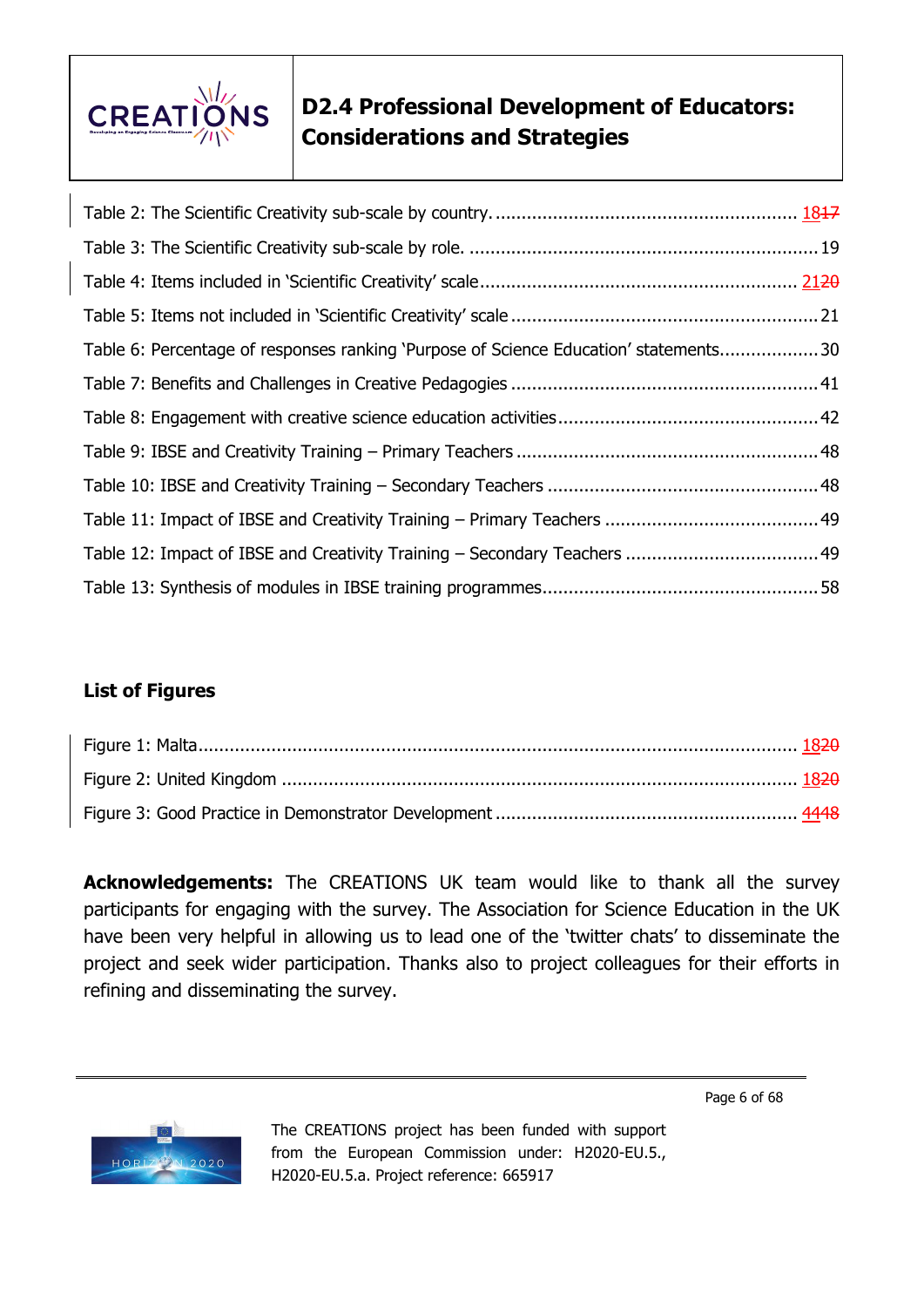Table 2: The Scientific Creativity sub-scale by country. .......................................................... 1817

Table 3: The Scientific Creativity sub-scale by role. .................................................................... 19

Table 4: Items included in 'Scientific Creativity' scale ............................................................. 2120

Table 5: Items not included in 'Scientific Creativity' scale ........................................................... 21

Table 6: Percentage of responses ranking 'Purpose of Science Education' statements................... 30

Table 7: Benefits and Challenges in Creative Pedagogies .......................................................... 41

Table 8: Engagement with creative science education activities.................................................. 42

Table 9: IBSE and Creativity Training – Primary Teachers .......................................................... 48

Table 10: IBSE and Creativity Training – Secondary Teachers .................................................... 48

Table 11: Impact of IBSE and Creativity Training – Primary Teachers ......................................... 49

Table 12: Impact of IBSE and Creativity Training – Secondary Teachers ..................................... 49

Table 13: Synthesis of modules in IBSE training programmes..................................................... 58

**List of Figures**

Figure 1: Malta................................................................................................................. 1820

Figure 2: United Kingdom .................................................................................................. 1820

Figure 3: Good Practice in Demonstrator Development .......................................................... 4448

**Acknowledgements:** The CREATIONS UK team would like to thank all the survey participants for engaging with the survey. The Association for Science Education in the UK have been very helpful in allowing us to lead one of the 'twitter chats' to disseminate the project and seek wider participation. Thanks also to project colleagues for their efforts in refining and disseminating the survey.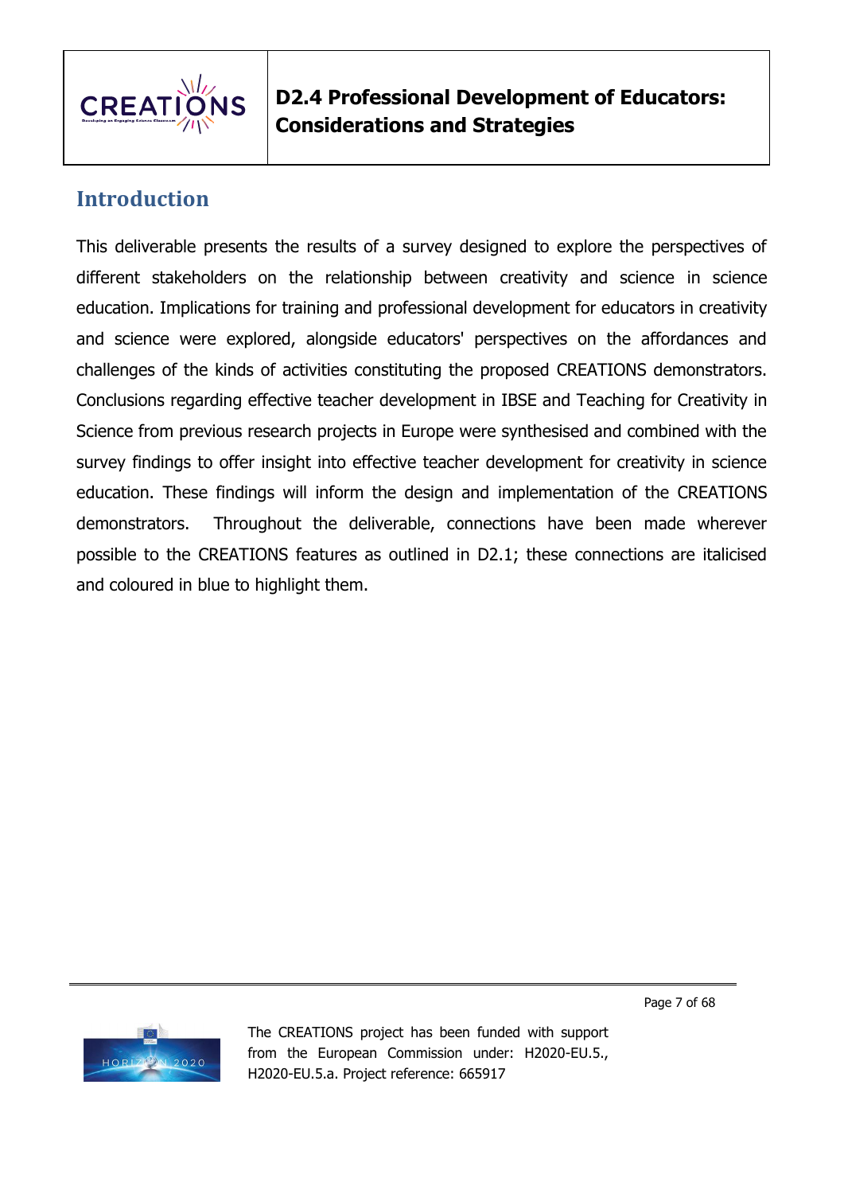## Introduction

This deliverable presents the results of a survey designed to explore the perspectives of different stakeholders on the relationship between creativity and science in science education. Implications for training and professional development for educators in creativity and science were explored, alongside educators' perspectives on the affordances and challenges of the kinds of activities constituting the proposed CREATIONS demonstrators. Conclusions regarding effective teacher development in IBSE and Teaching for Creativity in Science from previous research projects in Europe were synthesised and combined with the survey findings to offer insight into effective teacher development for creativity in science education. These findings will inform the design and implementation of the CREATIONS demonstrators. Throughout the deliverable, connections have been made wherever possible to the CREATIONS features as outlined in D2.1; these connections are italicised and coloured in blue to highlight them.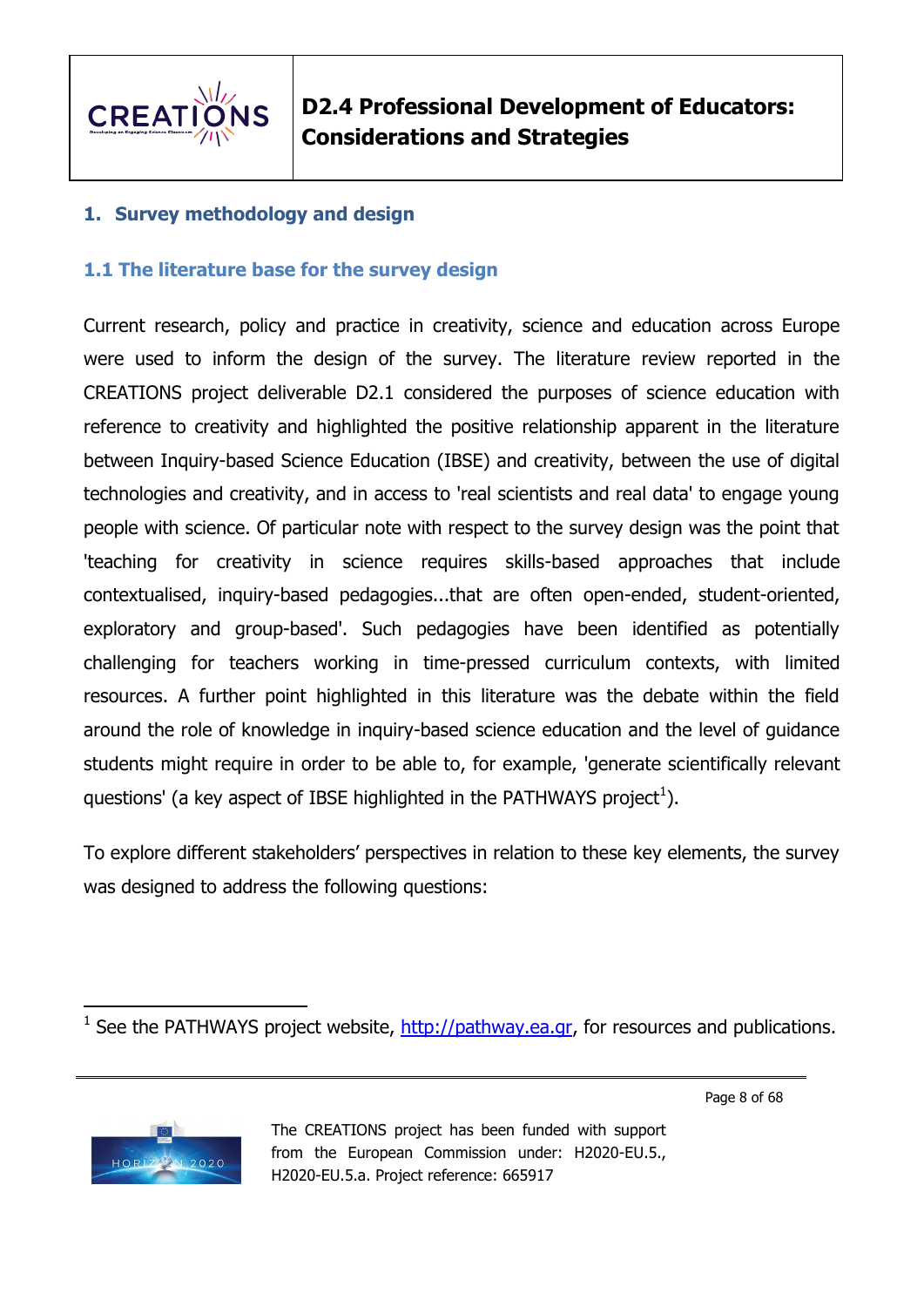## 1. Survey methodology and design

### 1.1 The literature base for the survey design

Current research, policy and practice in creativity, science and education across Europe were used to inform the design of the survey. The literature review reported in the CREATIONS project deliverable D2.1 considered the purposes of science education with reference to creativity and highlighted the positive relationship apparent in the literature between Inquiry-based Science Education (IBSE) and creativity, between the use of digital technologies and creativity, and in access to 'real scientists and real data' to engage young people with science. Of particular note with respect to the survey design was the point that 'teaching for creativity in science requires skills-based approaches that include contextualised, inquiry-based pedagogies...that are often open-ended, student-oriented, exploratory and group-based'. Such pedagogies have been identified as potentially challenging for teachers working in time-pressed curriculum contexts, with limited resources. A further point highlighted in this literature was the debate within the field around the role of knowledge in inquiry-based science education and the level of guidance students might require in order to be able to, for example, 'generate scientifically relevant questions' (a key aspect of IBSE highlighted in the PATHWAYS project[1]).

To explore different stakeholders' perspectives in relation to these key elements, the survey was designed to address the following questions:

[1] See the PATHWAYS project website, http://pathway.ea.gr, for resources and publications.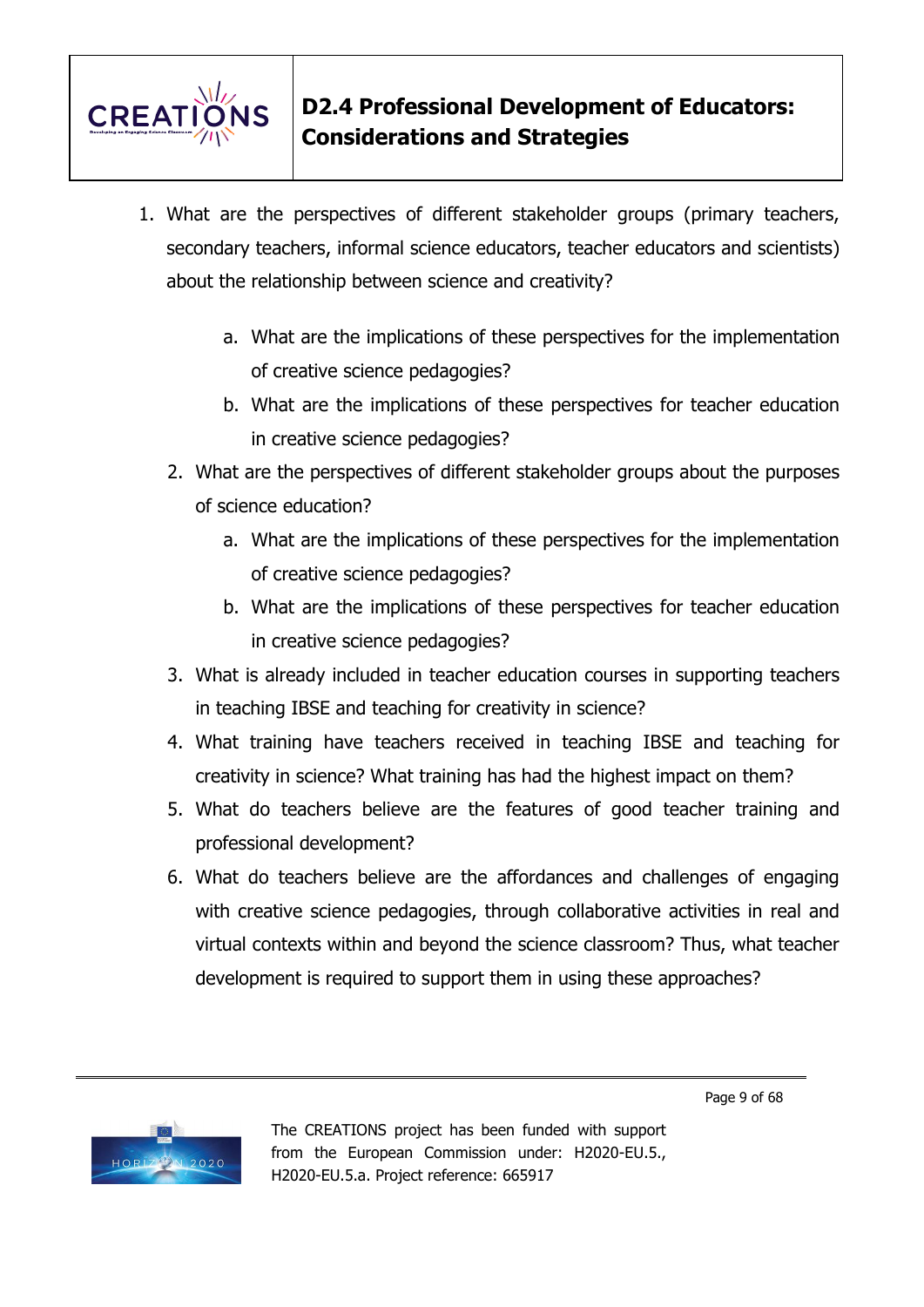1. What are the perspectives of different stakeholder groups (primary teachers, secondary teachers, informal science educators, teacher educators and scientists) about the relationship between science and creativity?
    a. What are the implications of these perspectives for the implementation of creative science pedagogies?
    b. What are the implications of these perspectives for teacher education in creative science pedagogies?
2. What are the perspectives of different stakeholder groups about the purposes of science education?
    a. What are the implications of these perspectives for the implementation of creative science pedagogies?
    b. What are the implications of these perspectives for teacher education in creative science pedagogies?
3. What is already included in teacher education courses in supporting teachers in teaching IBSE and teaching for creativity in science?
4. What training have teachers received in teaching IBSE and teaching for creativity in science? What training has had the highest impact on them?
5. What do teachers believe are the features of good teacher training and professional development?
6. What do teachers believe are the affordances and challenges of engaging with creative science pedagogies, through collaborative activities in real and virtual contexts within and beyond the science classroom? Thus, what teacher development is required to support them in using these approaches?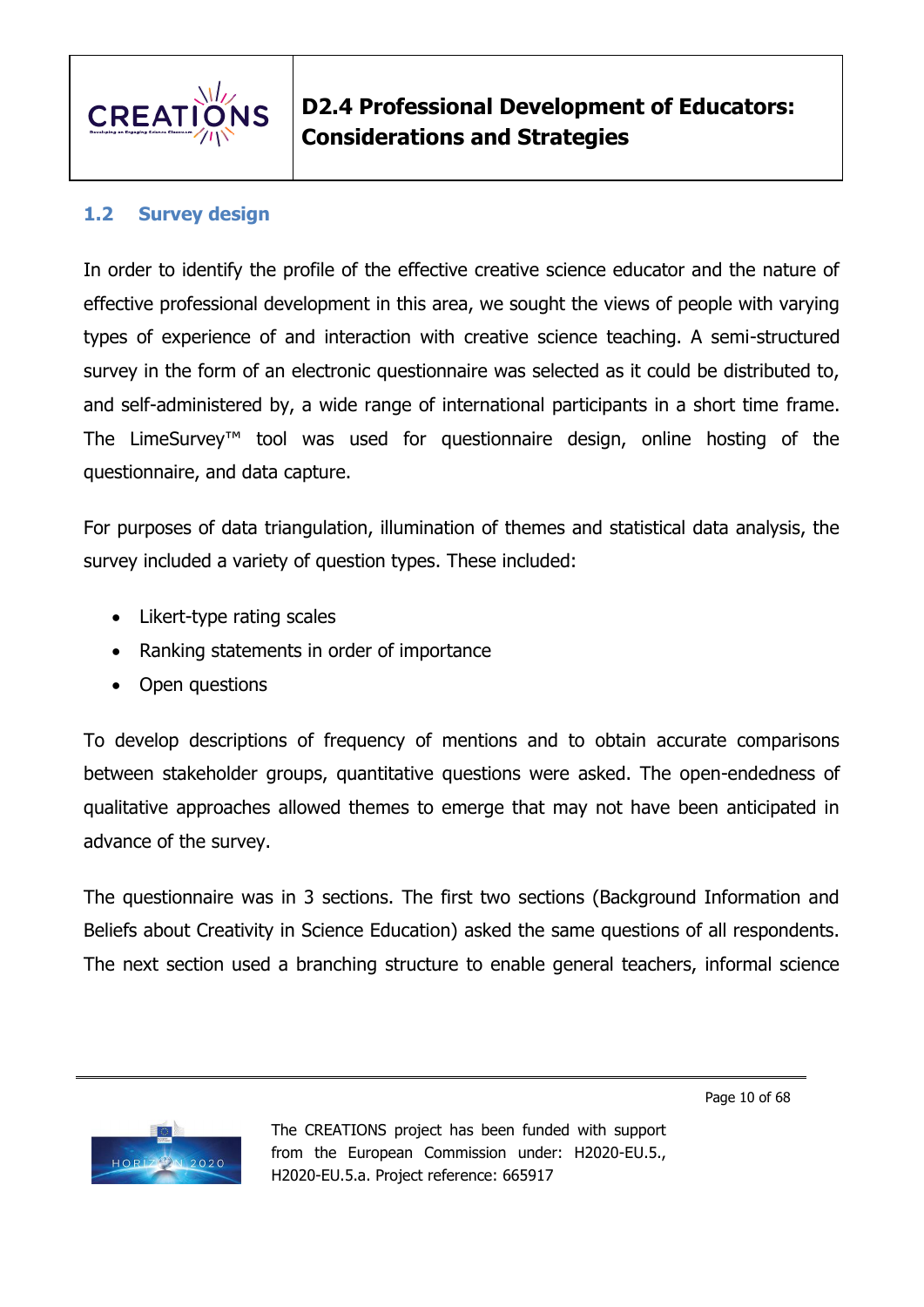## 1.2 Survey design

In order to identify the profile of the effective creative science educator and the nature of effective professional development in this area, we sought the views of people with varying types of experience of and interaction with creative science teaching. A semi-structured survey in the form of an electronic questionnaire was selected as it could be distributed to, and self-administered by, a wide range of international participants in a short time frame. The LimeSurvey™ tool was used for questionnaire design, online hosting of the questionnaire, and data capture.

For purposes of data triangulation, illumination of themes and statistical data analysis, the survey included a variety of question types. These included:

- Likert-type rating scales
- Ranking statements in order of importance
- Open questions

To develop descriptions of frequency of mentions and to obtain accurate comparisons between stakeholder groups, quantitative questions were asked. The open-endedness of qualitative approaches allowed themes to emerge that may not have been anticipated in advance of the survey.

The questionnaire was in 3 sections. The first two sections (Background Information and Beliefs about Creativity in Science Education) asked the same questions of all respondents. The next section used a branching structure to enable general teachers, informal science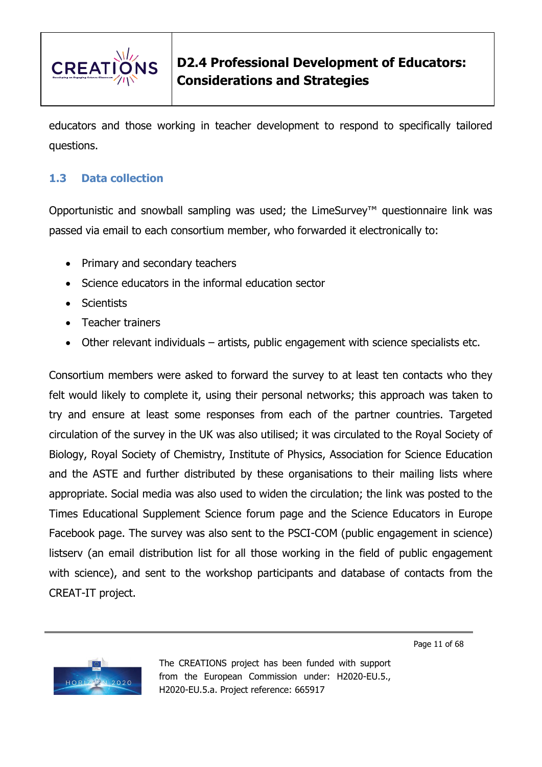educators and those working in teacher development to respond to specifically tailored questions.

## 1.3 Data collection

Opportunistic and snowball sampling was used; the LimeSurvey™ questionnaire link was passed via email to each consortium member, who forwarded it electronically to:

- Primary and secondary teachers
- Science educators in the informal education sector
- Scientists
- Teacher trainers
- Other relevant individuals – artists, public engagement with science specialists etc.

Consortium members were asked to forward the survey to at least ten contacts who they felt would likely to complete it, using their personal networks; this approach was taken to try and ensure at least some responses from each of the partner countries. Targeted circulation of the survey in the UK was also utilised; it was circulated to the Royal Society of Biology, Royal Society of Chemistry, Institute of Physics, Association for Science Education and the ASTE and further distributed by these organisations to their mailing lists where appropriate. Social media was also used to widen the circulation; the link was posted to the Times Educational Supplement Science forum page and the Science Educators in Europe Facebook page. The survey was also sent to the PSCI-COM (public engagement in science) listserv (an email distribution list for all those working in the field of public engagement with science), and sent to the workshop participants and database of contacts from the CREAT-IT project.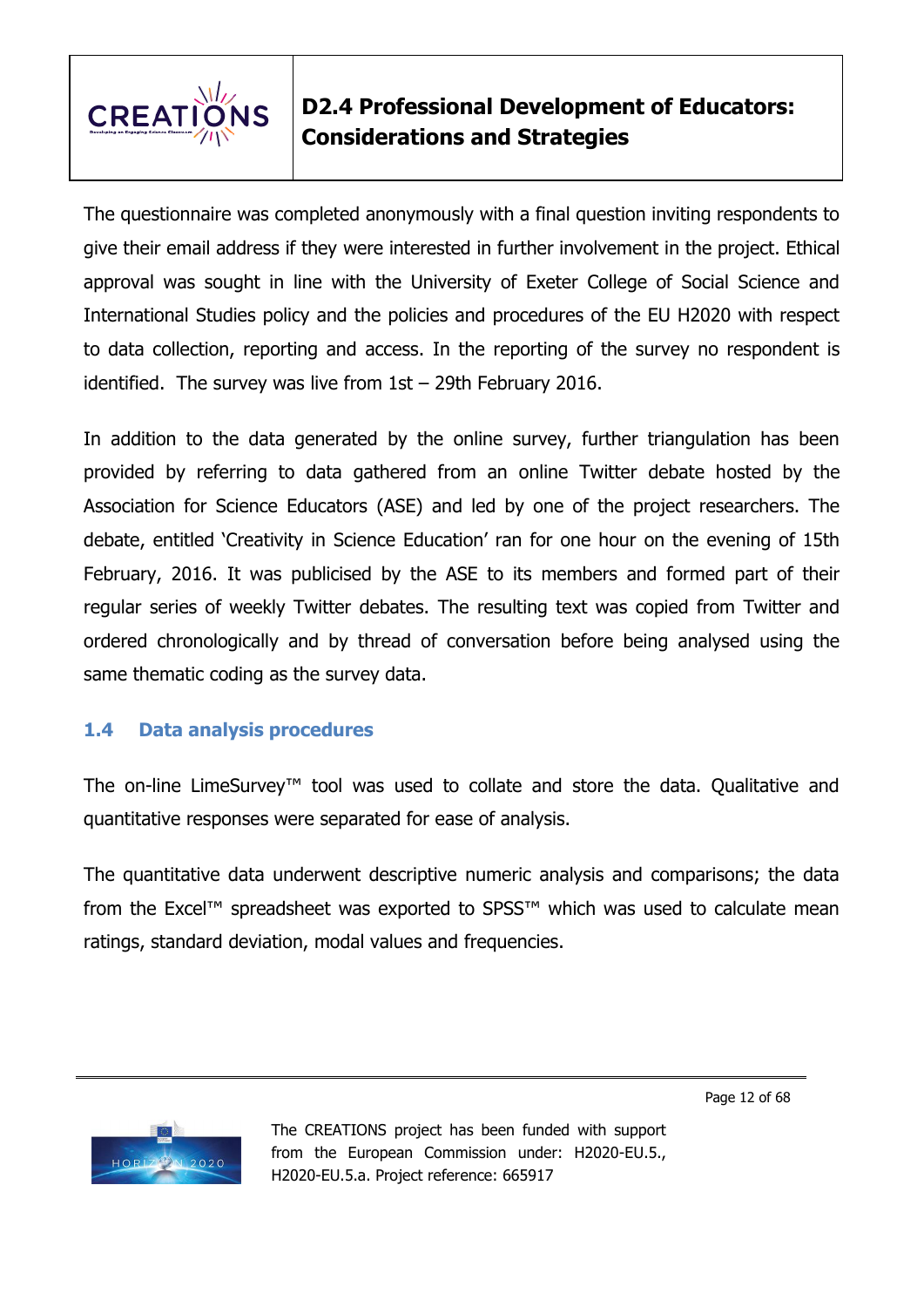The questionnaire was completed anonymously with a final question inviting respondents to give their email address if they were interested in further involvement in the project. Ethical approval was sought in line with the University of Exeter College of Social Science and International Studies policy and the policies and procedures of the EU H2020 with respect to data collection, reporting and access. In the reporting of the survey no respondent is identified. The survey was live from 1st – 29th February 2016.

In addition to the data generated by the online survey, further triangulation has been provided by referring to data gathered from an online Twitter debate hosted by the Association for Science Educators (ASE) and led by one of the project researchers. The debate, entitled 'Creativity in Science Education' ran for one hour on the evening of 15th February, 2016. It was publicised by the ASE to its members and formed part of their regular series of weekly Twitter debates. The resulting text was copied from Twitter and ordered chronologically and by thread of conversation before being analysed using the same thematic coding as the survey data.

### 1.4 Data analysis procedures

The on-line LimeSurvey™ tool was used to collate and store the data. Qualitative and quantitative responses were separated for ease of analysis.

The quantitative data underwent descriptive numeric analysis and comparisons; the data from the Excel™ spreadsheet was exported to SPSS™ which was used to calculate mean ratings, standard deviation, modal values and frequencies.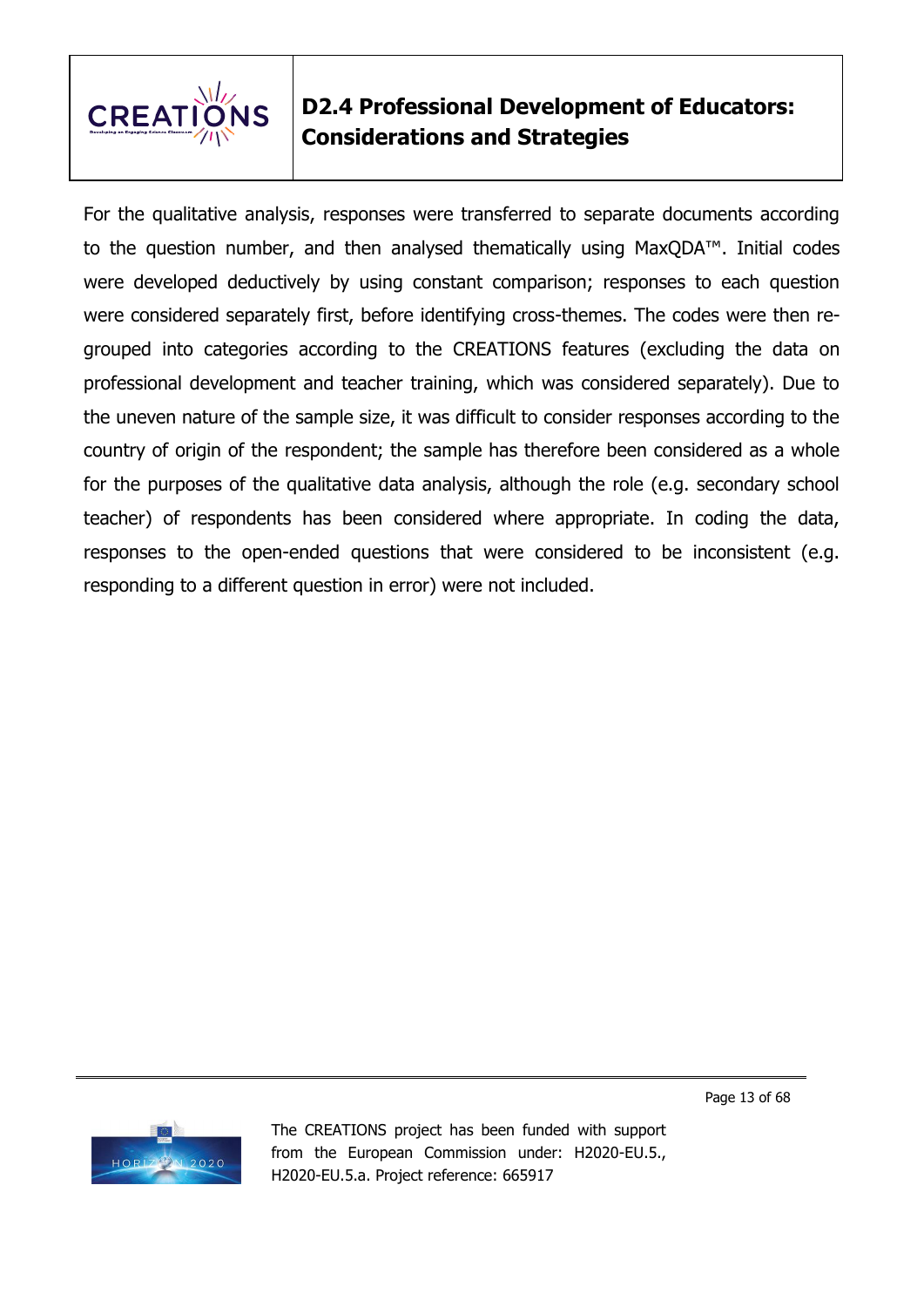For the qualitative analysis, responses were transferred to separate documents according to the question number, and then analysed thematically using MaxQDA™. Initial codes were developed deductively by using constant comparison; responses to each question were considered separately first, before identifying cross-themes. The codes were then re-grouped into categories according to the CREATIONS features (excluding the data on professional development and teacher training, which was considered separately). Due to the uneven nature of the sample size, it was difficult to consider responses according to the country of origin of the respondent; the sample has therefore been considered as a whole for the purposes of the qualitative data analysis, although the role (e.g. secondary school teacher) of respondents has been considered where appropriate. In coding the data, responses to the open-ended questions that were considered to be inconsistent (e.g. responding to a different question in error) were not included.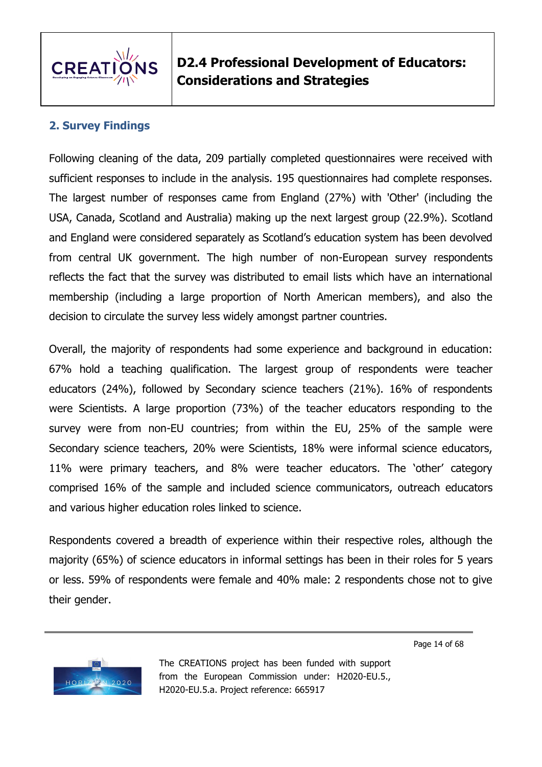## 2. Survey Findings

Following cleaning of the data, 209 partially completed questionnaires were received with sufficient responses to include in the analysis. 195 questionnaires had complete responses. The largest number of responses came from England (27%) with 'Other' (including the USA, Canada, Scotland and Australia) making up the next largest group (22.9%). Scotland and England were considered separately as Scotland's education system has been devolved from central UK government. The high number of non-European survey respondents reflects the fact that the survey was distributed to email lists which have an international membership (including a large proportion of North American members), and also the decision to circulate the survey less widely amongst partner countries.

Overall, the majority of respondents had some experience and background in education: 67% hold a teaching qualification. The largest group of respondents were teacher educators (24%), followed by Secondary science teachers (21%). 16% of respondents were Scientists. A large proportion (73%) of the teacher educators responding to the survey were from non-EU countries; from within the EU, 25% of the sample were Secondary science teachers, 20% were Scientists, 18% were informal science educators, 11% were primary teachers, and 8% were teacher educators. The 'other' category comprised 16% of the sample and included science communicators, outreach educators and various higher education roles linked to science.

Respondents covered a breadth of experience within their respective roles, although the majority (65%) of science educators in informal settings has been in their roles for 5 years or less. 59% of respondents were female and 40% male: 2 respondents chose not to give their gender.

The CREATIONS project has been funded with support from the European Commission under: H2020-EU.5., H2020-EU.5.a. Project reference: 665917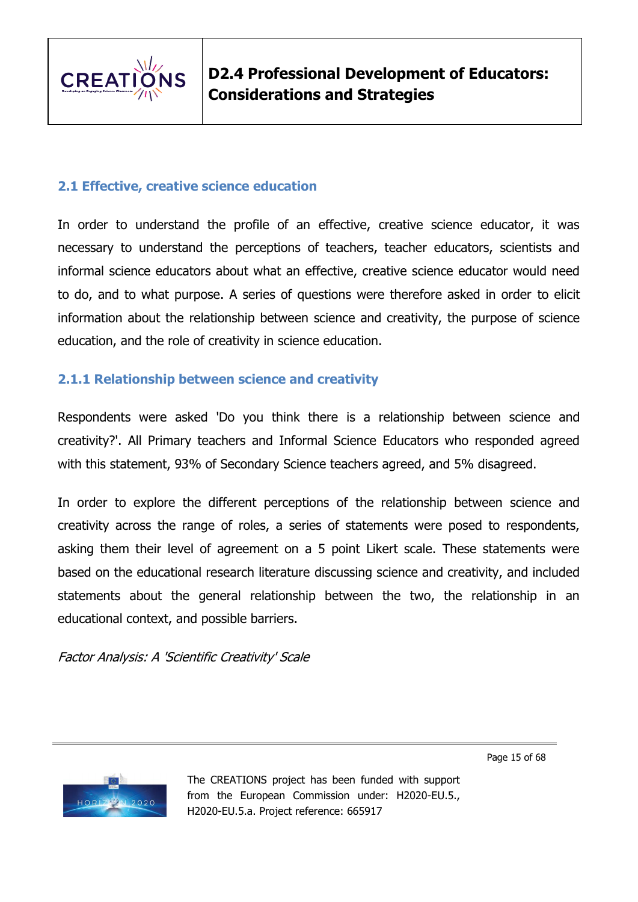## 2.1 Effective, creative science education

In order to understand the profile of an effective, creative science educator, it was necessary to understand the perceptions of teachers, teacher educators, scientists and informal science educators about what an effective, creative science educator would need to do, and to what purpose. A series of questions were therefore asked in order to elicit information about the relationship between science and creativity, the purpose of science education, and the role of creativity in science education.

### 2.1.1 Relationship between science and creativity

Respondents were asked 'Do you think there is a relationship between science and creativity?'. All Primary teachers and Informal Science Educators who responded agreed with this statement, 93% of Secondary Science teachers agreed, and 5% disagreed.

In order to explore the different perceptions of the relationship between science and creativity across the range of roles, a series of statements were posed to respondents, asking them their level of agreement on a 5 point Likert scale. These statements were based on the educational research literature discussing science and creativity, and included statements about the general relationship between the two, the relationship in an educational context, and possible barriers.

*Factor Analysis: A 'Scientific Creativity' Scale*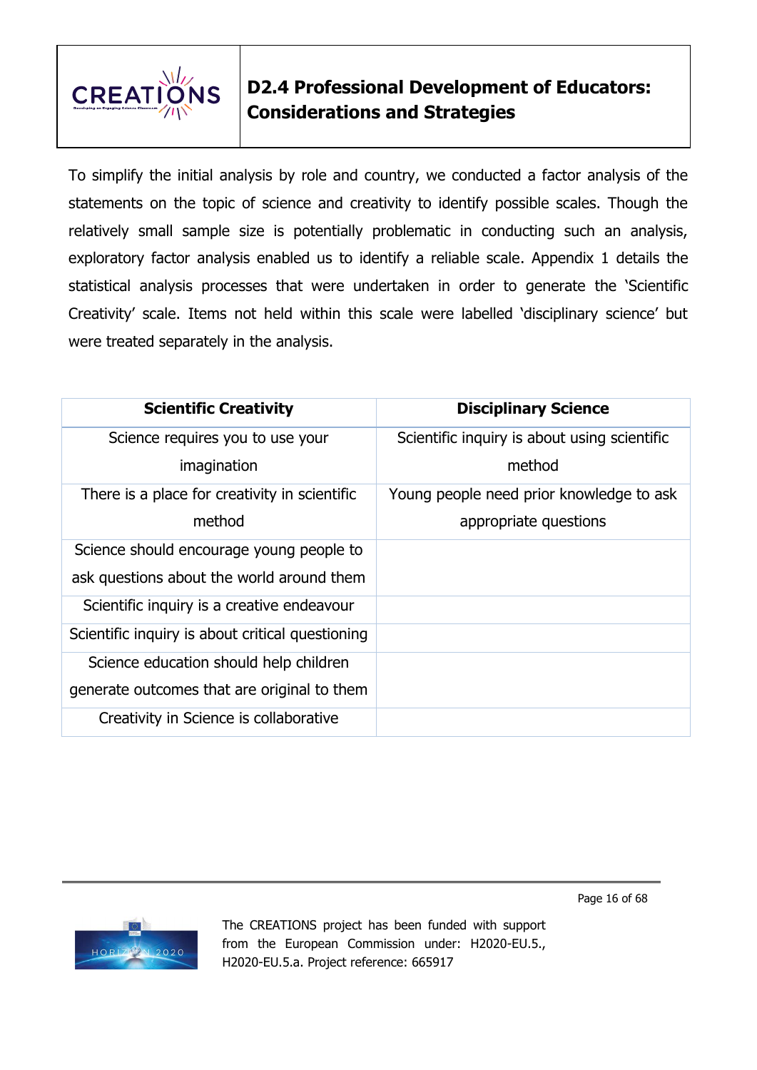To simplify the initial analysis by role and country, we conducted a factor analysis of the statements on the topic of science and creativity to identify possible scales. Though the relatively small sample size is potentially problematic in conducting such an analysis, exploratory factor analysis enabled us to identify a reliable scale. Appendix 1 details the statistical analysis processes that were undertaken in order to generate the 'Scientific Creativity' scale. Items not held within this scale were labelled 'disciplinary science' but were treated separately in the analysis.

| Scientific Creativity | Disciplinary Science |
|---|---|
| Science requires you to use your imagination | Scientific inquiry is about using scientific method |
| There is a place for creativity in scientific method | Young people need prior knowledge to ask appropriate questions |
| Science should encourage young people to ask questions about the world around them | |
| Scientific inquiry is a creative endeavour | |
| Scientific inquiry is about critical questioning | |
| Science education should help children generate outcomes that are original to them | |
| Creativity in Science is collaborative | |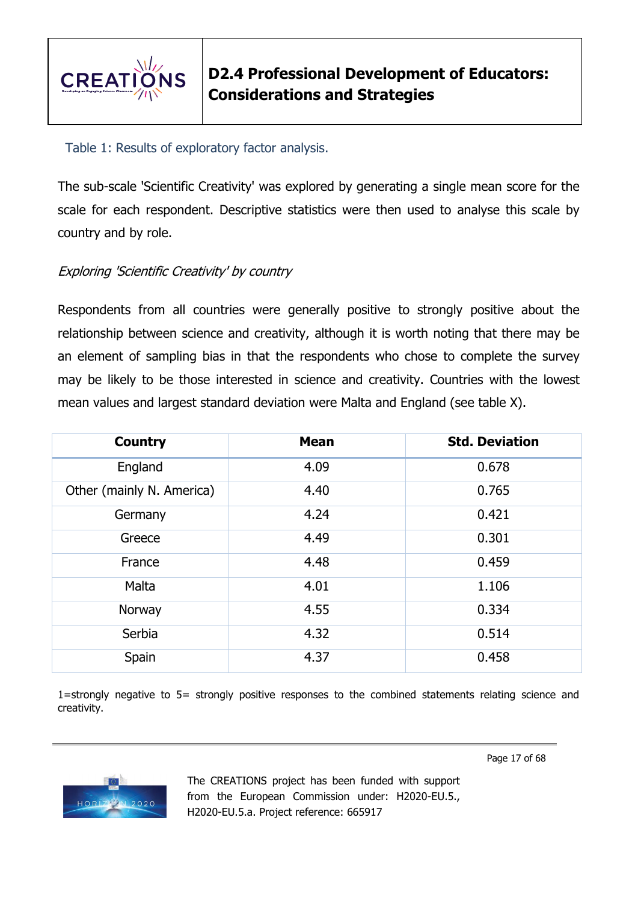Table 1: Results of exploratory factor analysis.

The sub-scale 'Scientific Creativity' was explored by generating a single mean score for the scale for each respondent. Descriptive statistics were then used to analyse this scale by country and by role.

*Exploring 'Scientific Creativity' by country*

Respondents from all countries were generally positive to strongly positive about the relationship between science and creativity, although it is worth noting that there may be an element of sampling bias in that the respondents who chose to complete the survey may be likely to be those interested in science and creativity. Countries with the lowest mean values and largest standard deviation were Malta and England (see table X).

| Country | Mean | Std. Deviation |
|---|---|---|
| England | 4.09 | 0.678 |
| Other (mainly N. America) | 4.40 | 0.765 |
| Germany | 4.24 | 0.421 |
| Greece | 4.49 | 0.301 |
| France | 4.48 | 0.459 |
| Malta | 4.01 | 1.106 |
| Norway | 4.55 | 0.334 |
| Serbia | 4.32 | 0.514 |
| Spain | 4.37 | 0.458 |

1=strongly negative to 5= strongly positive responses to the combined statements relating science and creativity.

The CREATIONS project has been funded with support from the European Commission under: H2020-EU.5., H2020-EU.5.a. Project reference: 665917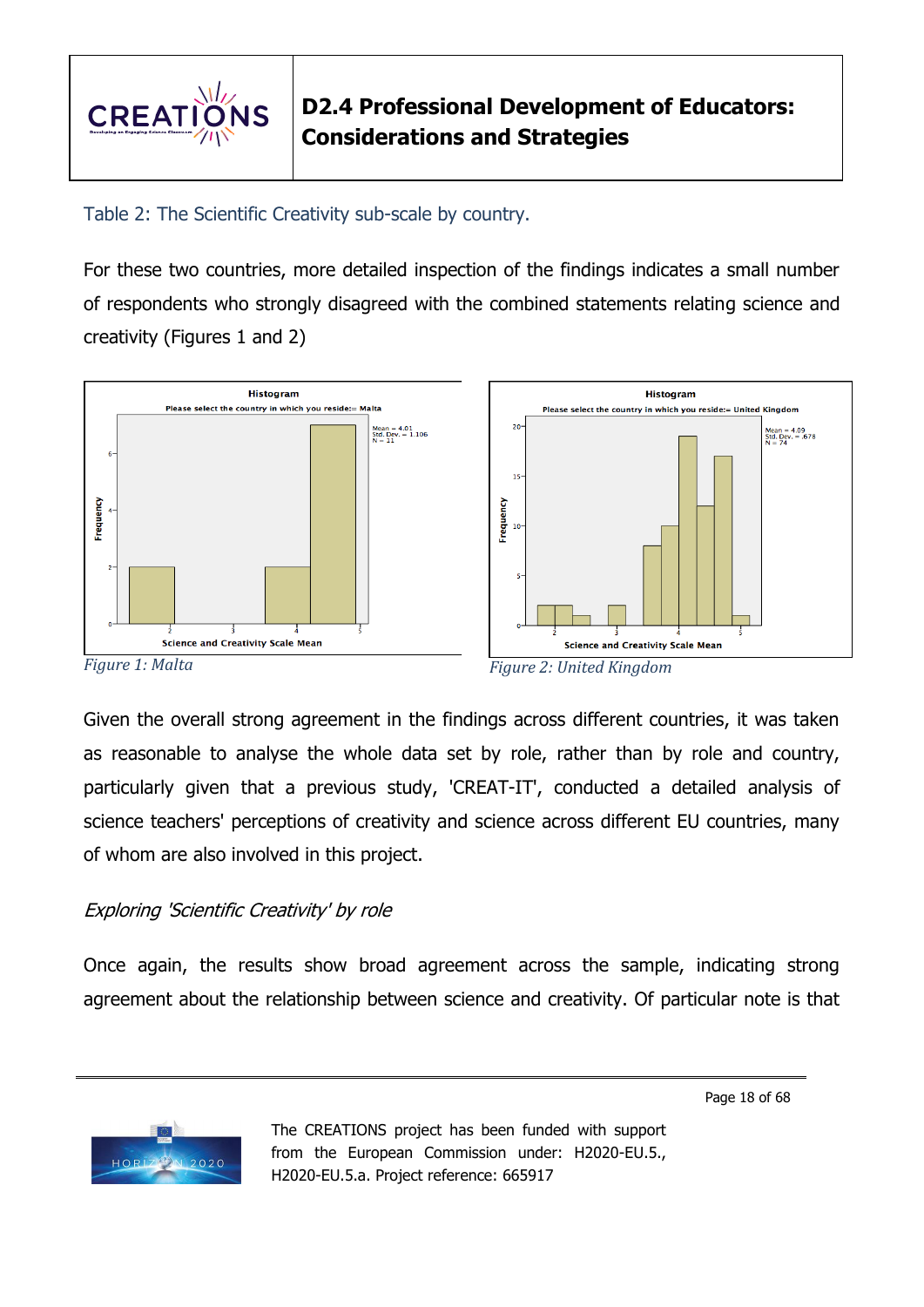Table 2: The Scientific Creativity sub-scale by country.

For these two countries, more detailed inspection of the findings indicates a small number of respondents who strongly disagreed with the combined statements relating science and creativity (Figures 1 and 2)

Histogram
Please select the country in which you reside:= Malta
Mean = 4.01
Std. Dev. = 1.106
N = 11
Frequency
Science and Creativity Scale Mean

*Figure 1: Malta*

Histogram
Please select the country in which you reside:= United Kingdom
Mean = 4.09
Std. Dev. = .678
N = 74
Frequency
Science and Creativity Scale Mean

*Figure 2: United Kingdom*

Given the overall strong agreement in the findings across different countries, it was taken as reasonable to analyse the whole data set by role, rather than by role and country, particularly given that a previous study, 'CREAT-IT', conducted a detailed analysis of science teachers' perceptions of creativity and science across different EU countries, many of whom are also involved in this project.

*Exploring 'Scientific Creativity' by role*

Once again, the results show broad agreement across the sample, indicating strong agreement about the relationship between science and creativity. Of particular note is that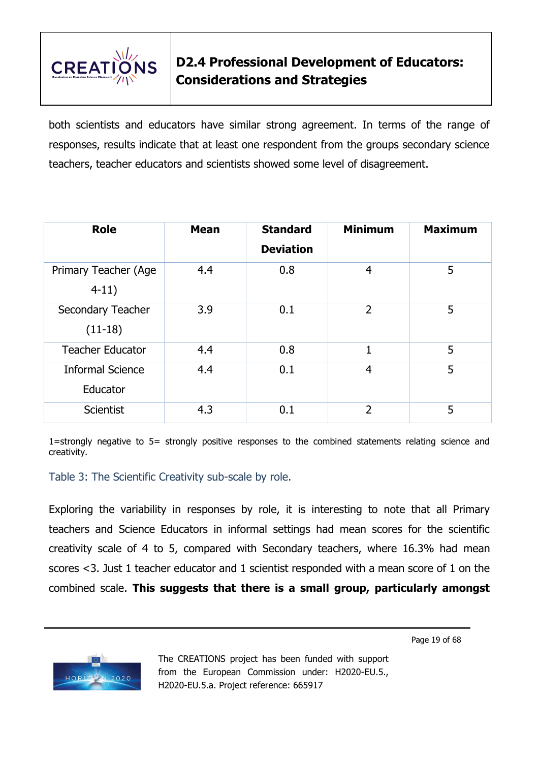both scientists and educators have similar strong agreement. In terms of the range of responses, results indicate that at least one respondent from the groups secondary science teachers, teacher educators and scientists showed some level of disagreement.

| Role | Mean | Standard Deviation | Minimum | Maximum |
|---|---|---|---|---|
| Primary Teacher (Age 4-11) | 4.4 | 0.8 | 4 | 5 |
| Secondary Teacher (11-18) | 3.9 | 0.1 | 2 | 5 |
| Teacher Educator | 4.4 | 0.8 | 1 | 5 |
| Informal Science Educator | 4.4 | 0.1 | 4 | 5 |
| Scientist | 4.3 | 0.1 | 2 | 5 |

1=strongly negative to 5= strongly positive responses to the combined statements relating science and creativity.

Table 3: The Scientific Creativity sub-scale by role.

Exploring the variability in responses by role, it is interesting to note that all Primary teachers and Science Educators in informal settings had mean scores for the scientific creativity scale of 4 to 5, compared with Secondary teachers, where 16.3% had mean scores <3. Just 1 teacher educator and 1 scientist responded with a mean score of 1 on the combined scale. **This suggests that there is a small group, particularly amongst**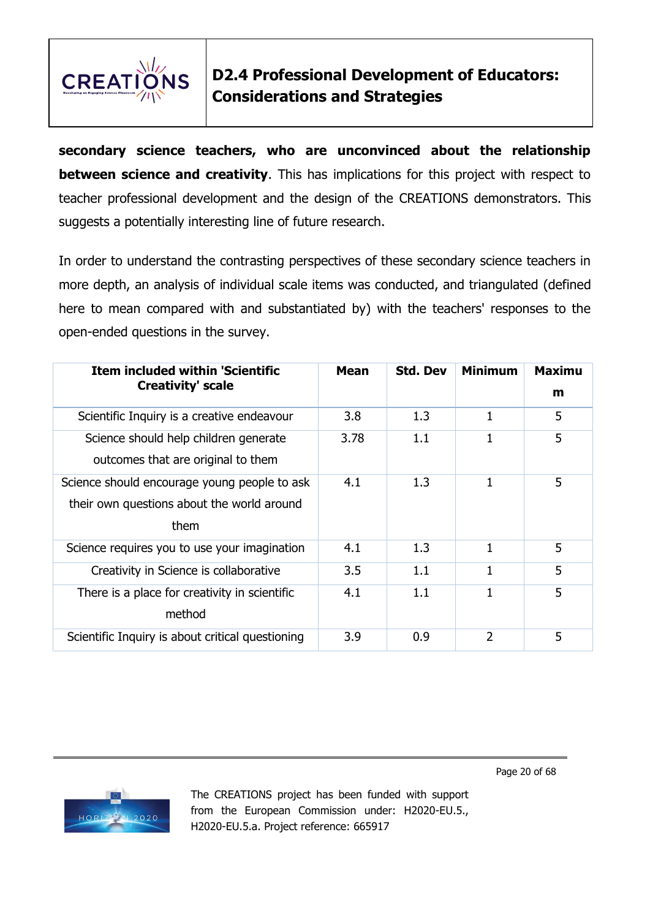**secondary science teachers, who are unconvinced about the relationship between science and creativity**. This has implications for this project with respect to teacher professional development and the design of the CREATIONS demonstrators. This suggests a potentially interesting line of future research.

In order to understand the contrasting perspectives of these secondary science teachers in more depth, an analysis of individual scale items was conducted, and triangulated (defined here to mean compared with and substantiated by) with the teachers' responses to the open-ended questions in the survey.

| Item included within 'Scientific Creativity' scale | Mean | Std. Dev | Minimum | Maximum |
|---|---|---|---|---|
| Scientific Inquiry is a creative endeavour | 3.8 | 1.3 | 1 | 5 |
| Science should help children generate outcomes that are original to them | 3.78 | 1.1 | 1 | 5 |
| Science should encourage young people to ask their own questions about the world around them | 4.1 | 1.3 | 1 | 5 |
| Science requires you to use your imagination | 4.1 | 1.3 | 1 | 5 |
| Creativity in Science is collaborative | 3.5 | 1.1 | 1 | 5 |
| There is a place for creativity in scientific method | 4.1 | 1.1 | 1 | 5 |
| Scientific Inquiry is about critical questioning | 3.9 | 0.9 | 2 | 5 |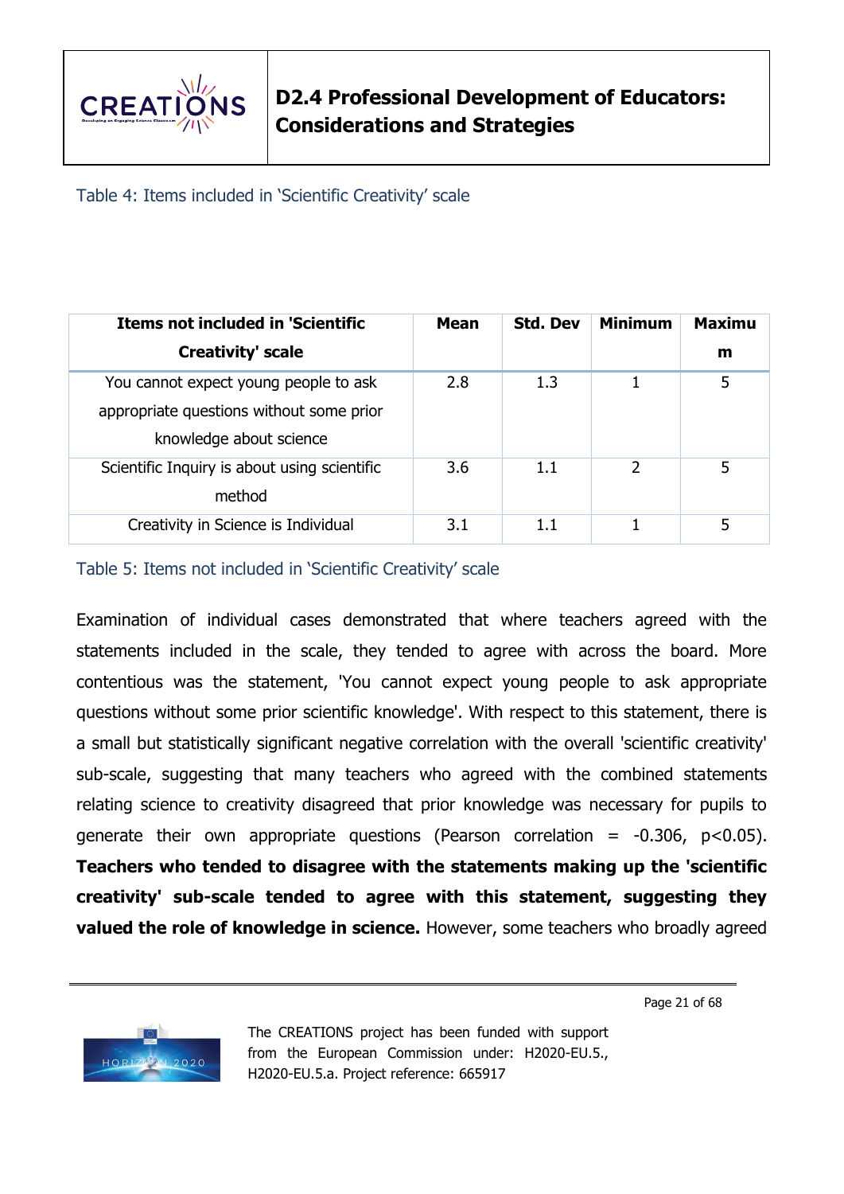Table 4: Items included in 'Scientific Creativity' scale

| Items not included in 'Scientific Creativity' scale | Mean | Std. Dev | Minimum | Maximum |
|---|---|---|---|---|
| You cannot expect young people to ask appropriate questions without some prior knowledge about science | 2.8 | 1.3 | 1 | 5 |
| Scientific Inquiry is about using scientific method | 3.6 | 1.1 | 2 | 5 |
| Creativity in Science is Individual | 3.1 | 1.1 | 1 | 5 |

Table 5: Items not included in 'Scientific Creativity' scale

Examination of individual cases demonstrated that where teachers agreed with the statements included in the scale, they tended to agree with across the board. More contentious was the statement, 'You cannot expect young people to ask appropriate questions without some prior scientific knowledge'. With respect to this statement, there is a small but statistically significant negative correlation with the overall 'scientific creativity' sub-scale, suggesting that many teachers who agreed with the combined statements relating science to creativity disagreed that prior knowledge was necessary for pupils to generate their own appropriate questions (Pearson correlation = -0.306, $p<0.05$). **Teachers who tended to disagree with the statements making up the 'scientific creativity' sub-scale tended to agree with this statement, suggesting they valued the role of knowledge in science.** However, some teachers who broadly agreed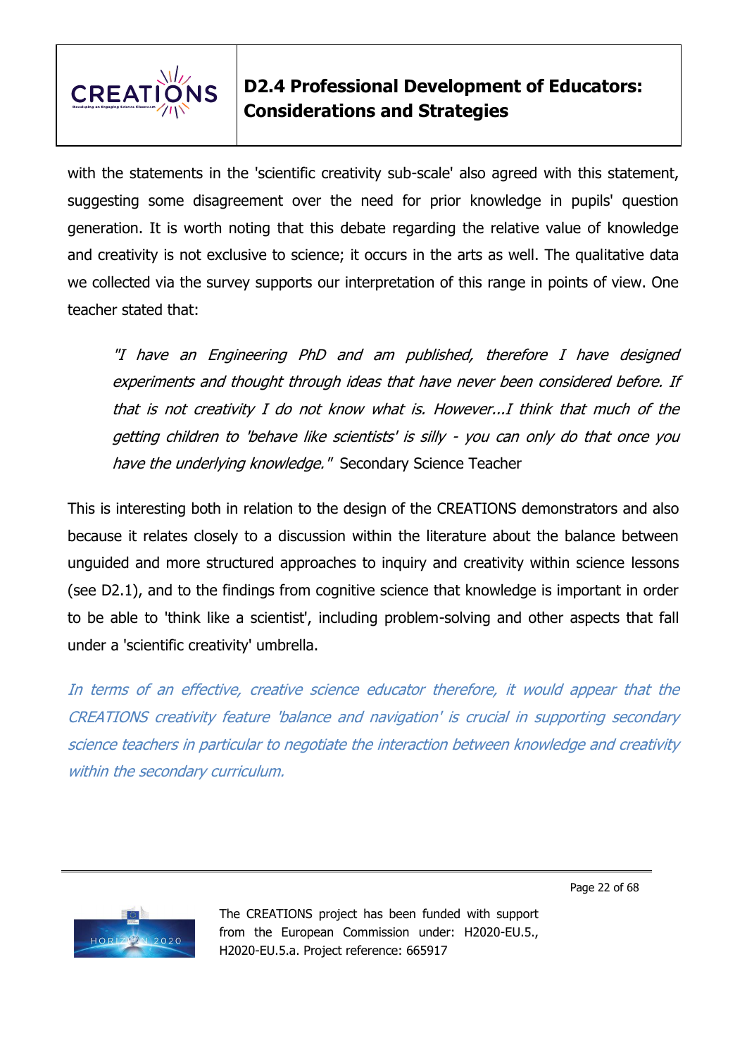with the statements in the 'scientific creativity sub-scale' also agreed with this statement, suggesting some disagreement over the need for prior knowledge in pupils' question generation. It is worth noting that this debate regarding the relative value of knowledge and creativity is not exclusive to science; it occurs in the arts as well. The qualitative data we collected via the survey supports our interpretation of this range in points of view. One teacher stated that:

> *"I have an Engineering PhD and am published, therefore I have designed experiments and thought through ideas that have never been considered before. If that is not creativity I do not know what is. However...I think that much of the getting children to 'behave like scientists' is silly - you can only do that once you have the underlying knowledge."* Secondary Science Teacher

This is interesting both in relation to the design of the CREATIONS demonstrators and also because it relates closely to a discussion within the literature about the balance between unguided and more structured approaches to inquiry and creativity within science lessons (see D2.1), and to the findings from cognitive science that knowledge is important in order to be able to 'think like a scientist', including problem-solving and other aspects that fall under a 'scientific creativity' umbrella.

*In terms of an effective, creative science educator therefore, it would appear that the CREATIONS creativity feature 'balance and navigation' is crucial in supporting secondary science teachers in particular to negotiate the interaction between knowledge and creativity within the secondary curriculum.*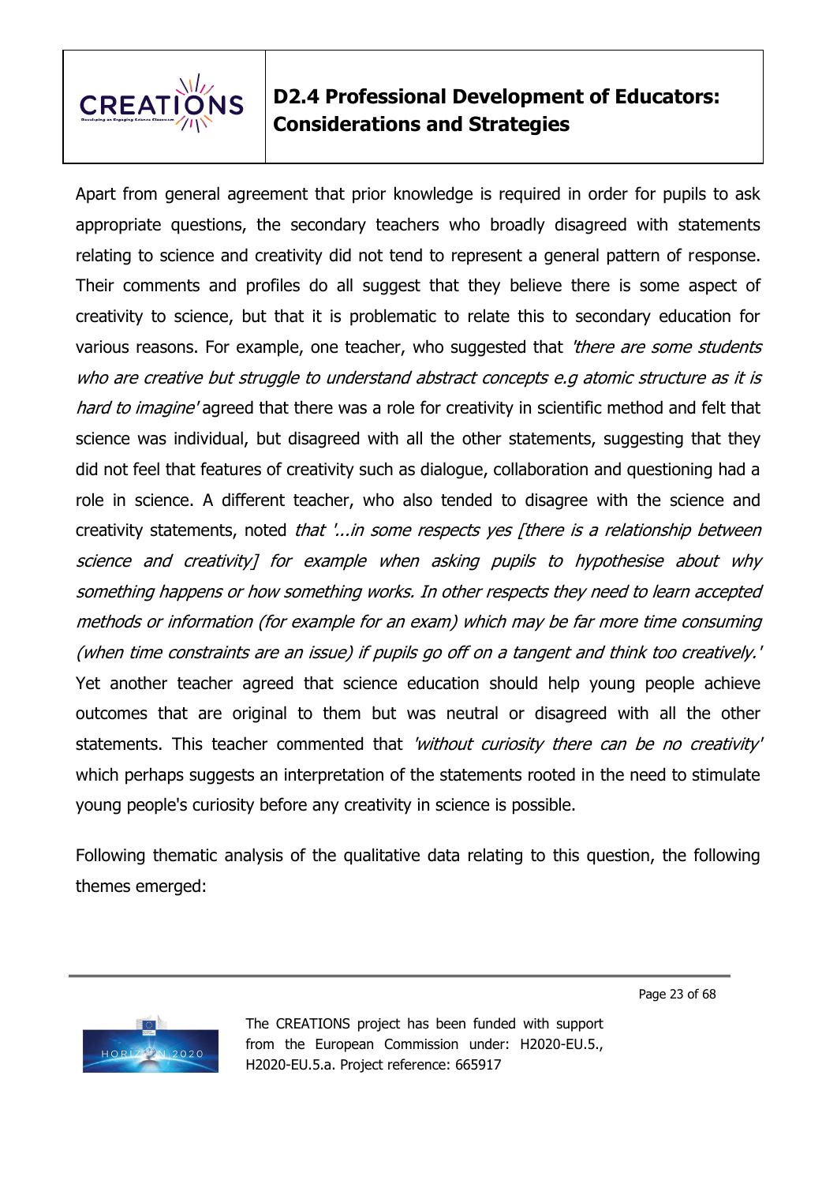Apart from general agreement that prior knowledge is required in order for pupils to ask appropriate questions, the secondary teachers who broadly disagreed with statements relating to science and creativity did not tend to represent a general pattern of response. Their comments and profiles do all suggest that they believe there is some aspect of creativity to science, but that it is problematic to relate this to secondary education for various reasons. For example, one teacher, who suggested that *'there are some students who are creative but struggle to understand abstract concepts e.g atomic structure as it is hard to imagine'* agreed that there was a role for creativity in scientific method and felt that science was individual, but disagreed with all the other statements, suggesting that they did not feel that features of creativity such as dialogue, collaboration and questioning had a role in science. A different teacher, who also tended to disagree with the science and creativity statements, noted *that '...in some respects yes [there is a relationship between science and creativity] for example when asking pupils to hypothesise about why something happens or how something works. In other respects they need to learn accepted methods or information (for example for an exam) which may be far more time consuming (when time constraints are an issue) if pupils go off on a tangent and think too creatively.'* Yet another teacher agreed that science education should help young people achieve outcomes that are original to them but was neutral or disagreed with all the other statements. This teacher commented that *'without curiosity there can be no creativity'* which perhaps suggests an interpretation of the statements rooted in the need to stimulate young people's curiosity before any creativity in science is possible.

Following thematic analysis of the qualitative data relating to this question, the following themes emerged: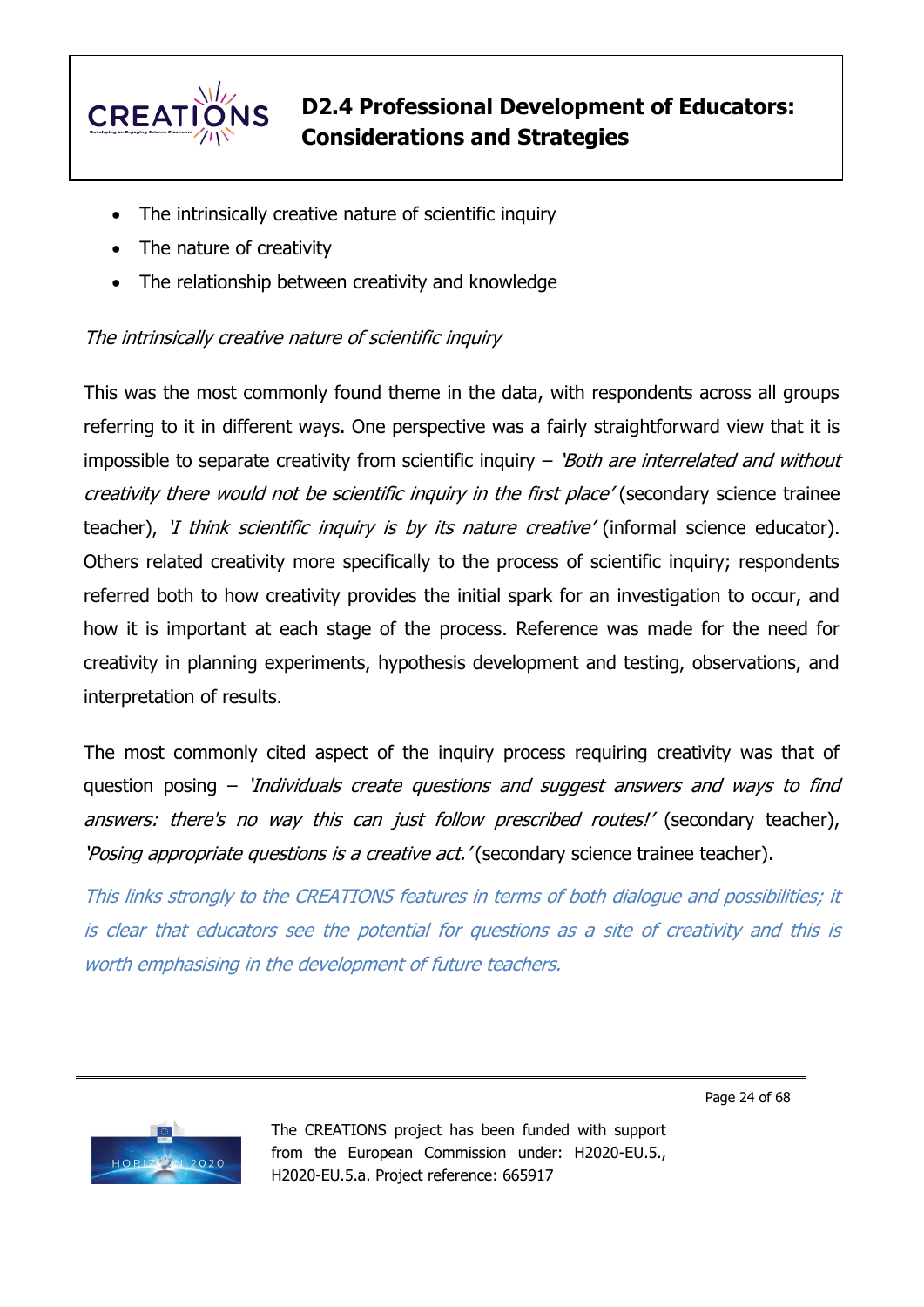- The intrinsically creative nature of scientific inquiry
- The nature of creativity
- The relationship between creativity and knowledge

*The intrinsically creative nature of scientific inquiry*

This was the most commonly found theme in the data, with respondents across all groups referring to it in different ways. One perspective was a fairly straightforward view that it is impossible to separate creativity from scientific inquiry – *'Both are interrelated and without creativity there would not be scientific inquiry in the first place'* (secondary science trainee teacher), *'I think scientific inquiry is by its nature creative'* (informal science educator). Others related creativity more specifically to the process of scientific inquiry; respondents referred both to how creativity provides the initial spark for an investigation to occur, and how it is important at each stage of the process. Reference was made for the need for creativity in planning experiments, hypothesis development and testing, observations, and interpretation of results.

The most commonly cited aspect of the inquiry process requiring creativity was that of question posing – *'Individuals create questions and suggest answers and ways to find answers: there's no way this can just follow prescribed routes!'* (secondary teacher), *'Posing appropriate questions is a creative act.'* (secondary science trainee teacher).

*This links strongly to the CREATIONS features in terms of both dialogue and possibilities; it is clear that educators see the potential for questions as a site of creativity and this is worth emphasising in the development of future teachers.*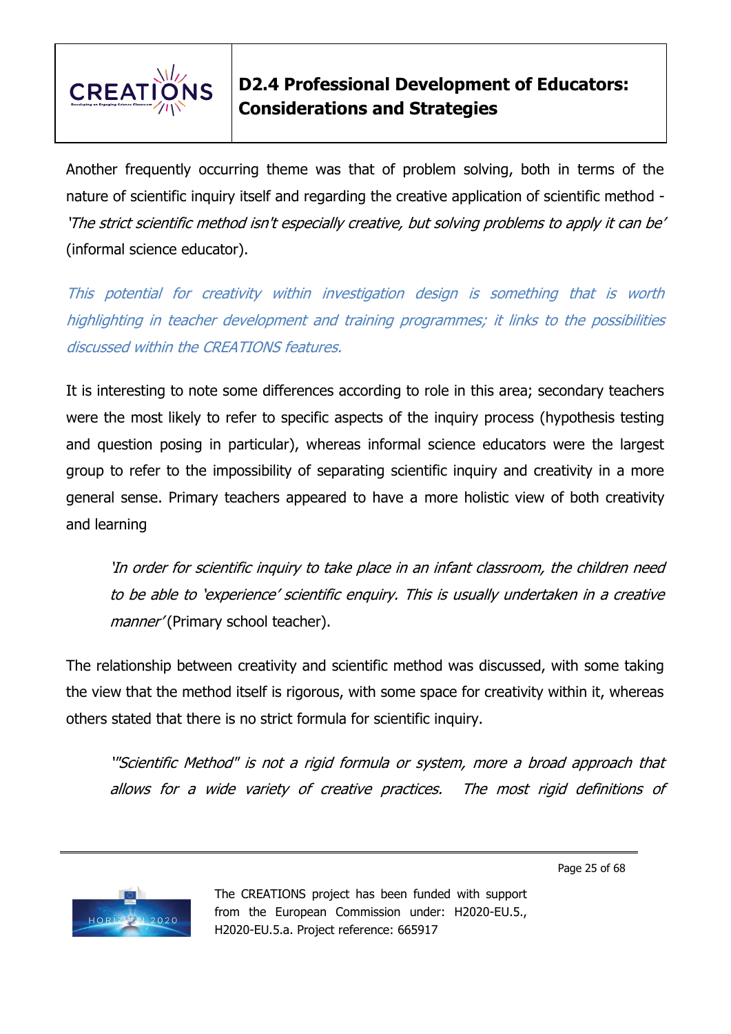Another frequently occurring theme was that of problem solving, both in terms of the nature of scientific inquiry itself and regarding the creative application of scientific method - *'The strict scientific method isn't especially creative, but solving problems to apply it can be'* (informal science educator).

*This potential for creativity within investigation design is something that is worth highlighting in teacher development and training programmes; it links to the possibilities discussed within the CREATIONS features.*

It is interesting to note some differences according to role in this area; secondary teachers were the most likely to refer to specific aspects of the inquiry process (hypothesis testing and question posing in particular), whereas informal science educators were the largest group to refer to the impossibility of separating scientific inquiry and creativity in a more general sense. Primary teachers appeared to have a more holistic view of both creativity and learning

> *'In order for scientific inquiry to take place in an infant classroom, the children need to be able to 'experience' scientific enquiry. This is usually undertaken in a creative manner'* (Primary school teacher).

The relationship between creativity and scientific method was discussed, with some taking the view that the method itself is rigorous, with some space for creativity within it, whereas others stated that there is no strict formula for scientific inquiry.

> *'"Scientific Method" is not a rigid formula or system, more a broad approach that allows for a wide variety of creative practices. The most rigid definitions of*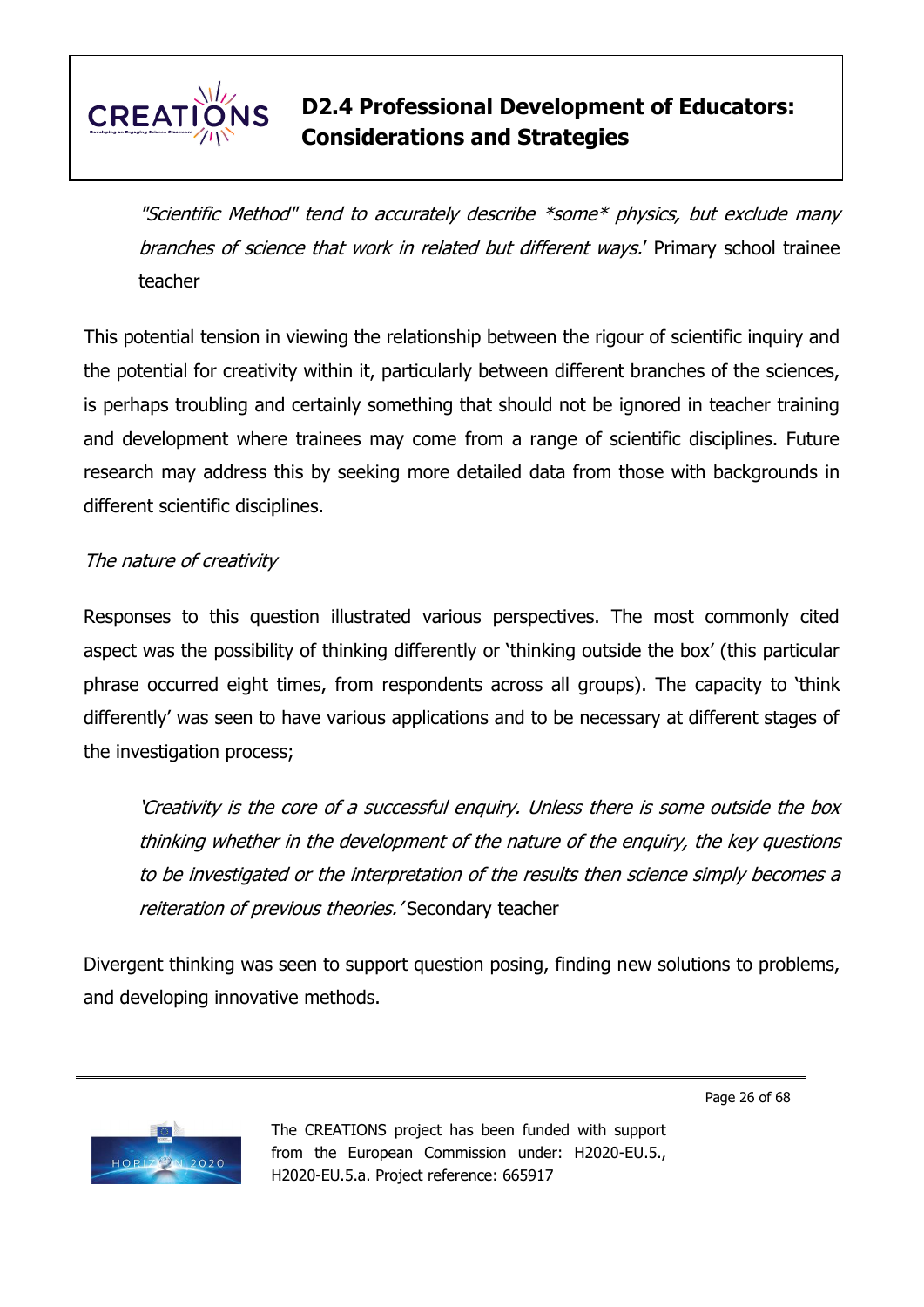*"Scientific Method" tend to accurately describe *some* physics, but exclude many branches of science that work in related but different ways.'* Primary school trainee teacher

This potential tension in viewing the relationship between the rigour of scientific inquiry and the potential for creativity within it, particularly between different branches of the sciences, is perhaps troubling and certainly something that should not be ignored in teacher training and development where trainees may come from a range of scientific disciplines. Future research may address this by seeking more detailed data from those with backgrounds in different scientific disciplines.

*The nature of creativity*

Responses to this question illustrated various perspectives. The most commonly cited aspect was the possibility of thinking differently or 'thinking outside the box' (this particular phrase occurred eight times, from respondents across all groups). The capacity to 'think differently' was seen to have various applications and to be necessary at different stages of the investigation process;

> *'Creativity is the core of a successful enquiry. Unless there is some outside the box thinking whether in the development of the nature of the enquiry, the key questions to be investigated or the interpretation of the results then science simply becomes a reiteration of previous theories.'* Secondary teacher

Divergent thinking was seen to support question posing, finding new solutions to problems, and developing innovative methods.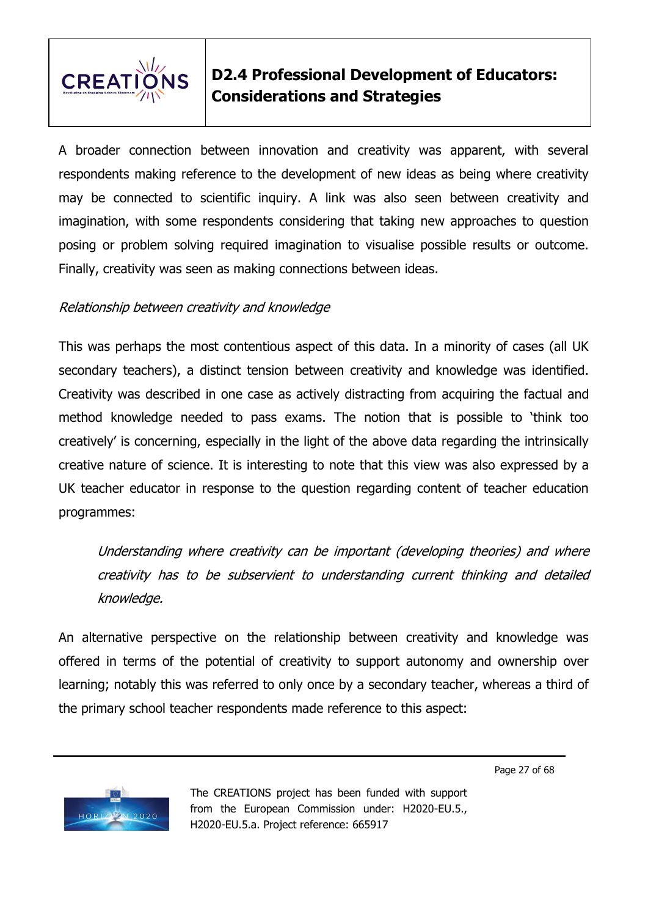A broader connection between innovation and creativity was apparent, with several respondents making reference to the development of new ideas as being where creativity may be connected to scientific inquiry. A link was also seen between creativity and imagination, with some respondents considering that taking new approaches to question posing or problem solving required imagination to visualise possible results or outcome. Finally, creativity was seen as making connections between ideas.

*Relationship between creativity and knowledge*

This was perhaps the most contentious aspect of this data. In a minority of cases (all UK secondary teachers), a distinct tension between creativity and knowledge was identified. Creativity was described in one case as actively distracting from acquiring the factual and method knowledge needed to pass exams. The notion that is possible to 'think too creatively' is concerning, especially in the light of the above data regarding the intrinsically creative nature of science. It is interesting to note that this view was also expressed by a UK teacher educator in response to the question regarding content of teacher education programmes:

> *Understanding where creativity can be important (developing theories) and where creativity has to be subservient to understanding current thinking and detailed knowledge.*

An alternative perspective on the relationship between creativity and knowledge was offered in terms of the potential of creativity to support autonomy and ownership over learning; notably this was referred to only once by a secondary teacher, whereas a third of the primary school teacher respondents made reference to this aspect: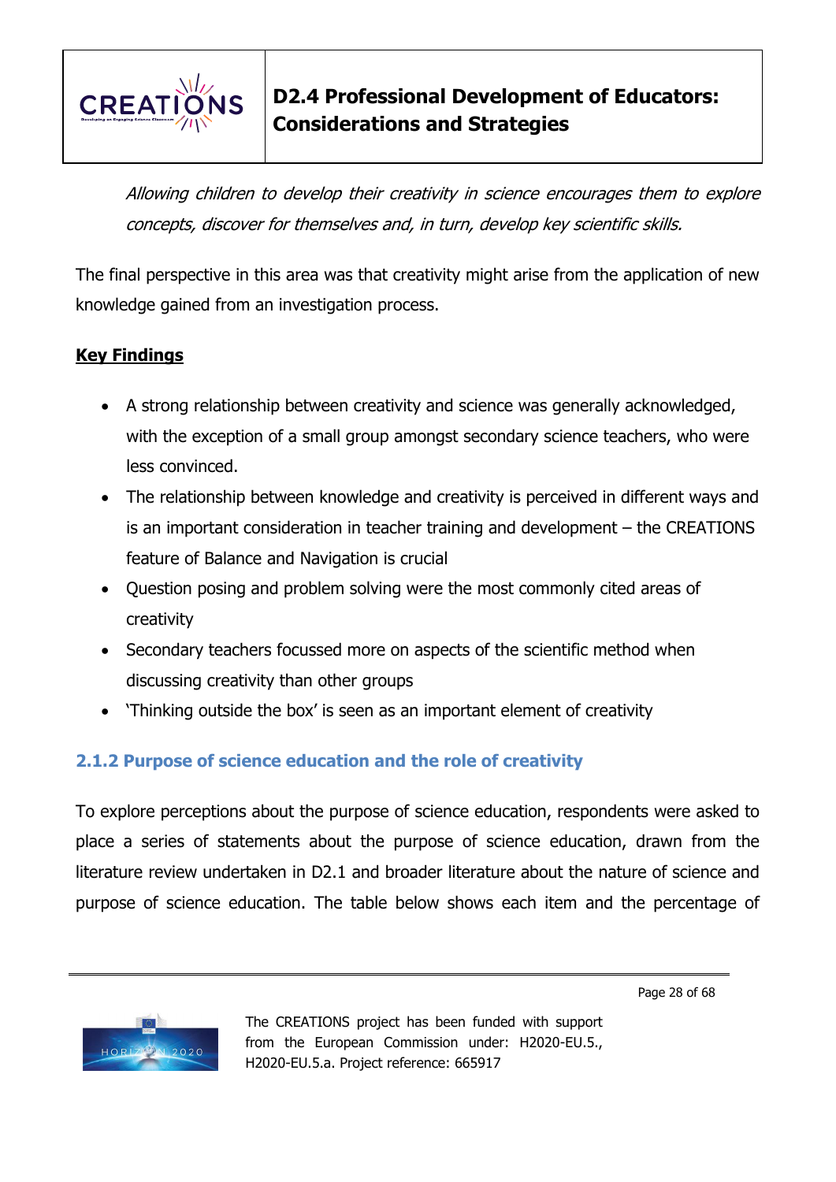*Allowing children to develop their creativity in science encourages them to explore concepts, discover for themselves and, in turn, develop key scientific skills.*

The final perspective in this area was that creativity might arise from the application of new knowledge gained from an investigation process.

**Key Findings**

- A strong relationship between creativity and science was generally acknowledged, with the exception of a small group amongst secondary science teachers, who were less convinced.
- The relationship between knowledge and creativity is perceived in different ways and is an important consideration in teacher training and development – the CREATIONS feature of Balance and Navigation is crucial
- Question posing and problem solving were the most commonly cited areas of creativity
- Secondary teachers focussed more on aspects of the scientific method when discussing creativity than other groups
- 'Thinking outside the box' is seen as an important element of creativity

### 2.1.2 Purpose of science education and the role of creativity

To explore perceptions about the purpose of science education, respondents were asked to place a series of statements about the purpose of science education, drawn from the literature review undertaken in D2.1 and broader literature about the nature of science and purpose of science education. The table below shows each item and the percentage of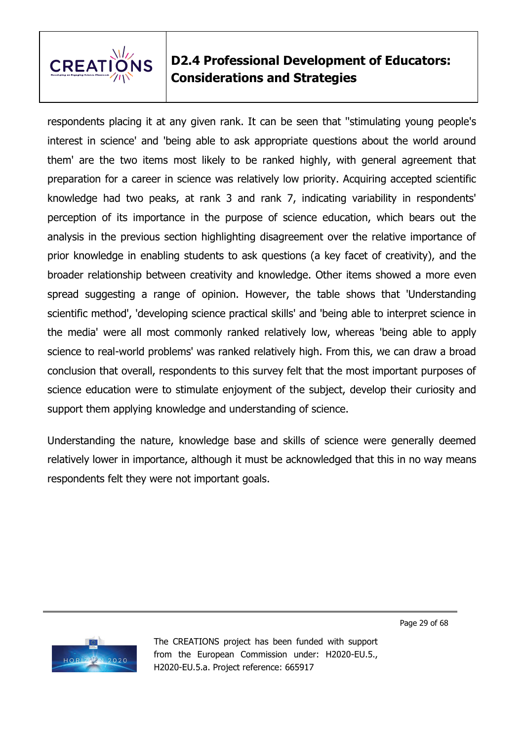respondents placing it at any given rank. It can be seen that ''stimulating young people's interest in science' and 'being able to ask appropriate questions about the world around them' are the two items most likely to be ranked highly, with general agreement that preparation for a career in science was relatively low priority. Acquiring accepted scientific knowledge had two peaks, at rank 3 and rank 7, indicating variability in respondents' perception of its importance in the purpose of science education, which bears out the analysis in the previous section highlighting disagreement over the relative importance of prior knowledge in enabling students to ask questions (a key facet of creativity), and the broader relationship between creativity and knowledge. Other items showed a more even spread suggesting a range of opinion. However, the table shows that 'Understanding scientific method', 'developing science practical skills' and 'being able to interpret science in the media' were all most commonly ranked relatively low, whereas 'being able to apply science to real-world problems' was ranked relatively high. From this, we can draw a broad conclusion that overall, respondents to this survey felt that the most important purposes of science education were to stimulate enjoyment of the subject, develop their curiosity and support them applying knowledge and understanding of science.

Understanding the nature, knowledge base and skills of science were generally deemed relatively lower in importance, although it must be acknowledged that this in no way means respondents felt they were not important goals.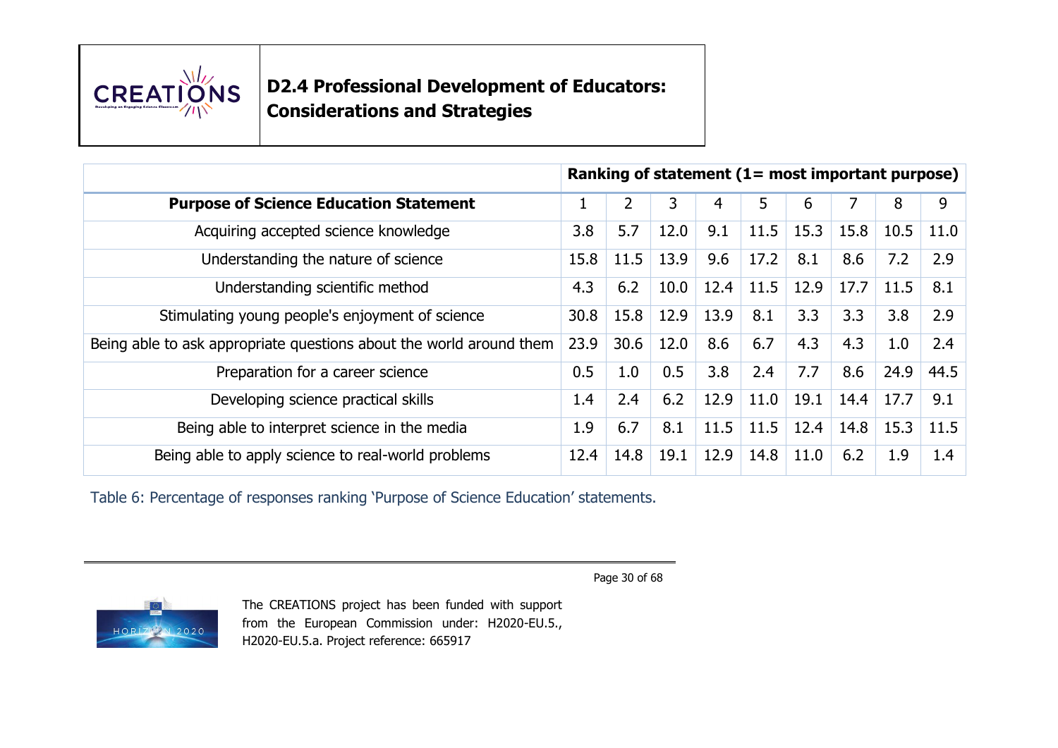| | Ranking of statement (1= most important purpose) | | | | | | | | |
|---|---|---|---|---|---|---|---|---|---|
| **Purpose of Science Education Statement** | 1 | 2 | 3 | 4 | 5 | 6 | 7 | 8 | 9 |
| Acquiring accepted science knowledge | 3.8 | 5.7 | 12.0 | 9.1 | 11.5 | 15.3 | 15.8 | 10.5 | 11.0 |
| Understanding the nature of science | 15.8 | 11.5 | 13.9 | 9.6 | 17.2 | 8.1 | 8.6 | 7.2 | 2.9 |
| Understanding scientific method | 4.3 | 6.2 | 10.0 | 12.4 | 11.5 | 12.9 | 17.7 | 11.5 | 8.1 |
| Stimulating young people's enjoyment of science | 30.8 | 15.8 | 12.9 | 13.9 | 8.1 | 3.3 | 3.3 | 3.8 | 2.9 |
| Being able to ask appropriate questions about the world around them | 23.9 | 30.6 | 12.0 | 8.6 | 6.7 | 4.3 | 4.3 | 1.0 | 2.4 |
| Preparation for a career science | 0.5 | 1.0 | 0.5 | 3.8 | 2.4 | 7.7 | 8.6 | 24.9 | 44.5 |
| Developing science practical skills | 1.4 | 2.4 | 6.2 | 12.9 | 11.0 | 19.1 | 14.4 | 17.7 | 9.1 |
| Being able to interpret science in the media | 1.9 | 6.7 | 8.1 | 11.5 | 11.5 | 12.4 | 14.8 | 15.3 | 11.5 |
| Being able to apply science to real-world problems | 12.4 | 14.8 | 19.1 | 12.9 | 14.8 | 11.0 | 6.2 | 1.9 | 1.4 |

Table 6: Percentage of responses ranking 'Purpose of Science Education' statements.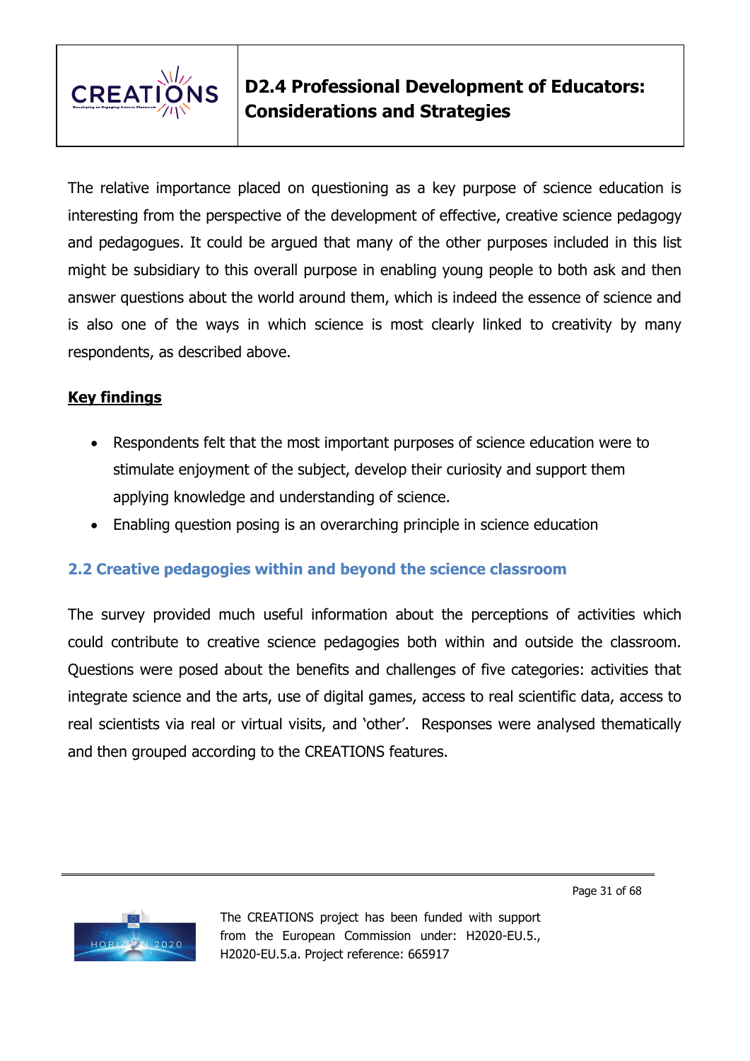The relative importance placed on questioning as a key purpose of science education is interesting from the perspective of the development of effective, creative science pedagogy and pedagogues. It could be argued that many of the other purposes included in this list might be subsidiary to this overall purpose in enabling young people to both ask and then answer questions about the world around them, which is indeed the essence of science and is also one of the ways in which science is most clearly linked to creativity by many respondents, as described above.

**Key findings**

- Respondents felt that the most important purposes of science education were to stimulate enjoyment of the subject, develop their curiosity and support them applying knowledge and understanding of science.
- Enabling question posing is an overarching principle in science education

## 2.2 Creative pedagogies within and beyond the science classroom

The survey provided much useful information about the perceptions of activities which could contribute to creative science pedagogies both within and outside the classroom. Questions were posed about the benefits and challenges of five categories: activities that integrate science and the arts, use of digital games, access to real scientific data, access to real scientists via real or virtual visits, and 'other'. Responses were analysed thematically and then grouped according to the CREATIONS features.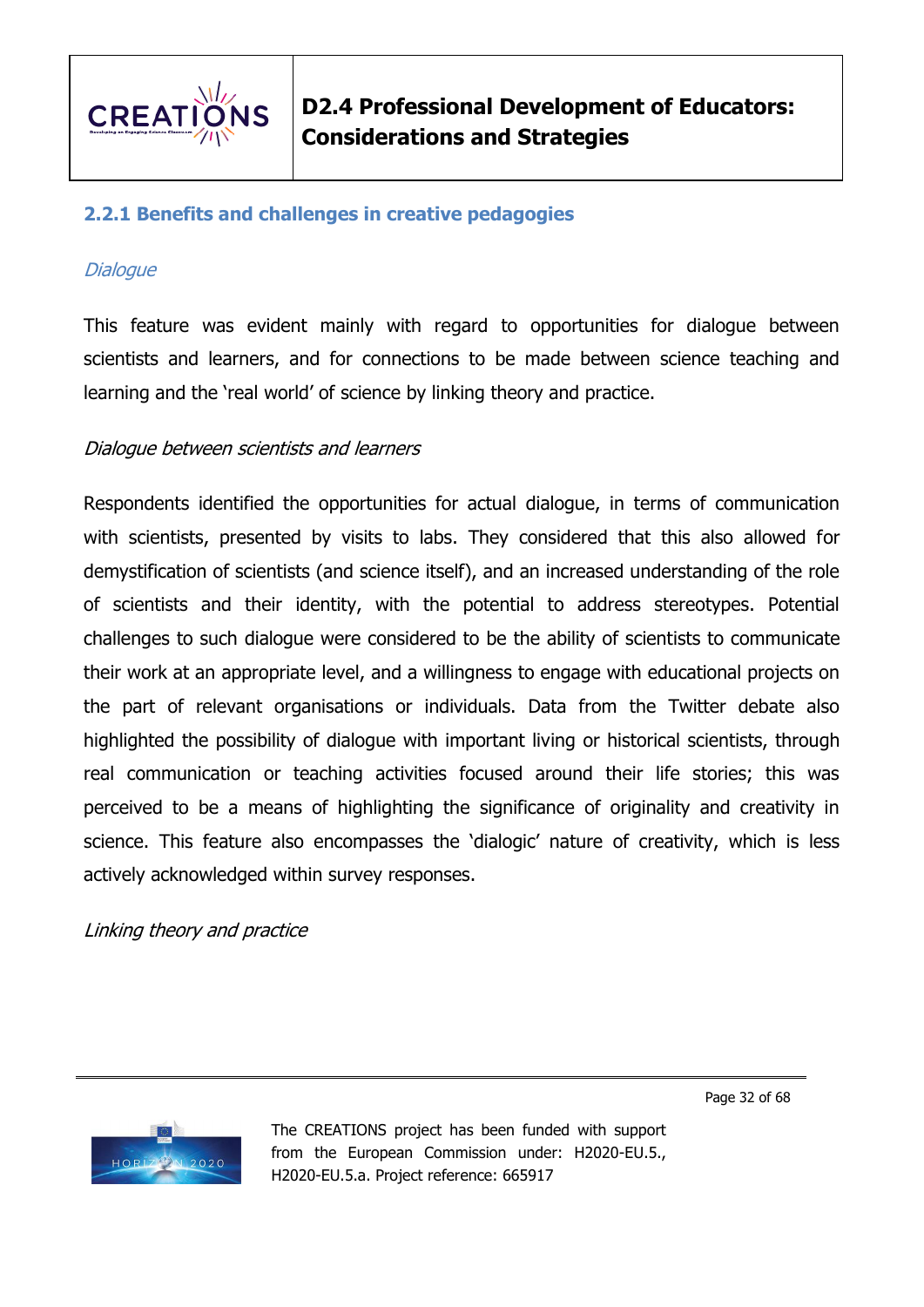### 2.2.1 Benefits and challenges in creative pedagogies

*Dialogue*

This feature was evident mainly with regard to opportunities for dialogue between scientists and learners, and for connections to be made between science teaching and learning and the 'real world' of science by linking theory and practice.

*Dialogue between scientists and learners*

Respondents identified the opportunities for actual dialogue, in terms of communication with scientists, presented by visits to labs. They considered that this also allowed for demystification of scientists (and science itself), and an increased understanding of the role of scientists and their identity, with the potential to address stereotypes. Potential challenges to such dialogue were considered to be the ability of scientists to communicate their work at an appropriate level, and a willingness to engage with educational projects on the part of relevant organisations or individuals. Data from the Twitter debate also highlighted the possibility of dialogue with important living or historical scientists, through real communication or teaching activities focused around their life stories; this was perceived to be a means of highlighting the significance of originality and creativity in science. This feature also encompasses the 'dialogic' nature of creativity, which is less actively acknowledged within survey responses.

*Linking theory and practice*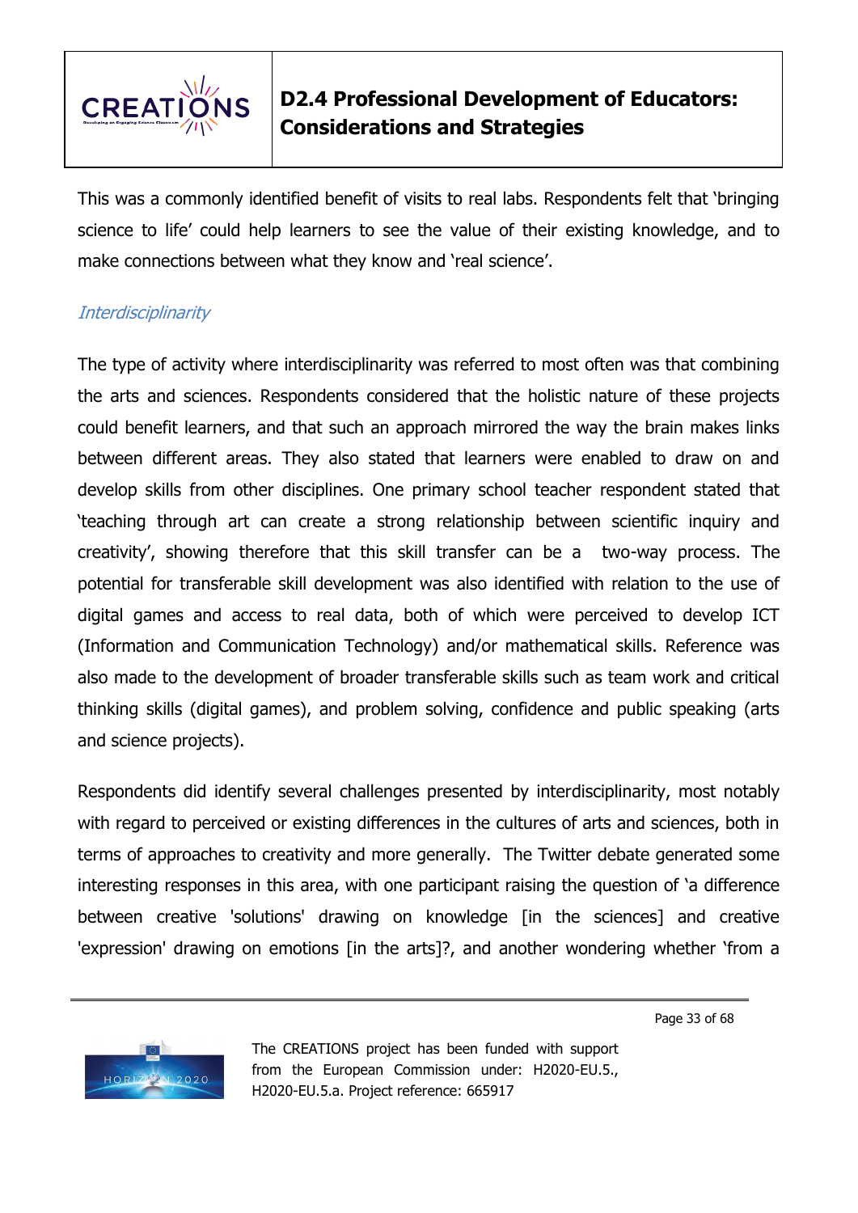This was a commonly identified benefit of visits to real labs. Respondents felt that 'bringing science to life' could help learners to see the value of their existing knowledge, and to make connections between what they know and 'real science'.

### *Interdisciplinarity*

The type of activity where interdisciplinarity was referred to most often was that combining the arts and sciences. Respondents considered that the holistic nature of these projects could benefit learners, and that such an approach mirrored the way the brain makes links between different areas. They also stated that learners were enabled to draw on and develop skills from other disciplines. One primary school teacher respondent stated that 'teaching through art can create a strong relationship between scientific inquiry and creativity', showing therefore that this skill transfer can be a two-way process. The potential for transferable skill development was also identified with relation to the use of digital games and access to real data, both of which were perceived to develop ICT (Information and Communication Technology) and/or mathematical skills. Reference was also made to the development of broader transferable skills such as team work and critical thinking skills (digital games), and problem solving, confidence and public speaking (arts and science projects).

Respondents did identify several challenges presented by interdisciplinarity, most notably with regard to perceived or existing differences in the cultures of arts and sciences, both in terms of approaches to creativity and more generally. The Twitter debate generated some interesting responses in this area, with one participant raising the question of 'a difference between creative 'solutions' drawing on knowledge [in the sciences] and creative 'expression' drawing on emotions [in the arts]?, and another wondering whether 'from a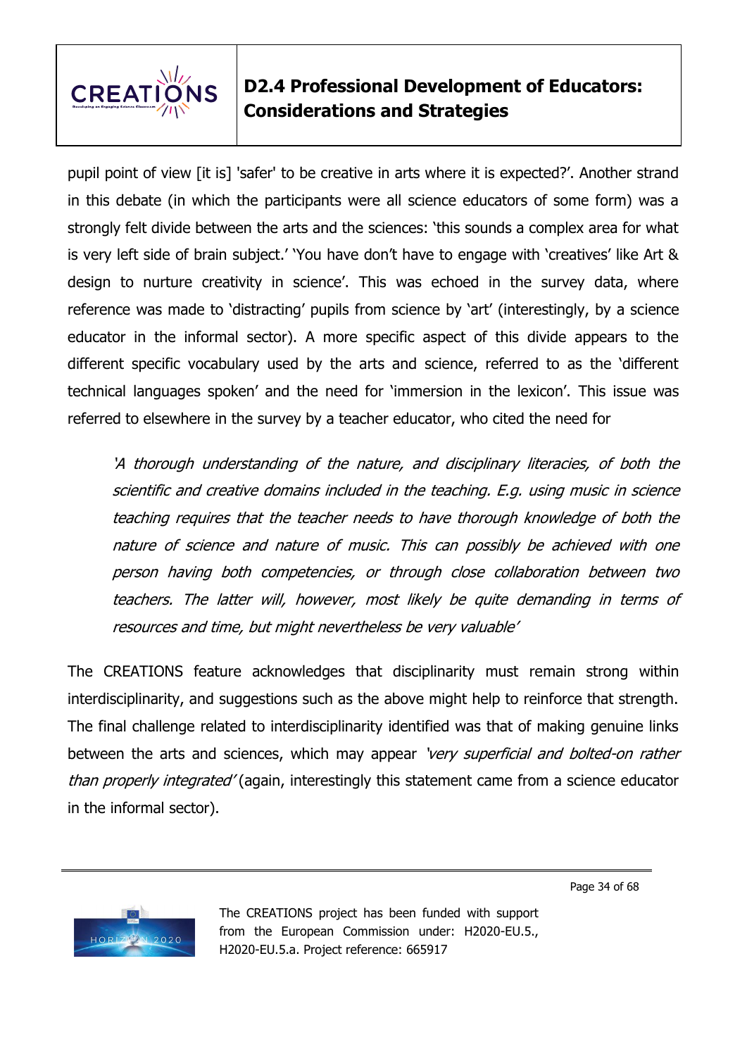pupil point of view [it is] 'safer' to be creative in arts where it is expected?'. Another strand in this debate (in which the participants were all science educators of some form) was a strongly felt divide between the arts and the sciences: 'this sounds a complex area for what is very left side of brain subject.' 'You have don't have to engage with 'creatives' like Art & design to nurture creativity in science'. This was echoed in the survey data, where reference was made to 'distracting' pupils from science by 'art' (interestingly, by a science educator in the informal sector). A more specific aspect of this divide appears to the different specific vocabulary used by the arts and science, referred to as the 'different technical languages spoken' and the need for 'immersion in the lexicon'. This issue was referred to elsewhere in the survey by a teacher educator, who cited the need for

> *'A thorough understanding of the nature, and disciplinary literacies, of both the scientific and creative domains included in the teaching. E.g. using music in science teaching requires that the teacher needs to have thorough knowledge of both the nature of science and nature of music. This can possibly be achieved with one person having both competencies, or through close collaboration between two teachers. The latter will, however, most likely be quite demanding in terms of resources and time, but might nevertheless be very valuable'*

The CREATIONS feature acknowledges that disciplinarity must remain strong within interdisciplinarity, and suggestions such as the above might help to reinforce that strength. The final challenge related to interdisciplinarity identified was that of making genuine links between the arts and sciences, which may appear *'very superficial and bolted-on rather than properly integrated'* (again, interestingly this statement came from a science educator in the informal sector).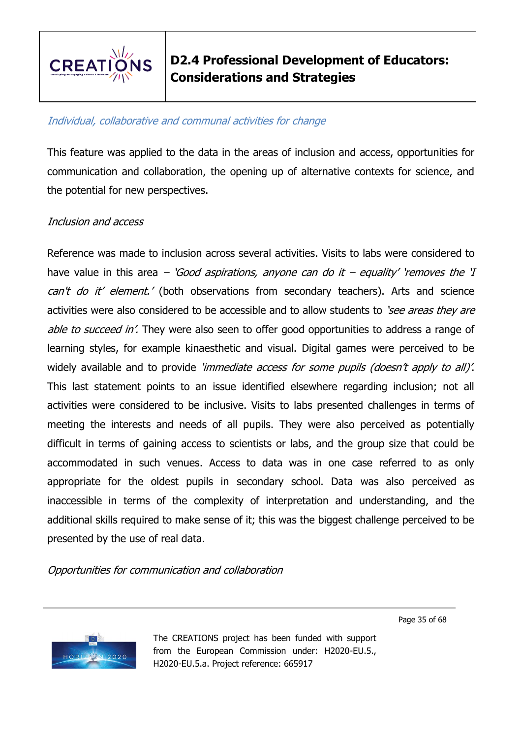*Individual, collaborative and communal activities for change*

This feature was applied to the data in the areas of inclusion and access, opportunities for communication and collaboration, the opening up of alternative contexts for science, and the potential for new perspectives.

*Inclusion and access*

Reference was made to inclusion across several activities. Visits to labs were considered to have value in this area – *'Good aspirations, anyone can do it – equality' 'removes the 'I can't do it' element.'* (both observations from secondary teachers). Arts and science activities were also considered to be accessible and to allow students to *'see areas they are able to succeed in'.* They were also seen to offer good opportunities to address a range of learning styles, for example kinaesthetic and visual. Digital games were perceived to be widely available and to provide *'immediate access for some pupils (doesn't apply to all)'.* This last statement points to an issue identified elsewhere regarding inclusion; not all activities were considered to be inclusive. Visits to labs presented challenges in terms of meeting the interests and needs of all pupils. They were also perceived as potentially difficult in terms of gaining access to scientists or labs, and the group size that could be accommodated in such venues. Access to data was in one case referred to as only appropriate for the oldest pupils in secondary school. Data was also perceived as inaccessible in terms of the complexity of interpretation and understanding, and the additional skills required to make sense of it; this was the biggest challenge perceived to be presented by the use of real data.

*Opportunities for communication and collaboration*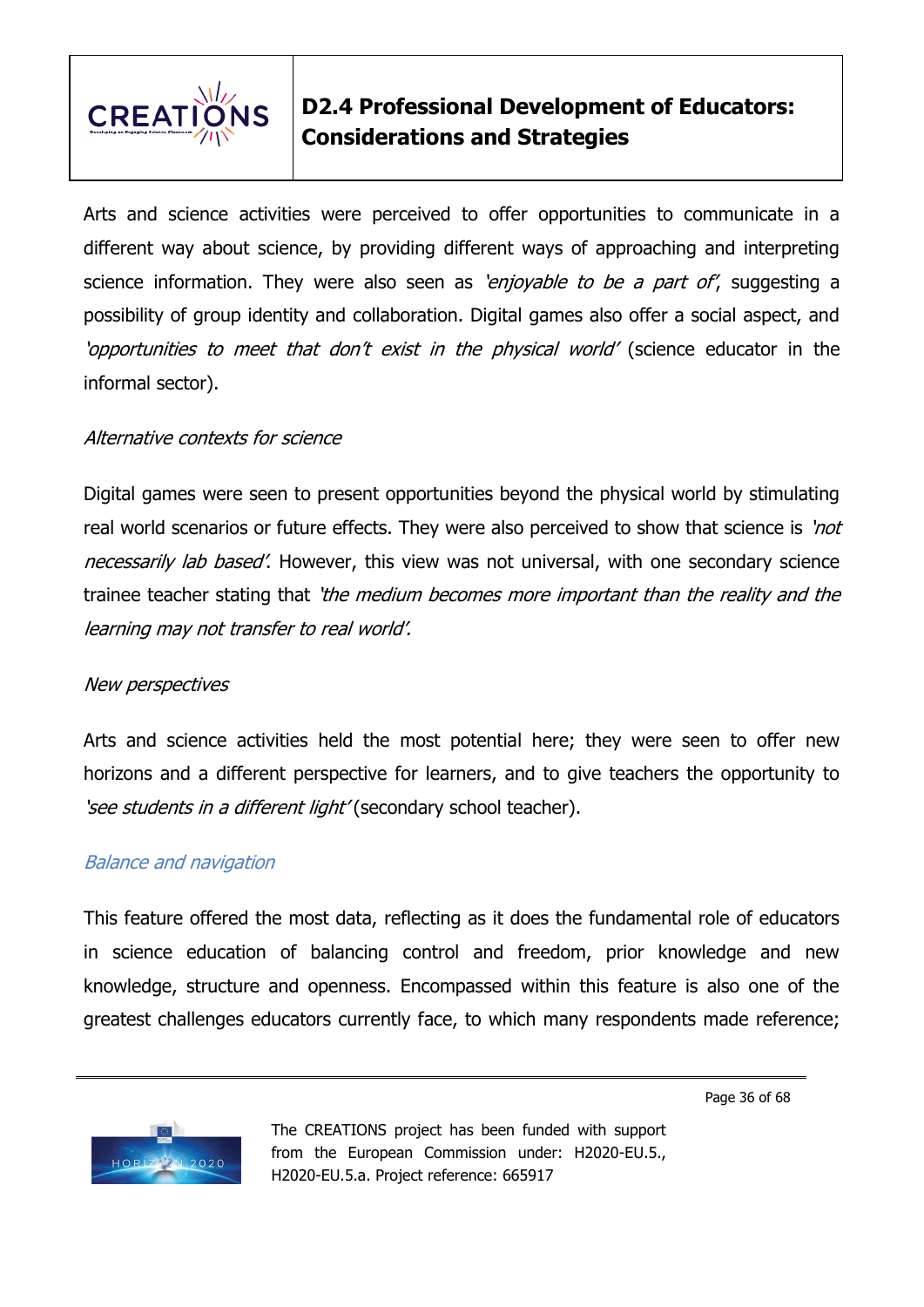Arts and science activities were perceived to offer opportunities to communicate in a different way about science, by providing different ways of approaching and interpreting science information. They were also seen as *'enjoyable to be a part of'*, suggesting a possibility of group identity and collaboration. Digital games also offer a social aspect, and *'opportunities to meet that don't exist in the physical world'* (science educator in the informal sector).

*Alternative contexts for science*

Digital games were seen to present opportunities beyond the physical world by stimulating real world scenarios or future effects. They were also perceived to show that science is *'not necessarily lab based'*. However, this view was not universal, with one secondary science trainee teacher stating that *'the medium becomes more important than the reality and the learning may not transfer to real world'.*

*New perspectives*

Arts and science activities held the most potential here; they were seen to offer new horizons and a different perspective for learners, and to give teachers the opportunity to *'see students in a different light'* (secondary school teacher).

### *Balance and navigation*

This feature offered the most data, reflecting as it does the fundamental role of educators in science education of balancing control and freedom, prior knowledge and new knowledge, structure and openness. Encompassed within this feature is also one of the greatest challenges educators currently face, to which many respondents made reference;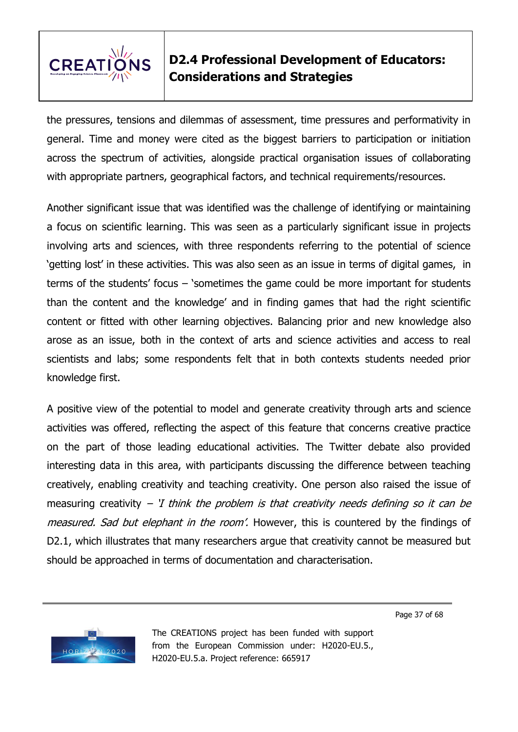the pressures, tensions and dilemmas of assessment, time pressures and performativity in general. Time and money were cited as the biggest barriers to participation or initiation across the spectrum of activities, alongside practical organisation issues of collaborating with appropriate partners, geographical factors, and technical requirements/resources.

Another significant issue that was identified was the challenge of identifying or maintaining a focus on scientific learning. This was seen as a particularly significant issue in projects involving arts and sciences, with three respondents referring to the potential of science 'getting lost' in these activities. This was also seen as an issue in terms of digital games, in terms of the students' focus – 'sometimes the game could be more important for students than the content and the knowledge' and in finding games that had the right scientific content or fitted with other learning objectives. Balancing prior and new knowledge also arose as an issue, both in the context of arts and science activities and access to real scientists and labs; some respondents felt that in both contexts students needed prior knowledge first.

A positive view of the potential to model and generate creativity through arts and science activities was offered, reflecting the aspect of this feature that concerns creative practice on the part of those leading educational activities. The Twitter debate also provided interesting data in this area, with participants discussing the difference between teaching creatively, enabling creativity and teaching creativity. One person also raised the issue of measuring creativity – *'I think the problem is that creativity needs defining so it can be measured. Sad but elephant in the room'.* However, this is countered by the findings of D2.1, which illustrates that many researchers argue that creativity cannot be measured but should be approached in terms of documentation and characterisation.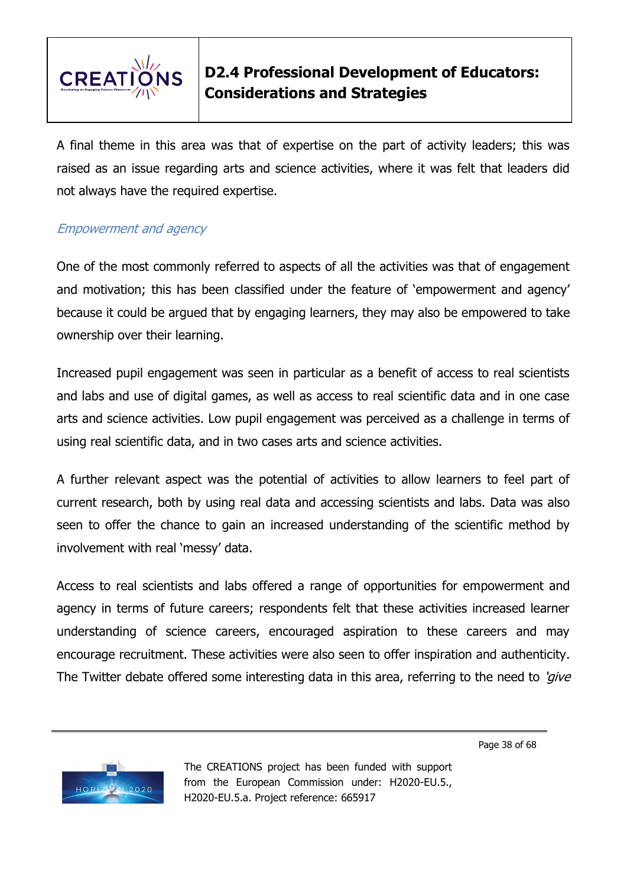A final theme in this area was that of expertise on the part of activity leaders; this was raised as an issue regarding arts and science activities, where it was felt that leaders did not always have the required expertise.

### *Empowerment and agency*

One of the most commonly referred to aspects of all the activities was that of engagement and motivation; this has been classified under the feature of 'empowerment and agency' because it could be argued that by engaging learners, they may also be empowered to take ownership over their learning.

Increased pupil engagement was seen in particular as a benefit of access to real scientists and labs and use of digital games, as well as access to real scientific data and in one case arts and science activities. Low pupil engagement was perceived as a challenge in terms of using real scientific data, and in two cases arts and science activities.

A further relevant aspect was the potential of activities to allow learners to feel part of current research, both by using real data and accessing scientists and labs. Data was also seen to offer the chance to gain an increased understanding of the scientific method by involvement with real 'messy' data.

Access to real scientists and labs offered a range of opportunities for empowerment and agency in terms of future careers; respondents felt that these activities increased learner understanding of science careers, encouraged aspiration to these careers and may encourage recruitment. These activities were also seen to offer inspiration and authenticity. The Twitter debate offered some interesting data in this area, referring to the need to *'give*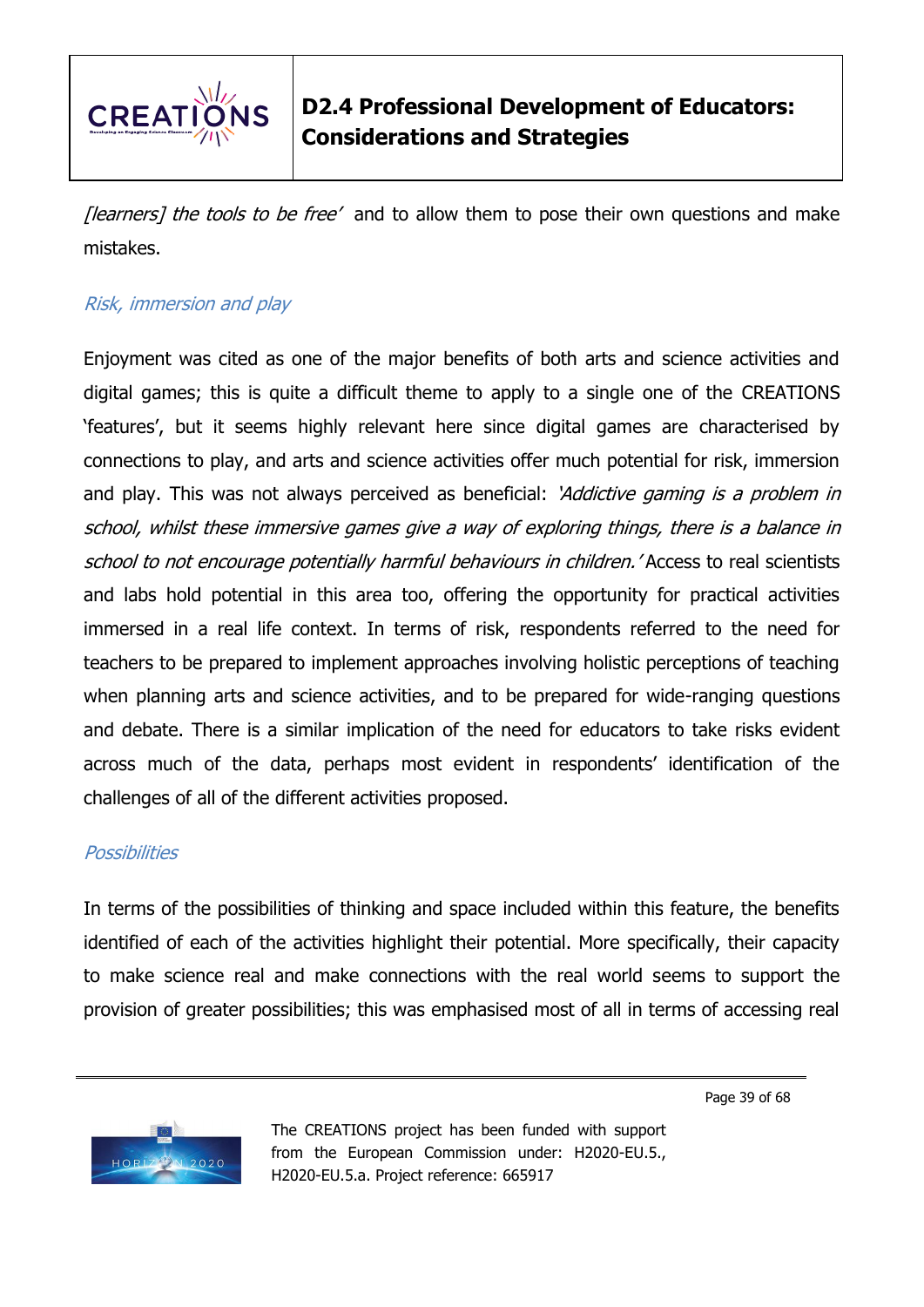*[learners] the tools to be free'* and to allow them to pose their own questions and make mistakes.

### *Risk, immersion and play*

Enjoyment was cited as one of the major benefits of both arts and science activities and digital games; this is quite a difficult theme to apply to a single one of the CREATIONS 'features', but it seems highly relevant here since digital games are characterised by connections to play, and arts and science activities offer much potential for risk, immersion and play. This was not always perceived as beneficial: *'Addictive gaming is a problem in school, whilst these immersive games give a way of exploring things, there is a balance in school to not encourage potentially harmful behaviours in children.'* Access to real scientists and labs hold potential in this area too, offering the opportunity for practical activities immersed in a real life context. In terms of risk, respondents referred to the need for teachers to be prepared to implement approaches involving holistic perceptions of teaching when planning arts and science activities, and to be prepared for wide-ranging questions and debate. There is a similar implication of the need for educators to take risks evident across much of the data, perhaps most evident in respondents' identification of the challenges of all of the different activities proposed.

### *Possibilities*

In terms of the possibilities of thinking and space included within this feature, the benefits identified of each of the activities highlight their potential. More specifically, their capacity to make science real and make connections with the real world seems to support the provision of greater possibilities; this was emphasised most of all in terms of accessing real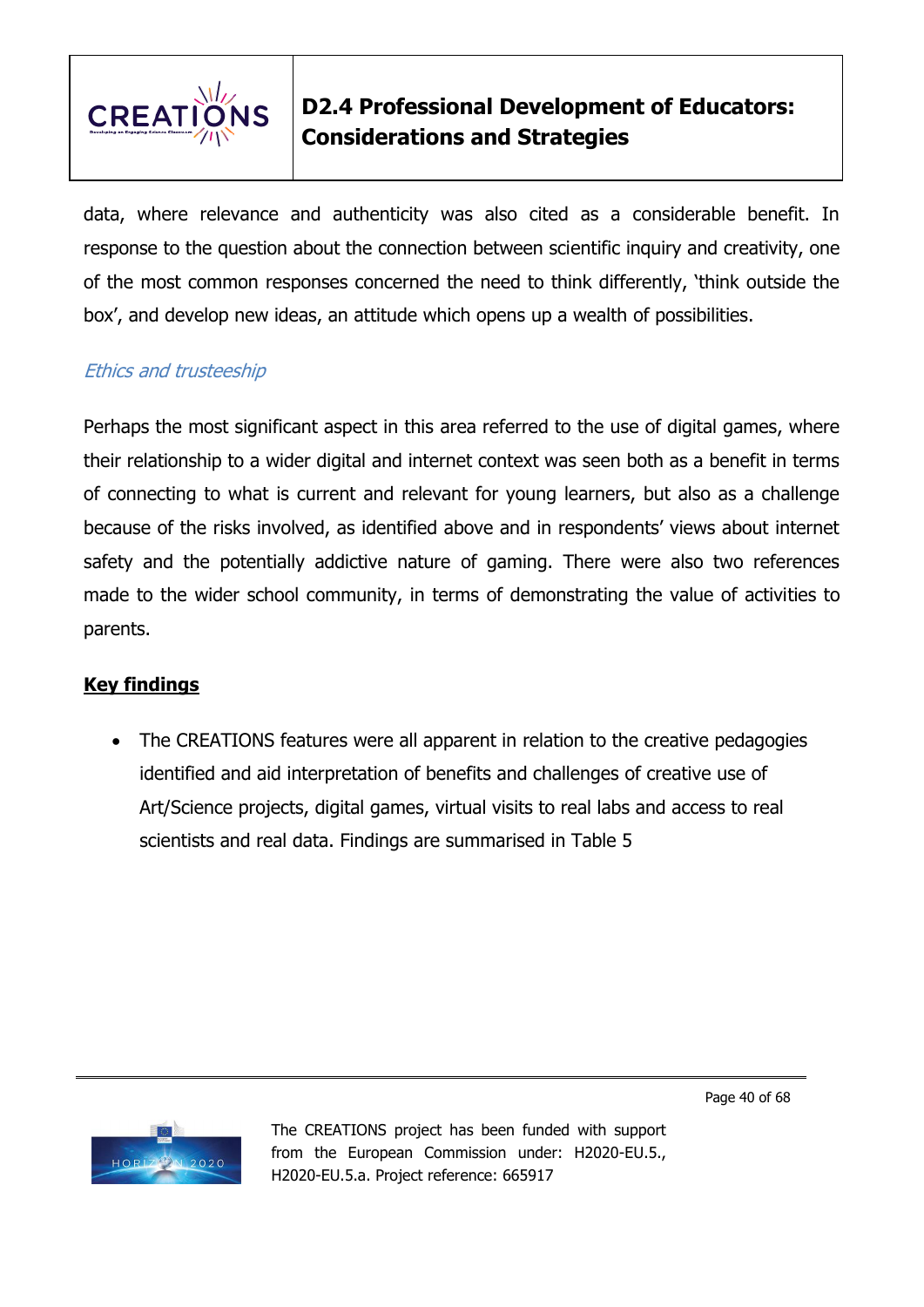data, where relevance and authenticity was also cited as a considerable benefit. In response to the question about the connection between scientific inquiry and creativity, one of the most common responses concerned the need to think differently, 'think outside the box', and develop new ideas, an attitude which opens up a wealth of possibilities.

### *Ethics and trusteeship*

Perhaps the most significant aspect in this area referred to the use of digital games, where their relationship to a wider digital and internet context was seen both as a benefit in terms of connecting to what is current and relevant for young learners, but also as a challenge because of the risks involved, as identified above and in respondents' views about internet safety and the potentially addictive nature of gaming. There were also two references made to the wider school community, in terms of demonstrating the value of activities to parents.

## **Key findings**

- The CREATIONS features were all apparent in relation to the creative pedagogies identified and aid interpretation of benefits and challenges of creative use of Art/Science projects, digital games, virtual visits to real labs and access to real scientists and real data. Findings are summarised in Table 5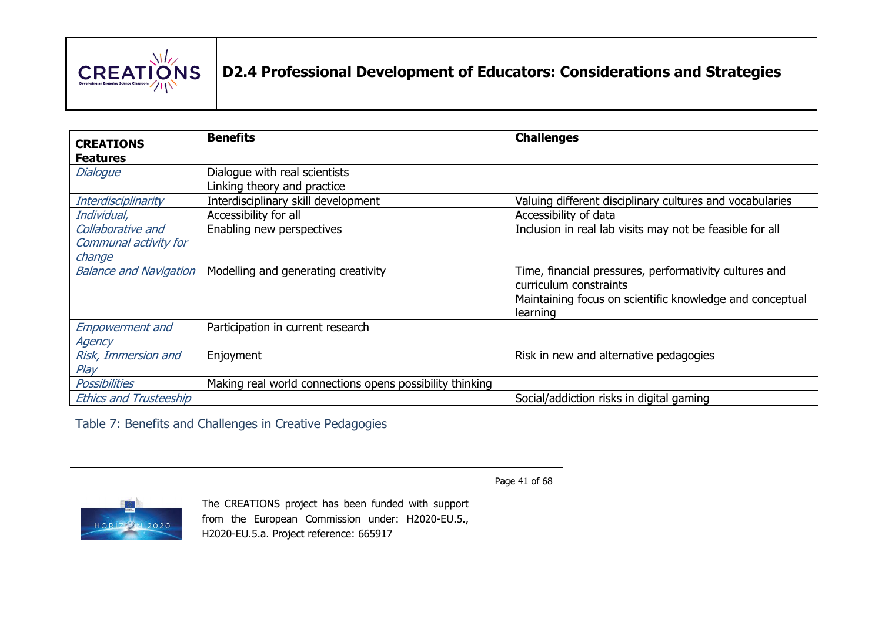| **CREATIONS Features** | **Benefits** | **Challenges** |
|---|---|---|
| *Dialogue* | Dialogue with real scientists<br>Linking theory and practice | |
| *Interdisciplinarity* | Interdisciplinary skill development | Valuing different disciplinary cultures and vocabularies |
| *Individual, Collaborative and Communal activity for change* | Accessibility for all<br>Enabling new perspectives | Accessibility of data<br>Inclusion in real lab visits may not be feasible for all |
| *Balance and Navigation* | Modelling and generating creativity | Time, financial pressures, performativity cultures and curriculum constraints<br>Maintaining focus on scientific knowledge and conceptual learning |
| *Empowerment and Agency* | Participation in current research | |
| *Risk, Immersion and Play* | Enjoyment | Risk in new and alternative pedagogies |
| *Possibilities* | Making real world connections opens possibility thinking | |
| *Ethics and Trusteeship* | | Social/addiction risks in digital gaming |

Table 7: Benefits and Challenges in Creative Pedagogies

The CREATIONS project has been funded with support from the European Commission under: H2020-EU.5., H2020-EU.5.a. Project reference: 665917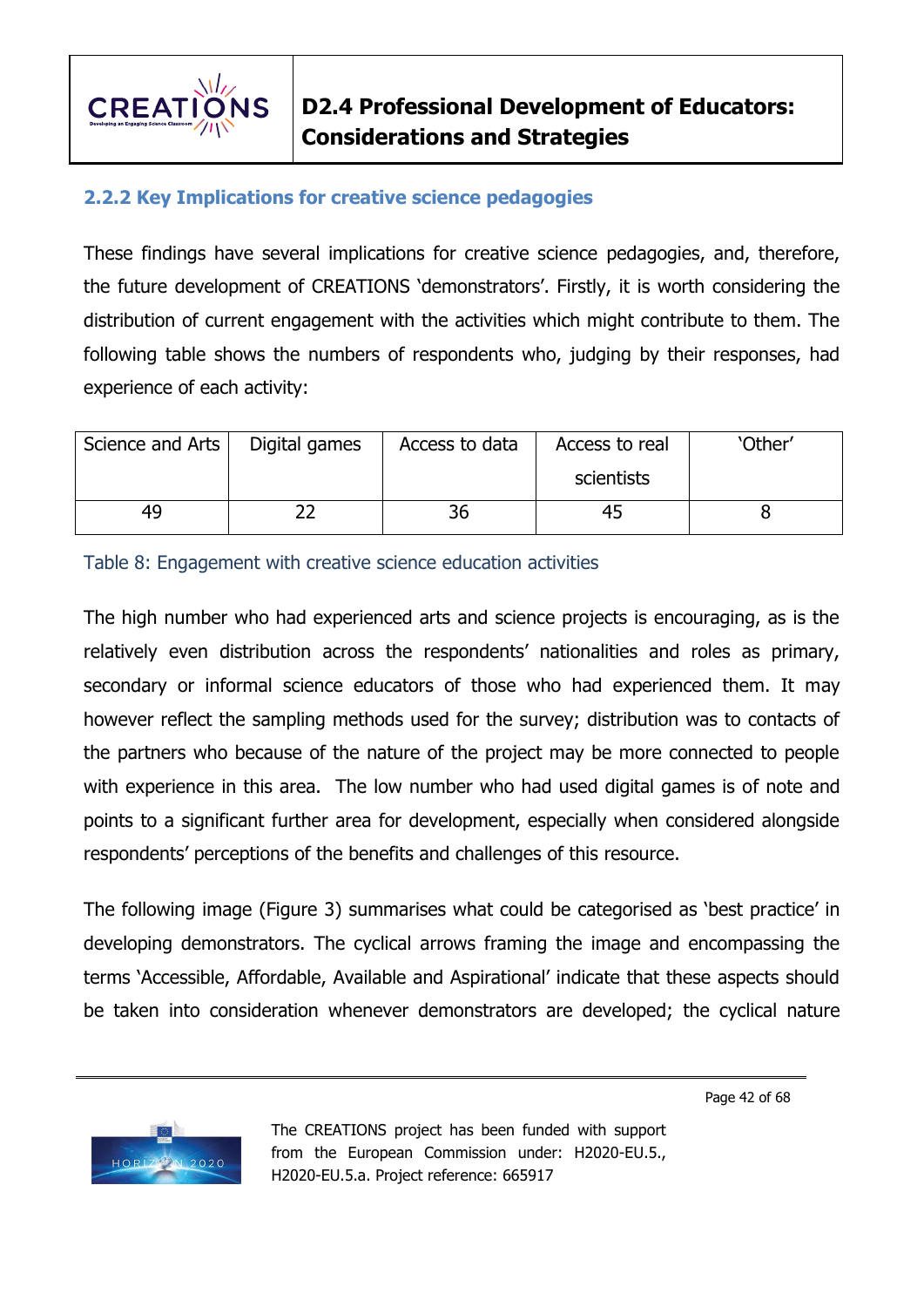### 2.2.2 Key Implications for creative science pedagogies

These findings have several implications for creative science pedagogies, and, therefore, the future development of CREATIONS 'demonstrators'. Firstly, it is worth considering the distribution of current engagement with the activities which might contribute to them. The following table shows the numbers of respondents who, judging by their responses, had experience of each activity:

| Science and Arts | Digital games | Access to data | Access to real scientists | 'Other' |
|---|---|---|---|---|
| 49 | 22 | 36 | 45 | 8 |

Table 8: Engagement with creative science education activities

The high number who had experienced arts and science projects is encouraging, as is the relatively even distribution across the respondents' nationalities and roles as primary, secondary or informal science educators of those who had experienced them. It may however reflect the sampling methods used for the survey; distribution was to contacts of the partners who because of the nature of the project may be more connected to people with experience in this area. The low number who had used digital games is of note and points to a significant further area for development, especially when considered alongside respondents' perceptions of the benefits and challenges of this resource.

The following image (Figure 3) summarises what could be categorised as 'best practice' in developing demonstrators. The cyclical arrows framing the image and encompassing the terms 'Accessible, Affordable, Available and Aspirational' indicate that these aspects should be taken into consideration whenever demonstrators are developed; the cyclical nature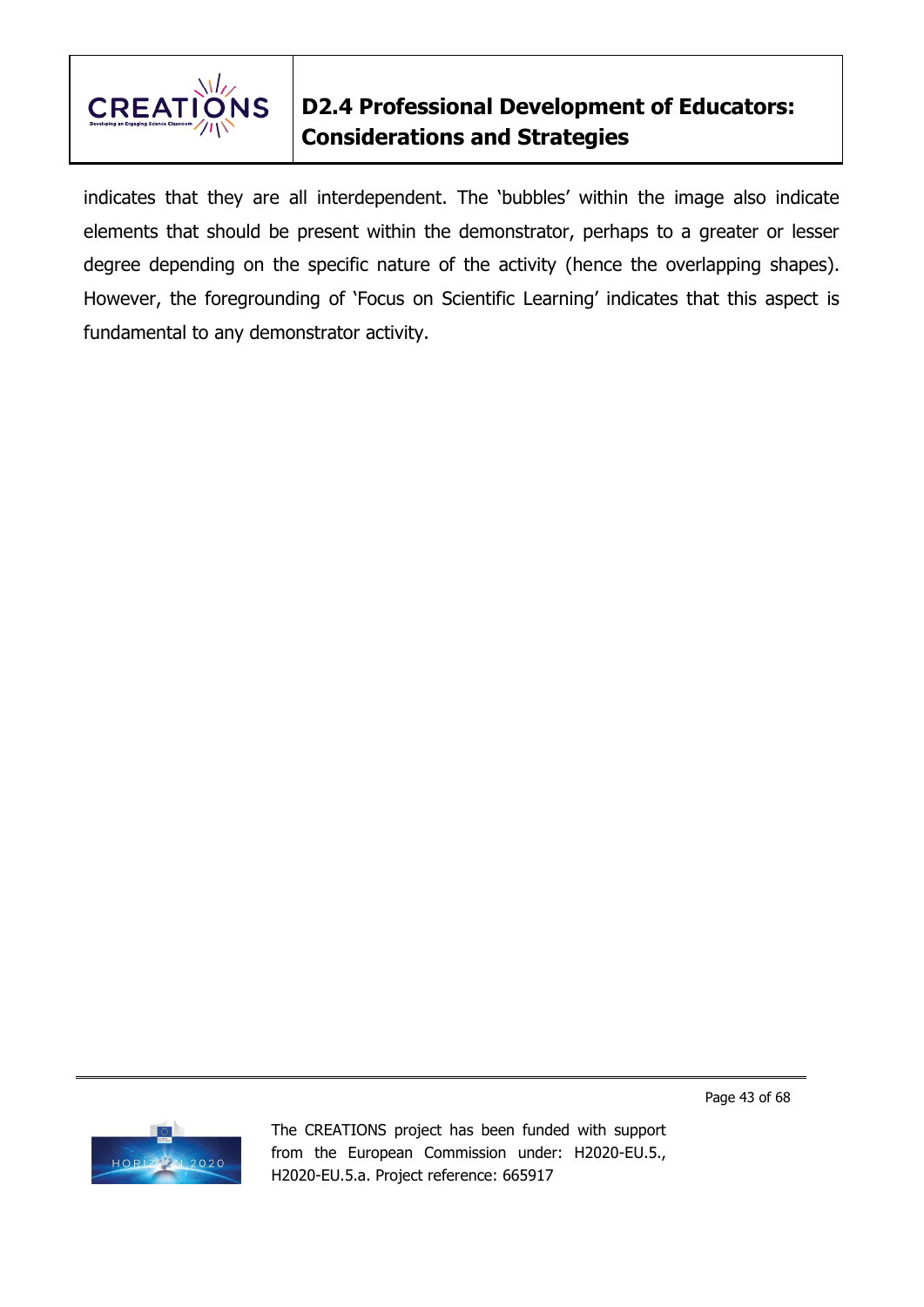indicates that they are all interdependent. The 'bubbles' within the image also indicate elements that should be present within the demonstrator, perhaps to a greater or lesser degree depending on the specific nature of the activity (hence the overlapping shapes). However, the foregrounding of 'Focus on Scientific Learning' indicates that this aspect is fundamental to any demonstrator activity.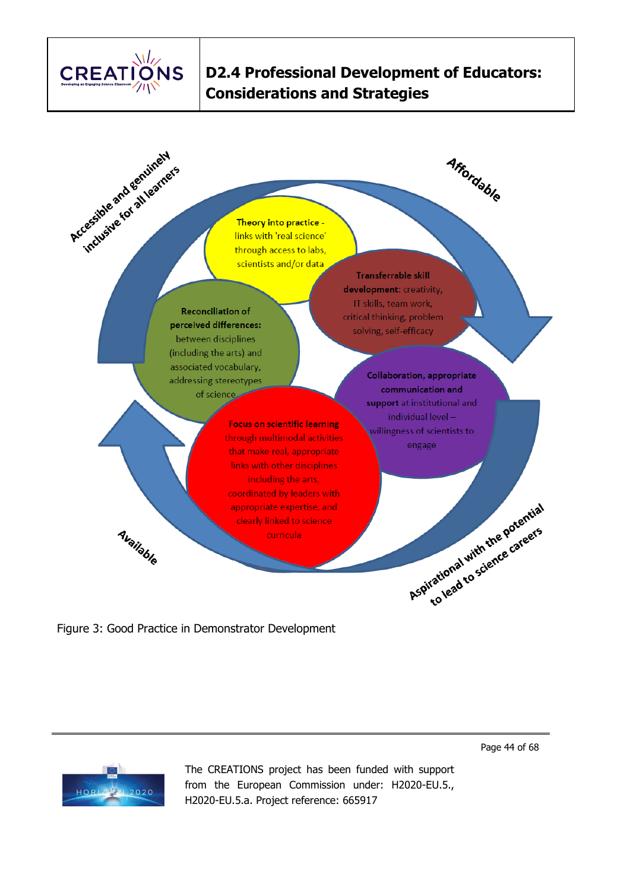Accessible and genuinely inclusive for all learners

Affordable

Theory into practice - links with 'real science' through access to labs, scientists and/or data

Transferrable skill development: creativity, IT skills, team work, critical thinking, problem solving, self-efficacy

Reconciliation of perceived differences: between disciplines (including the arts) and associated vocabulary, addressing stereotypes of science

Collaboration, appropriate communication and support at institutional and individual level – willingness of scientists to engage

Focus on scientific learning through multimodal activities that make real, appropriate links with other disciplines including the arts, coordinated by leaders with appropriate expertise, and clearly linked to science curricula

Available

Aspirational with the potential to lead to science careers

Figure 3: Good Practice in Demonstrator Development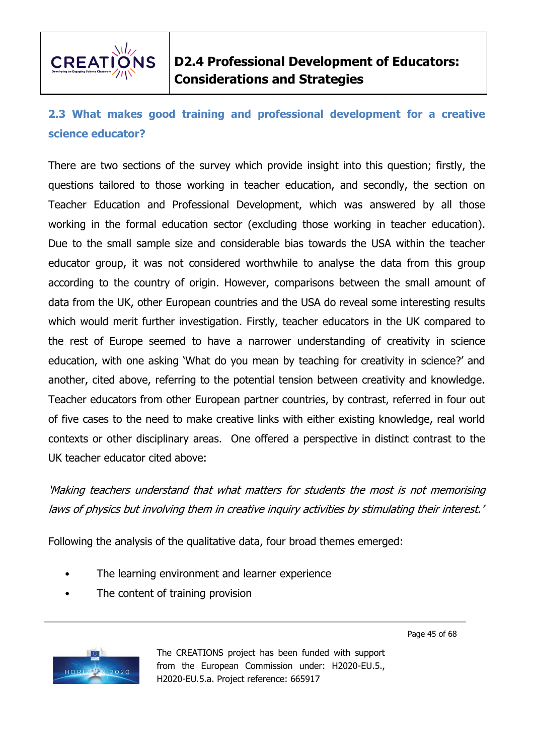## 2.3 What makes good training and professional development for a creative science educator?

There are two sections of the survey which provide insight into this question; firstly, the questions tailored to those working in teacher education, and secondly, the section on Teacher Education and Professional Development, which was answered by all those working in the formal education sector (excluding those working in teacher education). Due to the small sample size and considerable bias towards the USA within the teacher educator group, it was not considered worthwhile to analyse the data from this group according to the country of origin. However, comparisons between the small amount of data from the UK, other European countries and the USA do reveal some interesting results which would merit further investigation. Firstly, teacher educators in the UK compared to the rest of Europe seemed to have a narrower understanding of creativity in science education, with one asking 'What do you mean by teaching for creativity in science?' and another, cited above, referring to the potential tension between creativity and knowledge. Teacher educators from other European partner countries, by contrast, referred in four out of five cases to the need to make creative links with either existing knowledge, real world contexts or other disciplinary areas. One offered a perspective in distinct contrast to the UK teacher educator cited above:

*'Making teachers understand that what matters for students the most is not memorising laws of physics but involving them in creative inquiry activities by stimulating their interest.'*

Following the analysis of the qualitative data, four broad themes emerged:

- The learning environment and learner experience
- The content of training provision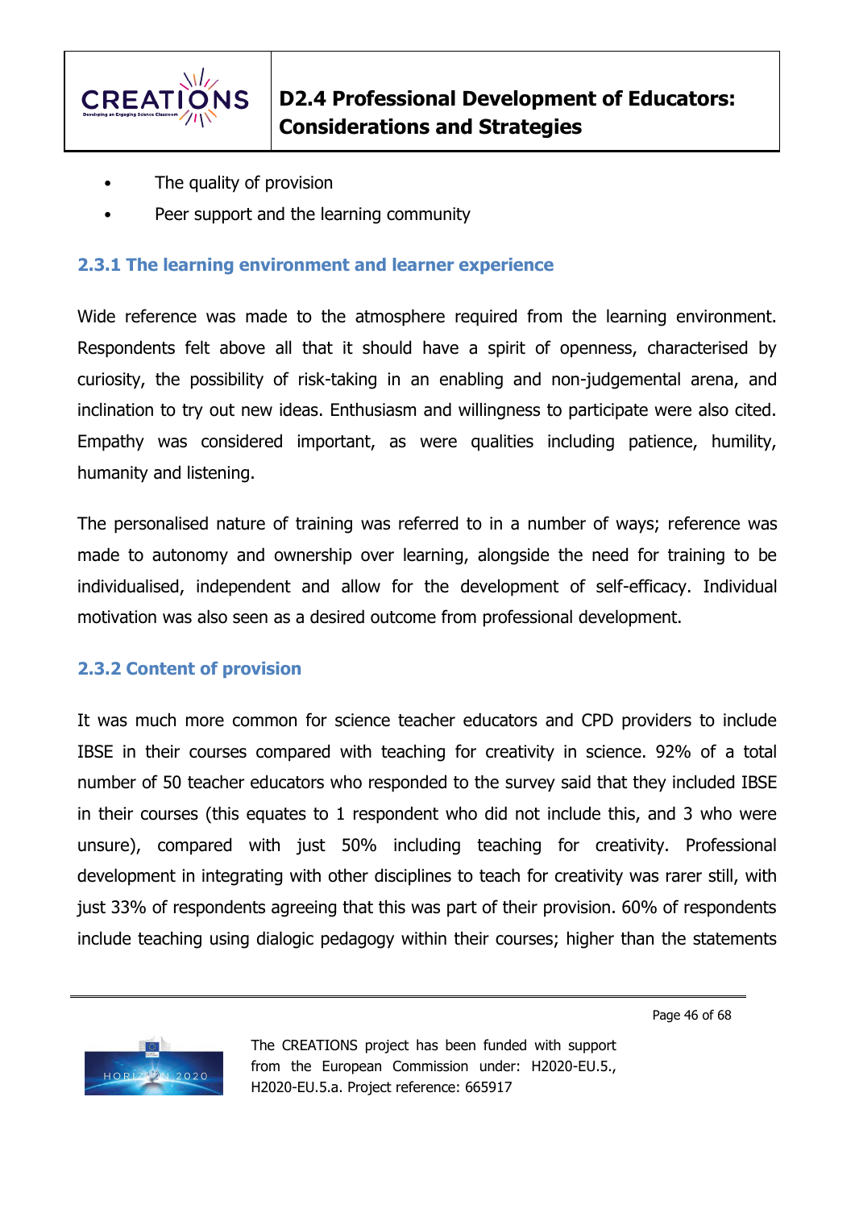- The quality of provision
- Peer support and the learning community

### 2.3.1 The learning environment and learner experience

Wide reference was made to the atmosphere required from the learning environment. Respondents felt above all that it should have a spirit of openness, characterised by curiosity, the possibility of risk-taking in an enabling and non-judgemental arena, and inclination to try out new ideas. Enthusiasm and willingness to participate were also cited. Empathy was considered important, as were qualities including patience, humility, humanity and listening.

The personalised nature of training was referred to in a number of ways; reference was made to autonomy and ownership over learning, alongside the need for training to be individualised, independent and allow for the development of self-efficacy. Individual motivation was also seen as a desired outcome from professional development.

### 2.3.2 Content of provision

It was much more common for science teacher educators and CPD providers to include IBSE in their courses compared with teaching for creativity in science. 92% of a total number of 50 teacher educators who responded to the survey said that they included IBSE in their courses (this equates to 1 respondent who did not include this, and 3 who were unsure), compared with just 50% including teaching for creativity. Professional development in integrating with other disciplines to teach for creativity was rarer still, with just 33% of respondents agreeing that this was part of their provision. 60% of respondents include teaching using dialogic pedagogy within their courses; higher than the statements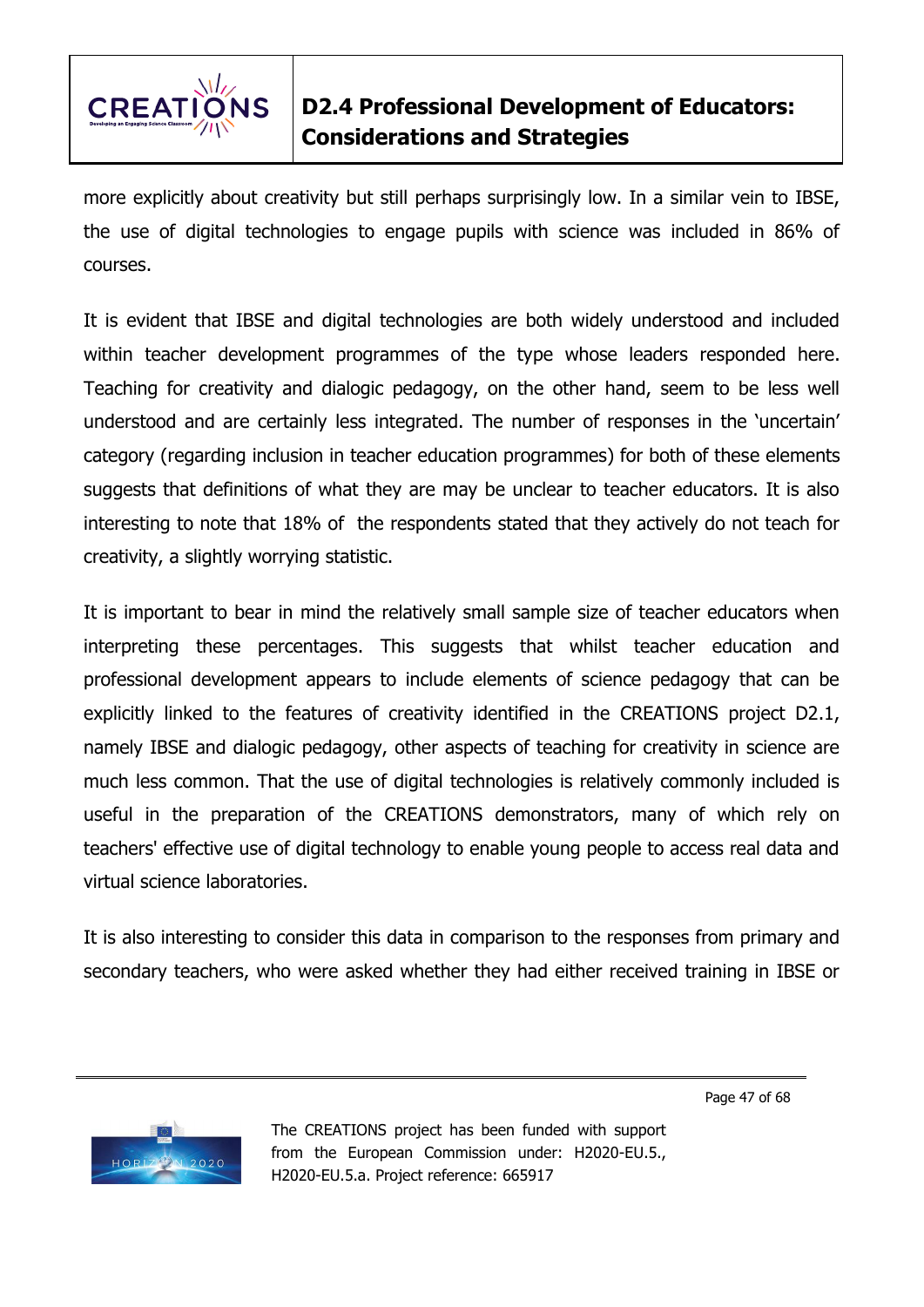more explicitly about creativity but still perhaps surprisingly low. In a similar vein to IBSE, the use of digital technologies to engage pupils with science was included in 86% of courses.

It is evident that IBSE and digital technologies are both widely understood and included within teacher development programmes of the type whose leaders responded here. Teaching for creativity and dialogic pedagogy, on the other hand, seem to be less well understood and are certainly less integrated. The number of responses in the 'uncertain' category (regarding inclusion in teacher education programmes) for both of these elements suggests that definitions of what they are may be unclear to teacher educators. It is also interesting to note that 18% of the respondents stated that they actively do not teach for creativity, a slightly worrying statistic.

It is important to bear in mind the relatively small sample size of teacher educators when interpreting these percentages. This suggests that whilst teacher education and professional development appears to include elements of science pedagogy that can be explicitly linked to the features of creativity identified in the CREATIONS project D2.1, namely IBSE and dialogic pedagogy, other aspects of teaching for creativity in science are much less common. That the use of digital technologies is relatively commonly included is useful in the preparation of the CREATIONS demonstrators, many of which rely on teachers' effective use of digital technology to enable young people to access real data and virtual science laboratories.

It is also interesting to consider this data in comparison to the responses from primary and secondary teachers, who were asked whether they had either received training in IBSE or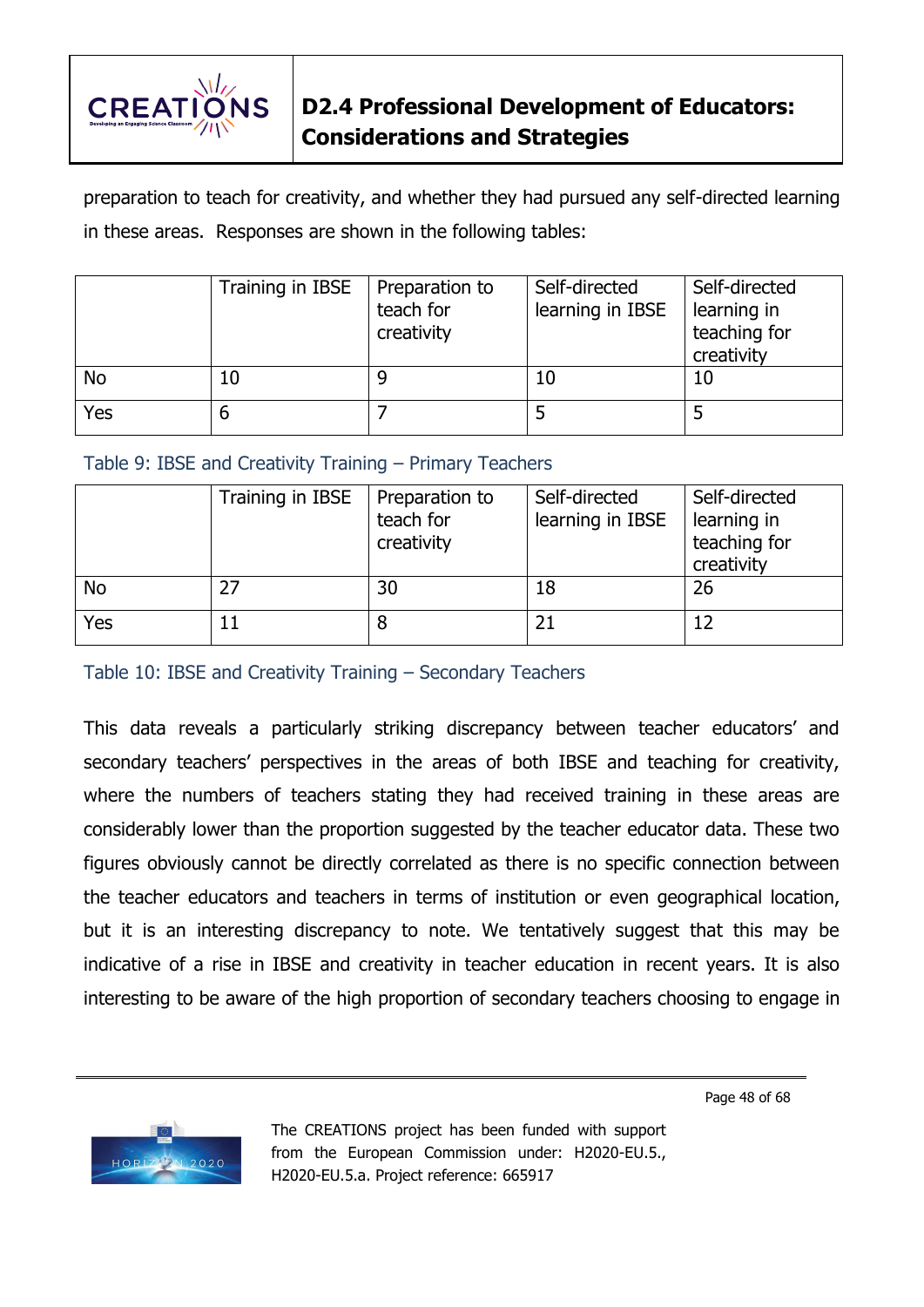preparation to teach for creativity, and whether they had pursued any self-directed learning in these areas.  Responses are shown in the following tables:

| | Training in IBSE | Preparation to teach for creativity | Self-directed learning in IBSE | Self-directed learning in teaching for creativity |
|---|---|---|---|---|
| No | 10 | 9 | 10 | 10 |
| Yes | 6 | 7 | 5 | 5 |

Table 9: IBSE and Creativity Training – Primary Teachers

| | Training in IBSE | Preparation to teach for creativity | Self-directed learning in IBSE | Self-directed learning in teaching for creativity |
|---|---|---|---|---|
| No | 27 | 30 | 18 | 26 |
| Yes | 11 | 8 | 21 | 12 |

Table 10: IBSE and Creativity Training – Secondary Teachers

This data reveals a particularly striking discrepancy between teacher educators' and secondary teachers' perspectives in the areas of both IBSE and teaching for creativity, where the numbers of teachers stating they had received training in these areas are considerably lower than the proportion suggested by the teacher educator data. These two figures obviously cannot be directly correlated as there is no specific connection between the teacher educators and teachers in terms of institution or even geographical location, but it is an interesting discrepancy to note. We tentatively suggest that this may be indicative of a rise in IBSE and creativity in teacher education in recent years. It is also interesting to be aware of the high proportion of secondary teachers choosing to engage in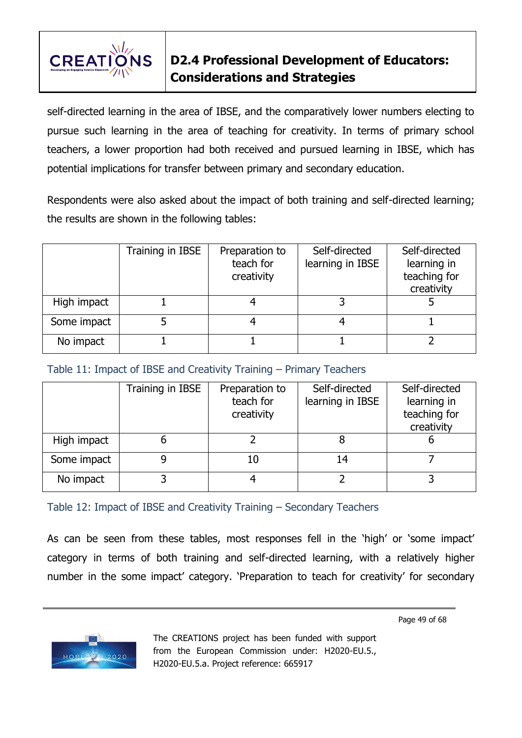self-directed learning in the area of IBSE, and the comparatively lower numbers electing to pursue such learning in the area of teaching for creativity. In terms of primary school teachers, a lower proportion had both received and pursued learning in IBSE, which has potential implications for transfer between primary and secondary education.

Respondents were also asked about the impact of both training and self-directed learning; the results are shown in the following tables:

| | Training in IBSE | Preparation to teach for creativity | Self-directed learning in IBSE | Self-directed learning in teaching for creativity |
|---|---|---|---|---|
| High impact | 1 | 4 | 3 | 5 |
| Some impact | 5 | 4 | 4 | 1 |
| No impact | 1 | 1 | 1 | 2 |

Table 11: Impact of IBSE and Creativity Training – Primary Teachers

| | Training in IBSE | Preparation to teach for creativity | Self-directed learning in IBSE | Self-directed learning in teaching for creativity |
|---|---|---|---|---|
| High impact | 6 | 2 | 8 | 6 |
| Some impact | 9 | 10 | 14 | 7 |
| No impact | 3 | 4 | 2 | 3 |

Table 12: Impact of IBSE and Creativity Training – Secondary Teachers

As can be seen from these tables, most responses fell in the 'high' or 'some impact' category in terms of both training and self-directed learning, with a relatively higher number in the some impact' category. 'Preparation to teach for creativity' for secondary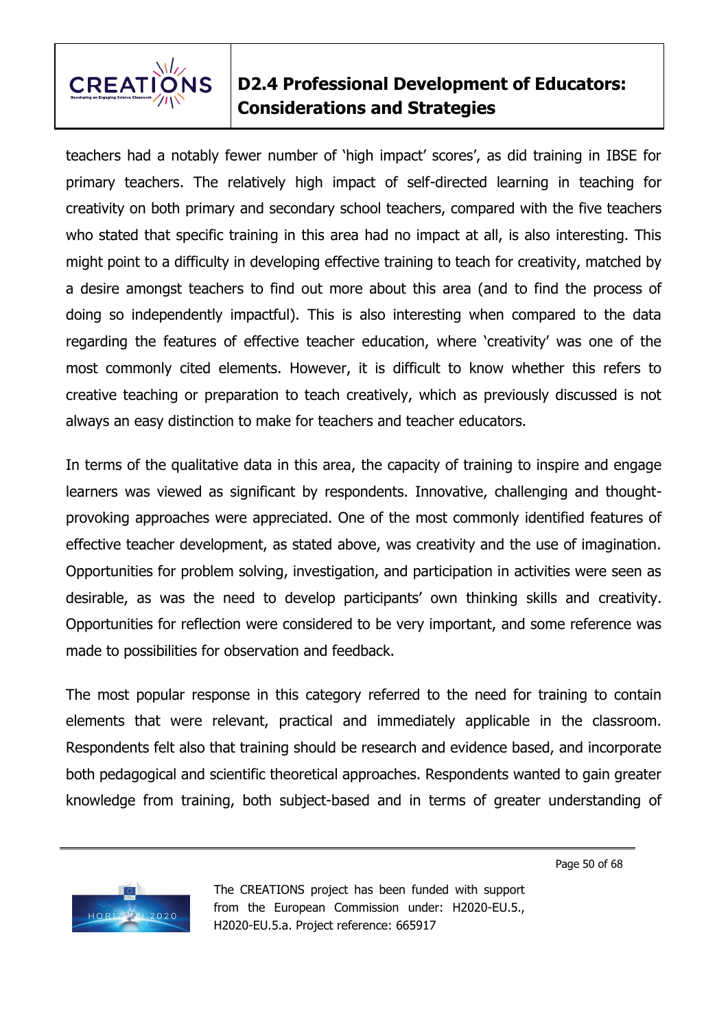teachers had a notably fewer number of 'high impact' scores', as did training in IBSE for primary teachers. The relatively high impact of self-directed learning in teaching for creativity on both primary and secondary school teachers, compared with the five teachers who stated that specific training in this area had no impact at all, is also interesting. This might point to a difficulty in developing effective training to teach for creativity, matched by a desire amongst teachers to find out more about this area (and to find the process of doing so independently impactful). This is also interesting when compared to the data regarding the features of effective teacher education, where 'creativity' was one of the most commonly cited elements. However, it is difficult to know whether this refers to creative teaching or preparation to teach creatively, which as previously discussed is not always an easy distinction to make for teachers and teacher educators.

In terms of the qualitative data in this area, the capacity of training to inspire and engage learners was viewed as significant by respondents. Innovative, challenging and thought-provoking approaches were appreciated. One of the most commonly identified features of effective teacher development, as stated above, was creativity and the use of imagination. Opportunities for problem solving, investigation, and participation in activities were seen as desirable, as was the need to develop participants' own thinking skills and creativity. Opportunities for reflection were considered to be very important, and some reference was made to possibilities for observation and feedback.

The most popular response in this category referred to the need for training to contain elements that were relevant, practical and immediately applicable in the classroom. Respondents felt also that training should be research and evidence based, and incorporate both pedagogical and scientific theoretical approaches. Respondents wanted to gain greater knowledge from training, both subject-based and in terms of greater understanding of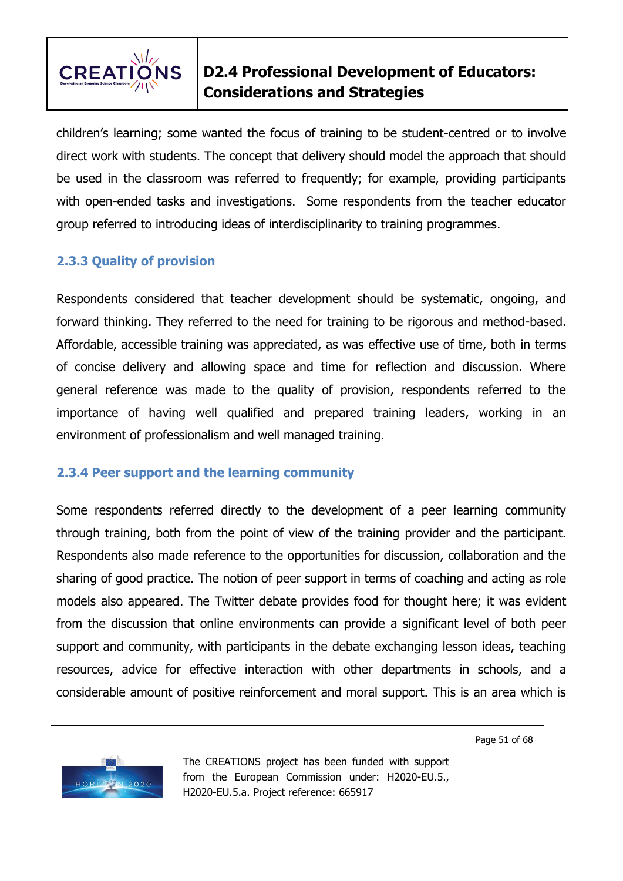children's learning; some wanted the focus of training to be student-centred or to involve direct work with students. The concept that delivery should model the approach that should be used in the classroom was referred to frequently; for example, providing participants with open-ended tasks and investigations. Some respondents from the teacher educator group referred to introducing ideas of interdisciplinarity to training programmes.

### 2.3.3 Quality of provision

Respondents considered that teacher development should be systematic, ongoing, and forward thinking. They referred to the need for training to be rigorous and method-based. Affordable, accessible training was appreciated, as was effective use of time, both in terms of concise delivery and allowing space and time for reflection and discussion. Where general reference was made to the quality of provision, respondents referred to the importance of having well qualified and prepared training leaders, working in an environment of professionalism and well managed training.

### 2.3.4 Peer support and the learning community

Some respondents referred directly to the development of a peer learning community through training, both from the point of view of the training provider and the participant. Respondents also made reference to the opportunities for discussion, collaboration and the sharing of good practice. The notion of peer support in terms of coaching and acting as role models also appeared. The Twitter debate provides food for thought here; it was evident from the discussion that online environments can provide a significant level of both peer support and community, with participants in the debate exchanging lesson ideas, teaching resources, advice for effective interaction with other departments in schools, and a considerable amount of positive reinforcement and moral support. This is an area which is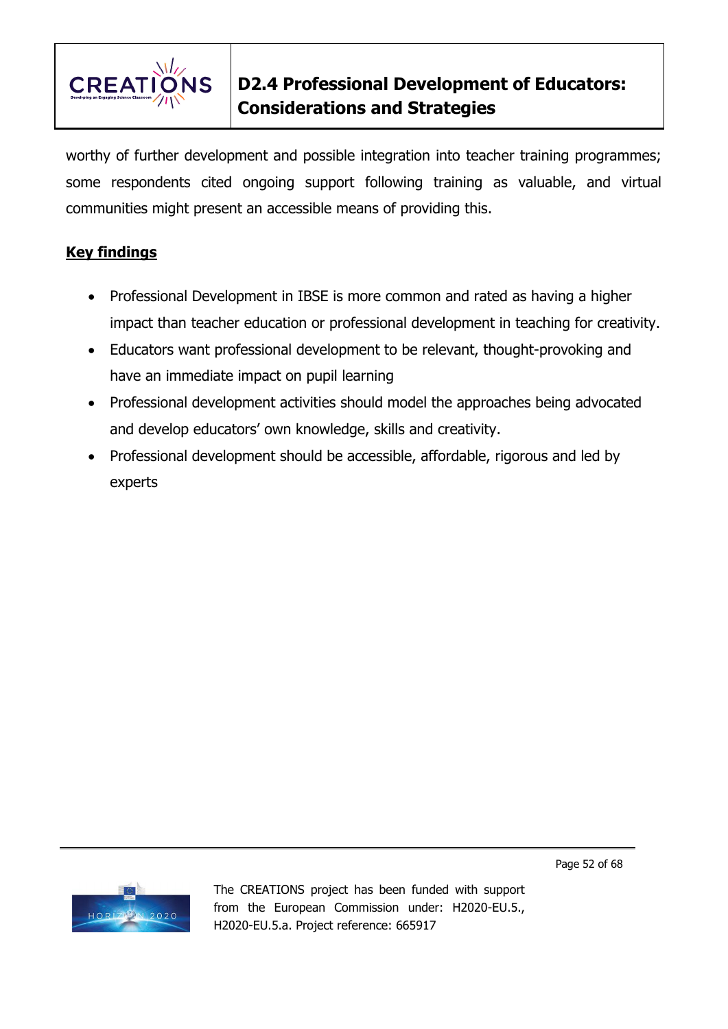worthy of further development and possible integration into teacher training programmes; some respondents cited ongoing support following training as valuable, and virtual communities might present an accessible means of providing this.

**Key findings**

- Professional Development in IBSE is more common and rated as having a higher impact than teacher education or professional development in teaching for creativity.
- Educators want professional development to be relevant, thought-provoking and have an immediate impact on pupil learning
- Professional development activities should model the approaches being advocated and develop educators' own knowledge, skills and creativity.
- Professional development should be accessible, affordable, rigorous and led by experts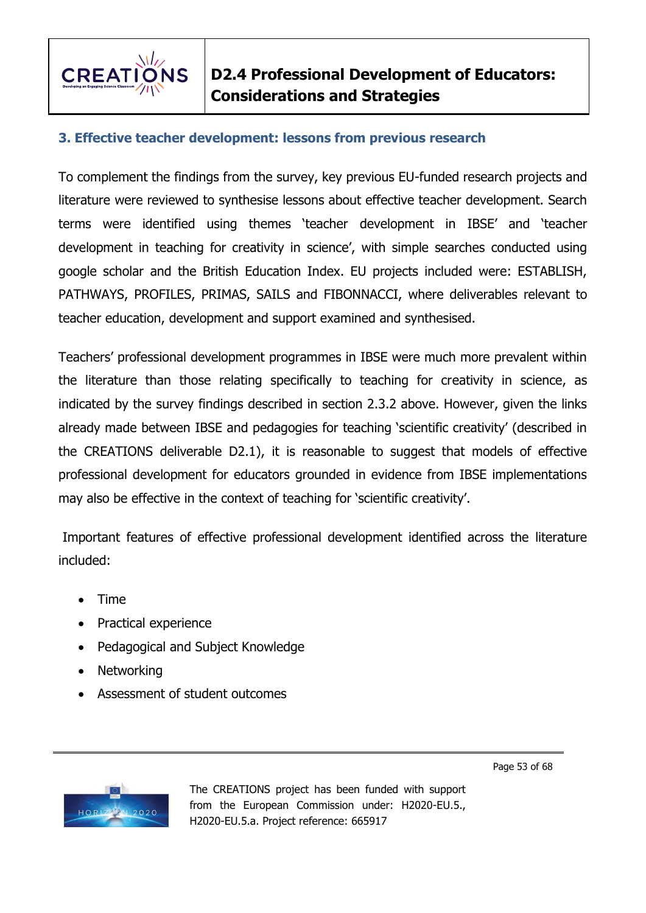## 3. Effective teacher development: lessons from previous research

To complement the findings from the survey, key previous EU-funded research projects and literature were reviewed to synthesise lessons about effective teacher development. Search terms were identified using themes 'teacher development in IBSE' and 'teacher development in teaching for creativity in science', with simple searches conducted using google scholar and the British Education Index. EU projects included were: ESTABLISH, PATHWAYS, PROFILES, PRIMAS, SAILS and FIBONNACCI, where deliverables relevant to teacher education, development and support examined and synthesised.

Teachers' professional development programmes in IBSE were much more prevalent within the literature than those relating specifically to teaching for creativity in science, as indicated by the survey findings described in section 2.3.2 above. However, given the links already made between IBSE and pedagogies for teaching 'scientific creativity' (described in the CREATIONS deliverable D2.1), it is reasonable to suggest that models of effective professional development for educators grounded in evidence from IBSE implementations may also be effective in the context of teaching for 'scientific creativity'.

Important features of effective professional development identified across the literature included:

- Time
- Practical experience
- Pedagogical and Subject Knowledge
- Networking
- Assessment of student outcomes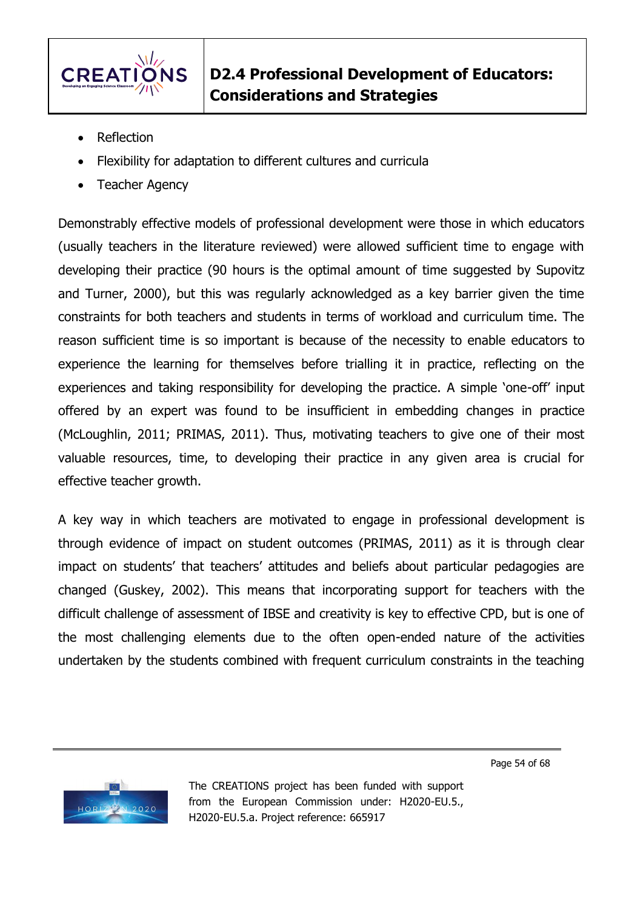- Reflection
- Flexibility for adaptation to different cultures and curricula
- Teacher Agency

Demonstrably effective models of professional development were those in which educators (usually teachers in the literature reviewed) were allowed sufficient time to engage with developing their practice (90 hours is the optimal amount of time suggested by Supovitz and Turner, 2000), but this was regularly acknowledged as a key barrier given the time constraints for both teachers and students in terms of workload and curriculum time. The reason sufficient time is so important is because of the necessity to enable educators to experience the learning for themselves before trialling it in practice, reflecting on the experiences and taking responsibility for developing the practice. A simple 'one-off' input offered by an expert was found to be insufficient in embedding changes in practice (McLoughlin, 2011; PRIMAS, 2011). Thus, motivating teachers to give one of their most valuable resources, time, to developing their practice in any given area is crucial for effective teacher growth.

A key way in which teachers are motivated to engage in professional development is through evidence of impact on student outcomes (PRIMAS, 2011) as it is through clear impact on students' that teachers' attitudes and beliefs about particular pedagogies are changed (Guskey, 2002). This means that incorporating support for teachers with the difficult challenge of assessment of IBSE and creativity is key to effective CPD, but is one of the most challenging elements due to the often open-ended nature of the activities undertaken by the students combined with frequent curriculum constraints in the teaching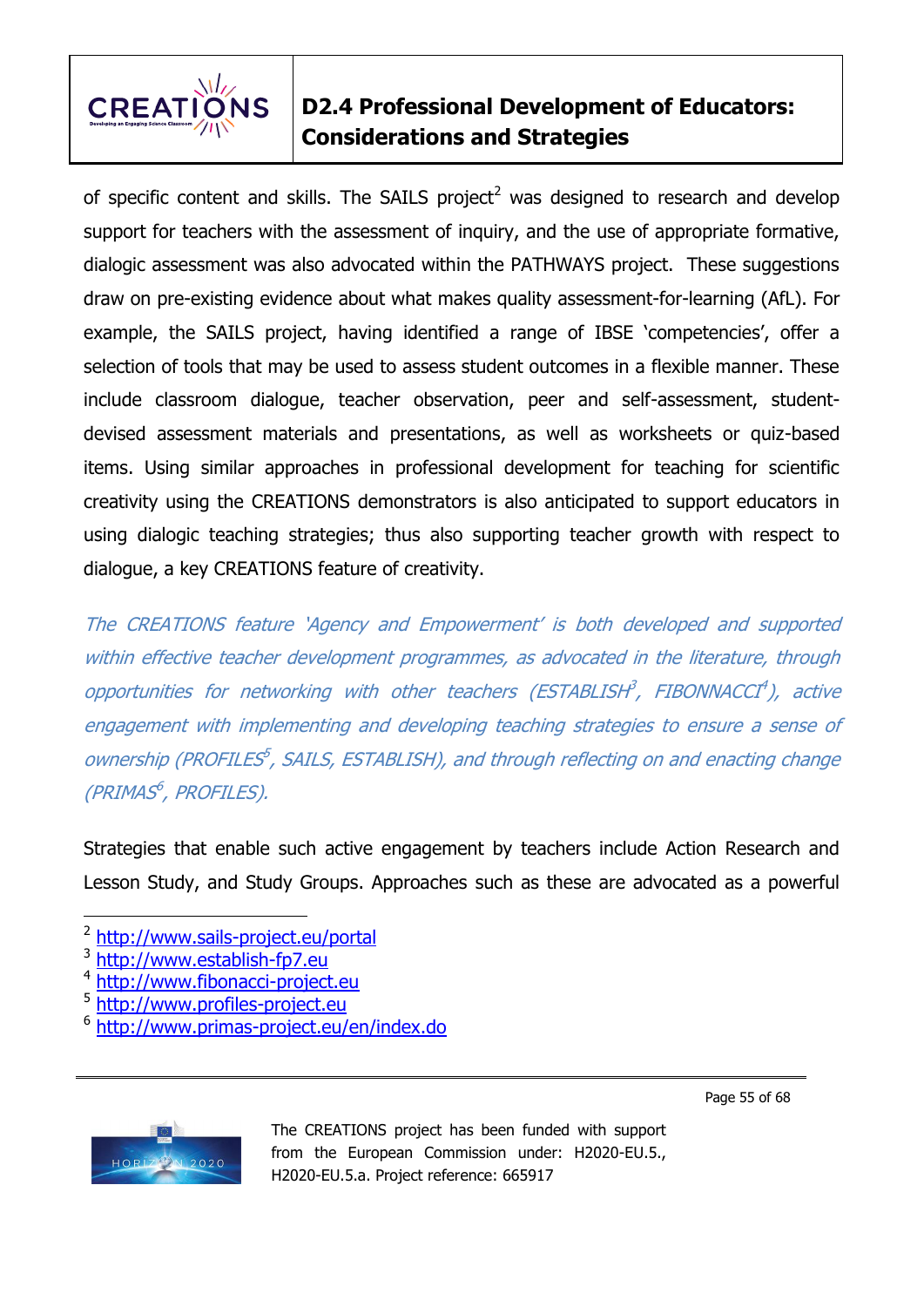of specific content and skills. The SAILS project[2] was designed to research and develop support for teachers with the assessment of inquiry, and the use of appropriate formative, dialogic assessment was also advocated within the PATHWAYS project. These suggestions draw on pre-existing evidence about what makes quality assessment-for-learning (AfL). For example, the SAILS project, having identified a range of IBSE 'competencies', offer a selection of tools that may be used to assess student outcomes in a flexible manner. These include classroom dialogue, teacher observation, peer and self-assessment, student-devised assessment materials and presentations, as well as worksheets or quiz-based items. Using similar approaches in professional development for teaching for scientific creativity using the CREATIONS demonstrators is also anticipated to support educators in using dialogic teaching strategies; thus also supporting teacher growth with respect to dialogue, a key CREATIONS feature of creativity.

*The CREATIONS feature 'Agency and Empowerment' is both developed and supported within effective teacher development programmes, as advocated in the literature, through opportunities for networking with other teachers (ESTABLISH[3], FIBONNACCI[4]), active engagement with implementing and developing teaching strategies to ensure a sense of ownership (PROFILES[5], SAILS, ESTABLISH), and through reflecting on and enacting change (PRIMAS[6], PROFILES).*

Strategies that enable such active engagement by teachers include Action Research and Lesson Study, and Study Groups. Approaches such as these are advocated as a powerful

---

[2] http://www.sails-project.eu/portal
[3] http://www.establish-fp7.eu
[4] http://www.fibonacci-project.eu
[5] http://www.profiles-project.eu
[6] http://www.primas-project.eu/en/index.do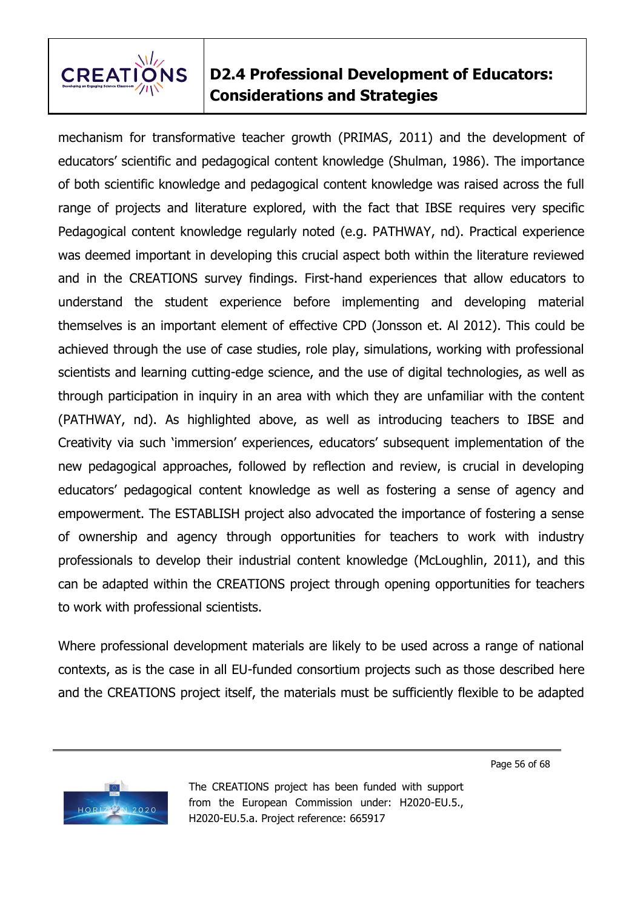mechanism for transformative teacher growth (PRIMAS, 2011) and the development of educators' scientific and pedagogical content knowledge (Shulman, 1986). The importance of both scientific knowledge and pedagogical content knowledge was raised across the full range of projects and literature explored, with the fact that IBSE requires very specific Pedagogical content knowledge regularly noted (e.g. PATHWAY, nd). Practical experience was deemed important in developing this crucial aspect both within the literature reviewed and in the CREATIONS survey findings. First-hand experiences that allow educators to understand the student experience before implementing and developing material themselves is an important element of effective CPD (Jonsson et. Al 2012). This could be achieved through the use of case studies, role play, simulations, working with professional scientists and learning cutting-edge science, and the use of digital technologies, as well as through participation in inquiry in an area with which they are unfamiliar with the content (PATHWAY, nd). As highlighted above, as well as introducing teachers to IBSE and Creativity via such 'immersion' experiences, educators' subsequent implementation of the new pedagogical approaches, followed by reflection and review, is crucial in developing educators' pedagogical content knowledge as well as fostering a sense of agency and empowerment. The ESTABLISH project also advocated the importance of fostering a sense of ownership and agency through opportunities for teachers to work with industry professionals to develop their industrial content knowledge (McLoughlin, 2011), and this can be adapted within the CREATIONS project through opening opportunities for teachers to work with professional scientists.

Where professional development materials are likely to be used across a range of national contexts, as is the case in all EU-funded consortium projects such as those described here and the CREATIONS project itself, the materials must be sufficiently flexible to be adapted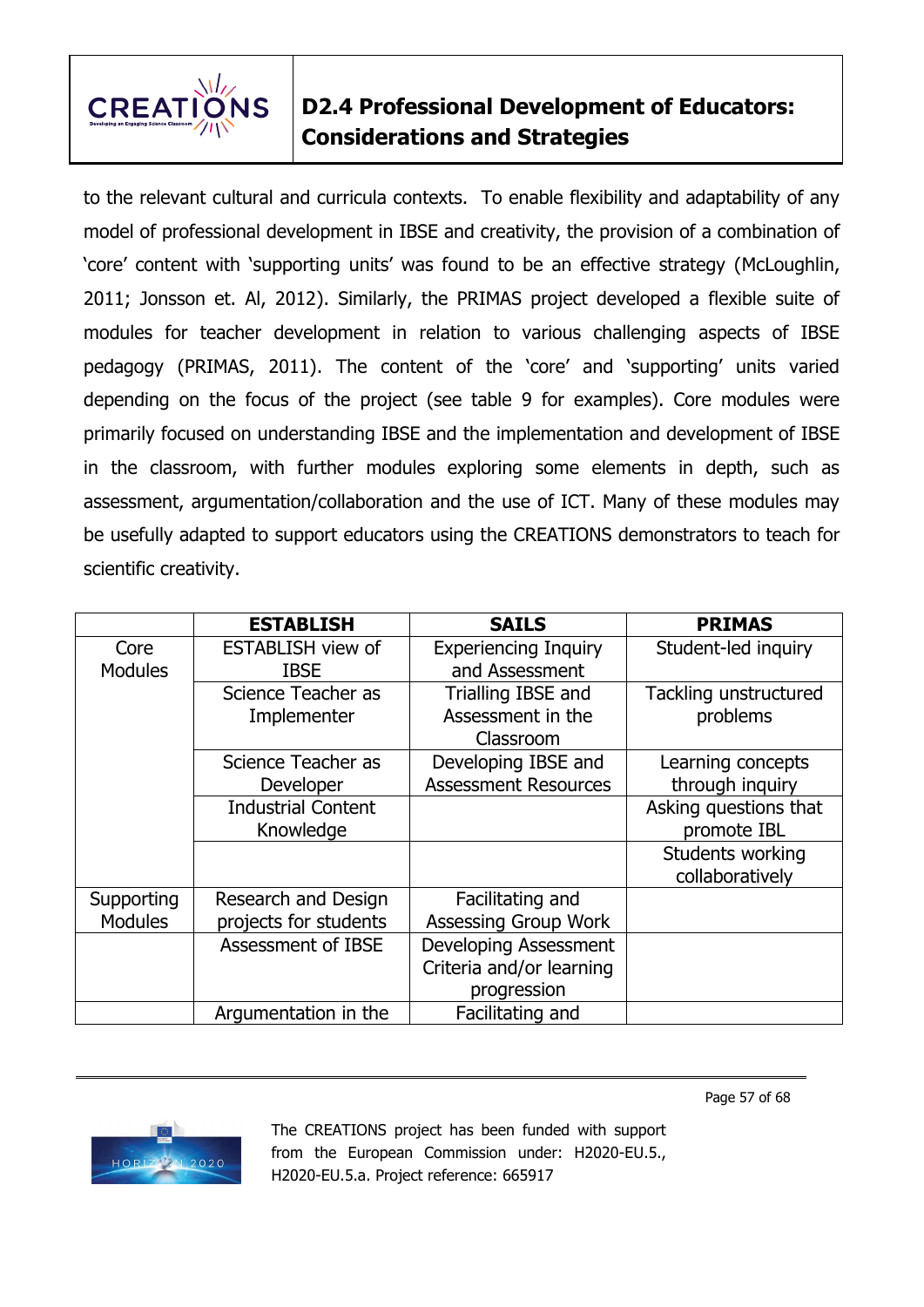to the relevant cultural and curricula contexts. To enable flexibility and adaptability of any model of professional development in IBSE and creativity, the provision of a combination of 'core' content with 'supporting units' was found to be an effective strategy (McLoughlin, 2011; Jonsson et. Al, 2012). Similarly, the PRIMAS project developed a flexible suite of modules for teacher development in relation to various challenging aspects of IBSE pedagogy (PRIMAS, 2011). The content of the 'core' and 'supporting' units varied depending on the focus of the project (see table 9 for examples). Core modules were primarily focused on understanding IBSE and the implementation and development of IBSE in the classroom, with further modules exploring some elements in depth, such as assessment, argumentation/collaboration and the use of ICT. Many of these modules may be usefully adapted to support educators using the CREATIONS demonstrators to teach for scientific creativity.

| | ESTABLISH | SAILS | PRIMAS |
|---|---|---|---|
| Core Modules | ESTABLISH view of IBSE | Experiencing Inquiry and Assessment | Student-led inquiry |
| | Science Teacher as Implementer | Trialling IBSE and Assessment in the Classroom | Tackling unstructured problems |
| | Science Teacher as Developer | Developing IBSE and Assessment Resources | Learning concepts through inquiry |
| | Industrial Content Knowledge | | Asking questions that promote IBL |
| | | | Students working collaboratively |
| Supporting Modules | Research and Design projects for students | Facilitating and Assessing Group Work | |
| | Assessment of IBSE | Developing Assessment Criteria and/or learning progression | |
| | Argumentation in the | Facilitating and | |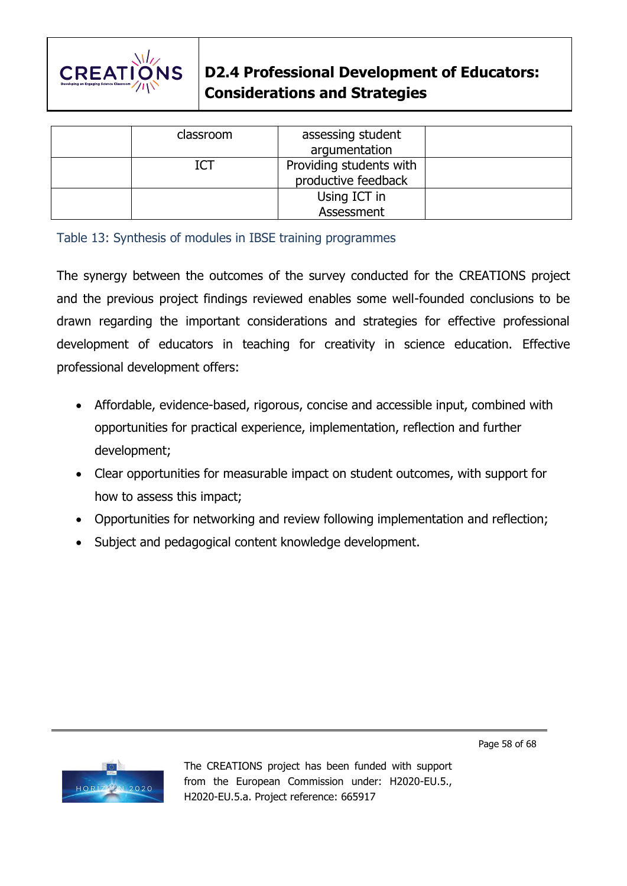| | | | |
|---|---|---|---|
| | classroom | assessing student argumentation | |
| | ICT | Providing students with productive feedback | |
| | | Using ICT in Assessment | |

Table 13: Synthesis of modules in IBSE training programmes

The synergy between the outcomes of the survey conducted for the CREATIONS project and the previous project findings reviewed enables some well-founded conclusions to be drawn regarding the important considerations and strategies for effective professional development of educators in teaching for creativity in science education. Effective professional development offers:

- Affordable, evidence-based, rigorous, concise and accessible input, combined with opportunities for practical experience, implementation, reflection and further development;
- Clear opportunities for measurable impact on student outcomes, with support for how to assess this impact;
- Opportunities for networking and review following implementation and reflection;
- Subject and pedagogical content knowledge development.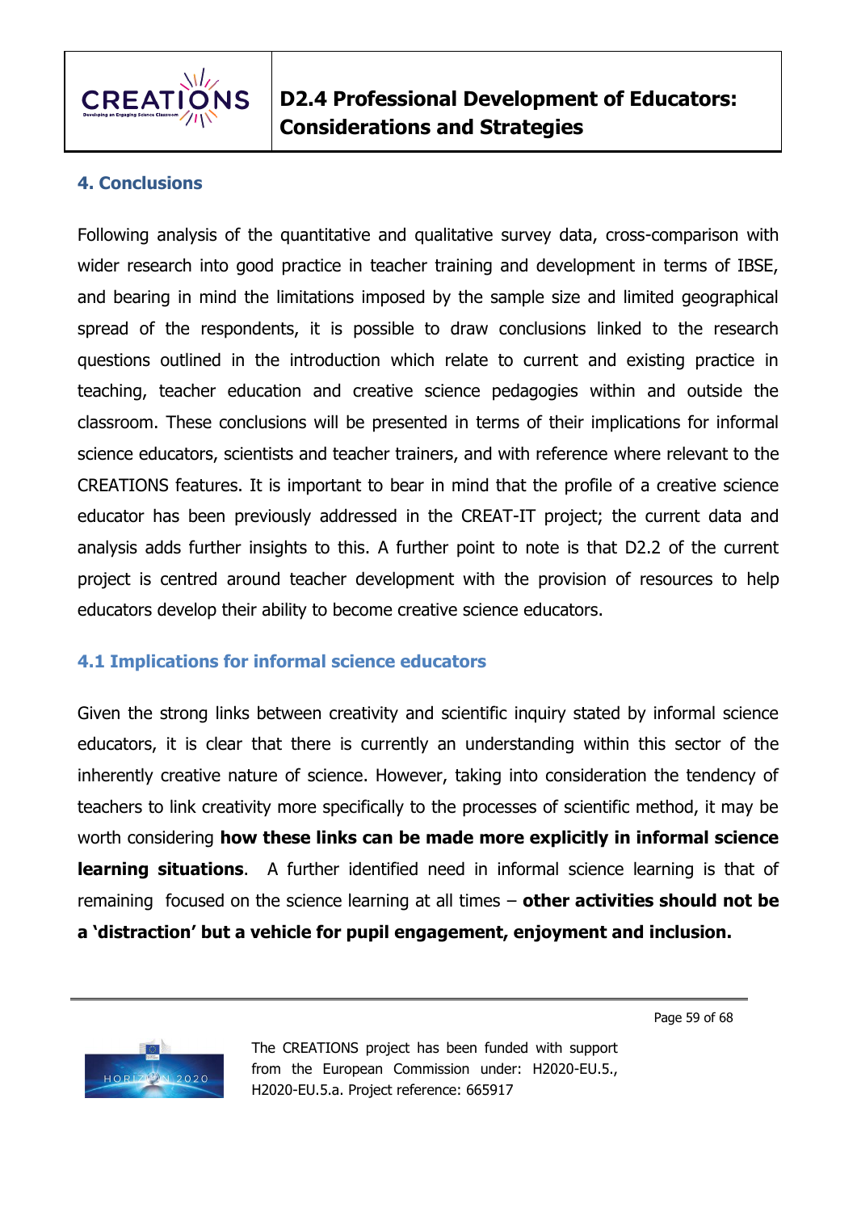## 4. Conclusions

Following analysis of the quantitative and qualitative survey data, cross-comparison with wider research into good practice in teacher training and development in terms of IBSE, and bearing in mind the limitations imposed by the sample size and limited geographical spread of the respondents, it is possible to draw conclusions linked to the research questions outlined in the introduction which relate to current and existing practice in teaching, teacher education and creative science pedagogies within and outside the classroom. These conclusions will be presented in terms of their implications for informal science educators, scientists and teacher trainers, and with reference where relevant to the CREATIONS features. It is important to bear in mind that the profile of a creative science educator has been previously addressed in the CREAT-IT project; the current data and analysis adds further insights to this. A further point to note is that D2.2 of the current project is centred around teacher development with the provision of resources to help educators develop their ability to become creative science educators.

### 4.1 Implications for informal science educators

Given the strong links between creativity and scientific inquiry stated by informal science educators, it is clear that there is currently an understanding within this sector of the inherently creative nature of science. However, taking into consideration the tendency of teachers to link creativity more specifically to the processes of scientific method, it may be worth considering **how these links can be made more explicitly in informal science learning situations**. A further identified need in informal science learning is that of remaining focused on the science learning at all times – **other activities should not be a 'distraction' but a vehicle for pupil engagement, enjoyment and inclusion.**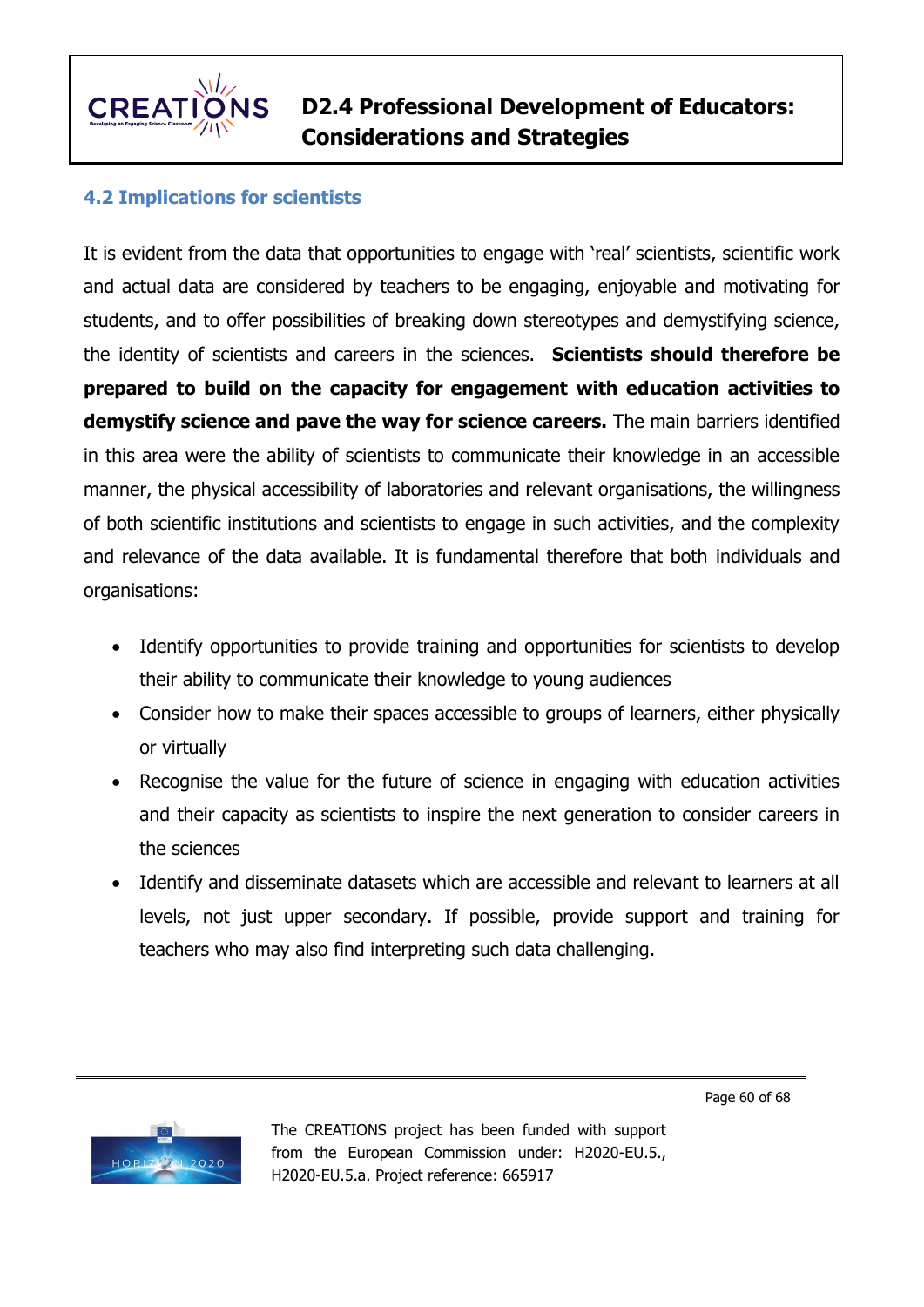## 4.2 Implications for scientists

It is evident from the data that opportunities to engage with 'real' scientists, scientific work and actual data are considered by teachers to be engaging, enjoyable and motivating for students, and to offer possibilities of breaking down stereotypes and demystifying science, the identity of scientists and careers in the sciences. **Scientists should therefore be prepared to build on the capacity for engagement with education activities to demystify science and pave the way for science careers.** The main barriers identified in this area were the ability of scientists to communicate their knowledge in an accessible manner, the physical accessibility of laboratories and relevant organisations, the willingness of both scientific institutions and scientists to engage in such activities, and the complexity and relevance of the data available. It is fundamental therefore that both individuals and organisations:

- Identify opportunities to provide training and opportunities for scientists to develop their ability to communicate their knowledge to young audiences
- Consider how to make their spaces accessible to groups of learners, either physically or virtually
- Recognise the value for the future of science in engaging with education activities and their capacity as scientists to inspire the next generation to consider careers in the sciences
- Identify and disseminate datasets which are accessible and relevant to learners at all levels, not just upper secondary. If possible, provide support and training for teachers who may also find interpreting such data challenging.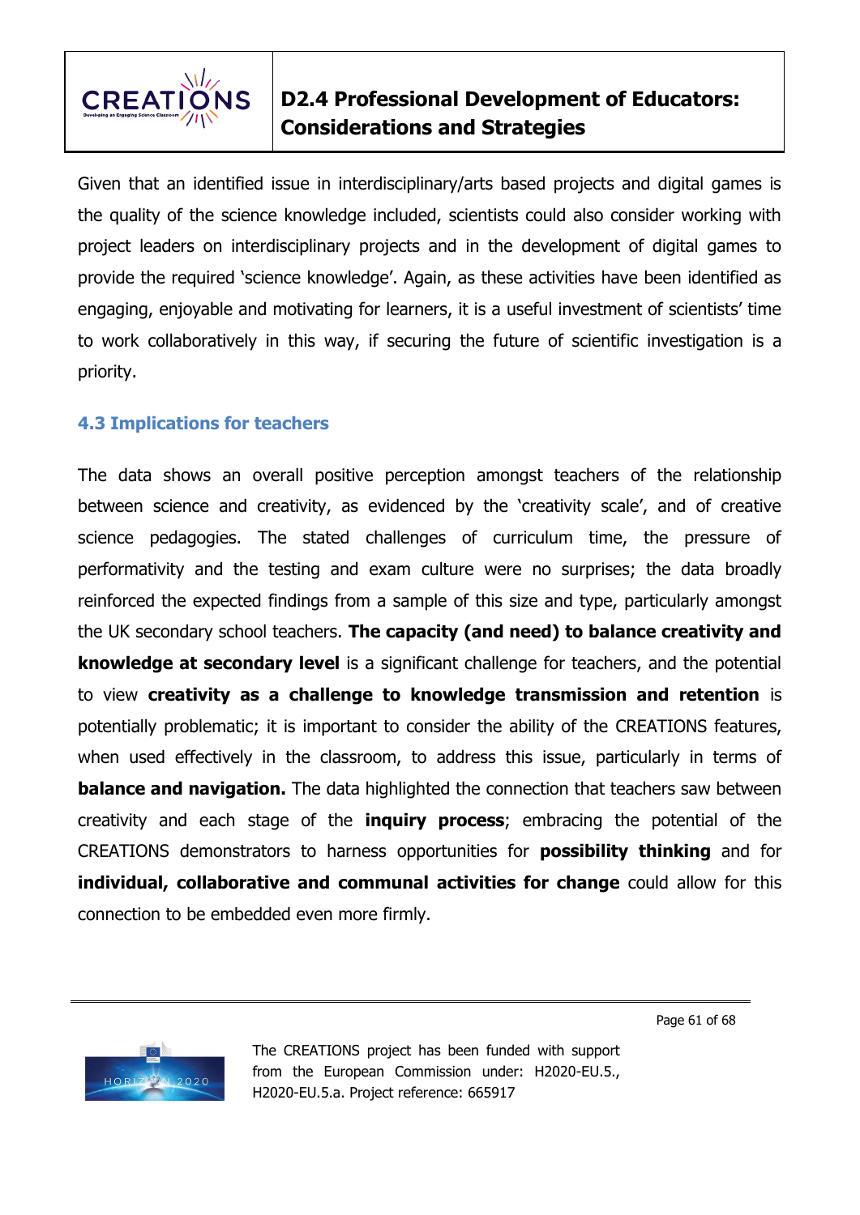Given that an identified issue in interdisciplinary/arts based projects and digital games is the quality of the science knowledge included, scientists could also consider working with project leaders on interdisciplinary projects and in the development of digital games to provide the required 'science knowledge'. Again, as these activities have been identified as engaging, enjoyable and motivating for learners, it is a useful investment of scientists' time to work collaboratively in this way, if securing the future of scientific investigation is a priority.

### 4.3 Implications for teachers

The data shows an overall positive perception amongst teachers of the relationship between science and creativity, as evidenced by the 'creativity scale', and of creative science pedagogies. The stated challenges of curriculum time, the pressure of performativity and the testing and exam culture were no surprises; the data broadly reinforced the expected findings from a sample of this size and type, particularly amongst the UK secondary school teachers. **The capacity (and need) to balance creativity and knowledge at secondary level** is a significant challenge for teachers, and the potential to view **creativity as a challenge to knowledge transmission and retention** is potentially problematic; it is important to consider the ability of the CREATIONS features, when used effectively in the classroom, to address this issue, particularly in terms of **balance and navigation.** The data highlighted the connection that teachers saw between creativity and each stage of the **inquiry process**; embracing the potential of the CREATIONS demonstrators to harness opportunities for **possibility thinking** and for **individual, collaborative and communal activities for change** could allow for this connection to be embedded even more firmly.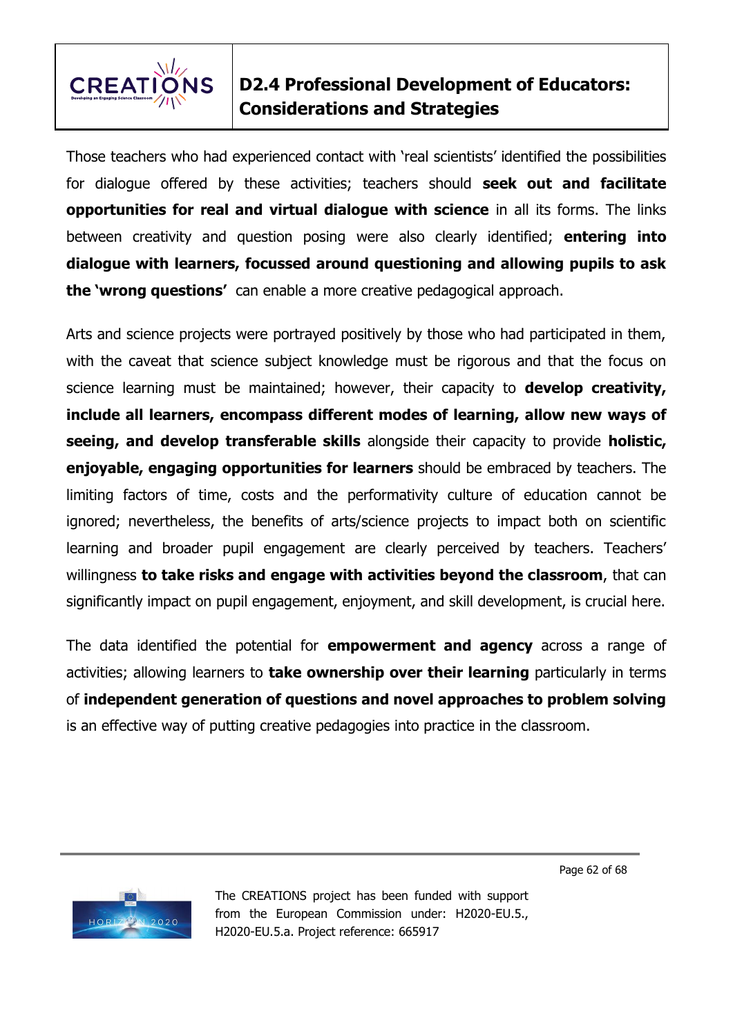Those teachers who had experienced contact with 'real scientists' identified the possibilities for dialogue offered by these activities; teachers should **seek out and facilitate opportunities for real and virtual dialogue with science** in all its forms. The links between creativity and question posing were also clearly identified; **entering into dialogue with learners, focussed around questioning and allowing pupils to ask the 'wrong questions'** can enable a more creative pedagogical approach.

Arts and science projects were portrayed positively by those who had participated in them, with the caveat that science subject knowledge must be rigorous and that the focus on science learning must be maintained; however, their capacity to **develop creativity, include all learners, encompass different modes of learning, allow new ways of seeing, and develop transferable skills** alongside their capacity to provide **holistic, enjoyable, engaging opportunities for learners** should be embraced by teachers. The limiting factors of time, costs and the performativity culture of education cannot be ignored; nevertheless, the benefits of arts/science projects to impact both on scientific learning and broader pupil engagement are clearly perceived by teachers. Teachers' willingness **to take risks and engage with activities beyond the classroom**, that can significantly impact on pupil engagement, enjoyment, and skill development, is crucial here.

The data identified the potential for **empowerment and agency** across a range of activities; allowing learners to **take ownership over their learning** particularly in terms of **independent generation of questions and novel approaches to problem solving** is an effective way of putting creative pedagogies into practice in the classroom.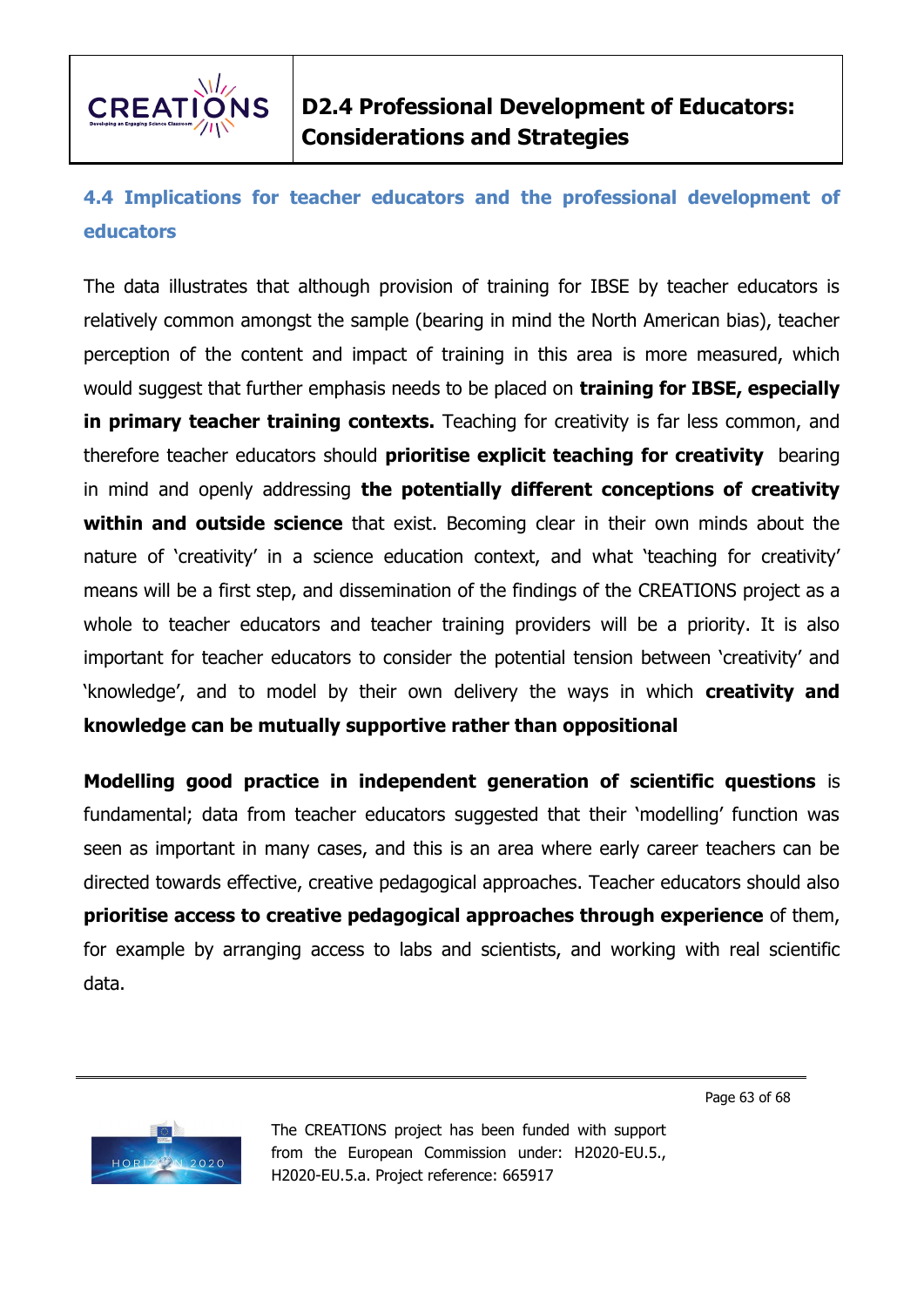### 4.4 Implications for teacher educators and the professional development of educators

The data illustrates that although provision of training for IBSE by teacher educators is relatively common amongst the sample (bearing in mind the North American bias), teacher perception of the content and impact of training in this area is more measured, which would suggest that further emphasis needs to be placed on **training for IBSE, especially in primary teacher training contexts.** Teaching for creativity is far less common, and therefore teacher educators should **prioritise explicit teaching for creativity** bearing in mind and openly addressing **the potentially different conceptions of creativity within and outside science** that exist. Becoming clear in their own minds about the nature of 'creativity' in a science education context, and what 'teaching for creativity' means will be a first step, and dissemination of the findings of the CREATIONS project as a whole to teacher educators and teacher training providers will be a priority. It is also important for teacher educators to consider the potential tension between 'creativity' and 'knowledge', and to model by their own delivery the ways in which **creativity and knowledge can be mutually supportive rather than oppositional**

**Modelling good practice in independent generation of scientific questions** is fundamental; data from teacher educators suggested that their 'modelling' function was seen as important in many cases, and this is an area where early career teachers can be directed towards effective, creative pedagogical approaches. Teacher educators should also **prioritise access to creative pedagogical approaches through experience** of them, for example by arranging access to labs and scientists, and working with real scientific data.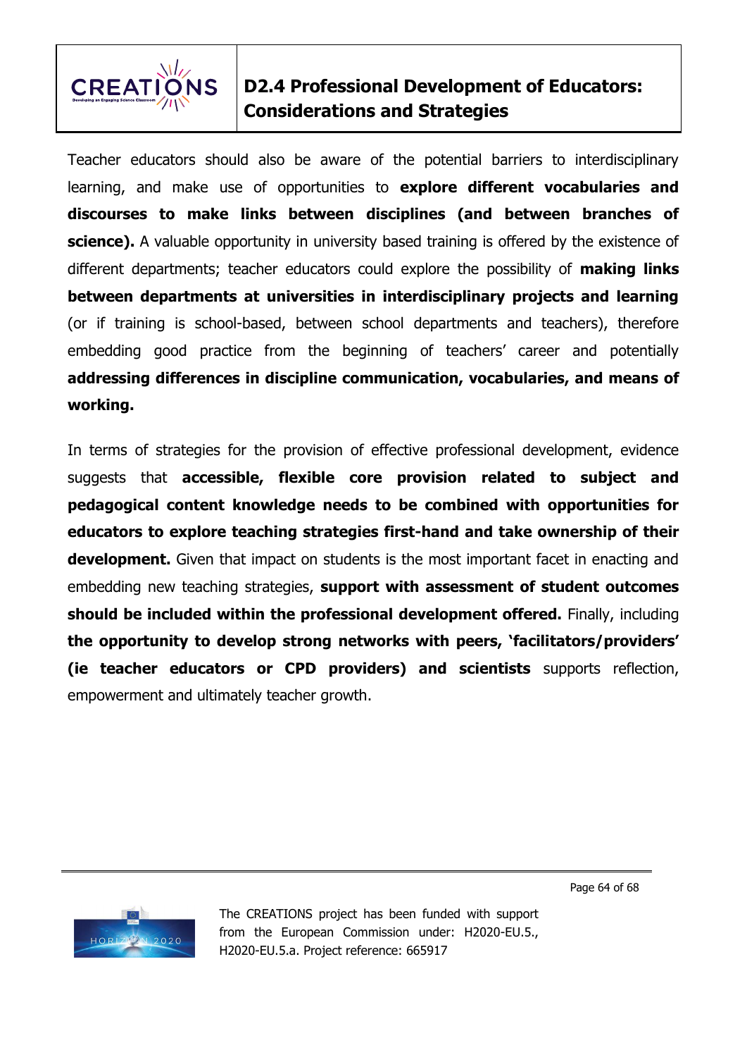Teacher educators should also be aware of the potential barriers to interdisciplinary learning, and make use of opportunities to **explore different vocabularies and discourses to make links between disciplines (and between branches of science).** A valuable opportunity in university based training is offered by the existence of different departments; teacher educators could explore the possibility of **making links between departments at universities in interdisciplinary projects and learning** (or if training is school-based, between school departments and teachers), therefore embedding good practice from the beginning of teachers' career and potentially **addressing differences in discipline communication, vocabularies, and means of working.**

In terms of strategies for the provision of effective professional development, evidence suggests that **accessible, flexible core provision related to subject and pedagogical content knowledge needs to be combined with opportunities for educators to explore teaching strategies first-hand and take ownership of their development.** Given that impact on students is the most important facet in enacting and embedding new teaching strategies, **support with assessment of student outcomes should be included within the professional development offered.** Finally, including **the opportunity to develop strong networks with peers, 'facilitators/providers' (ie teacher educators or CPD providers) and scientists** supports reflection, empowerment and ultimately teacher growth.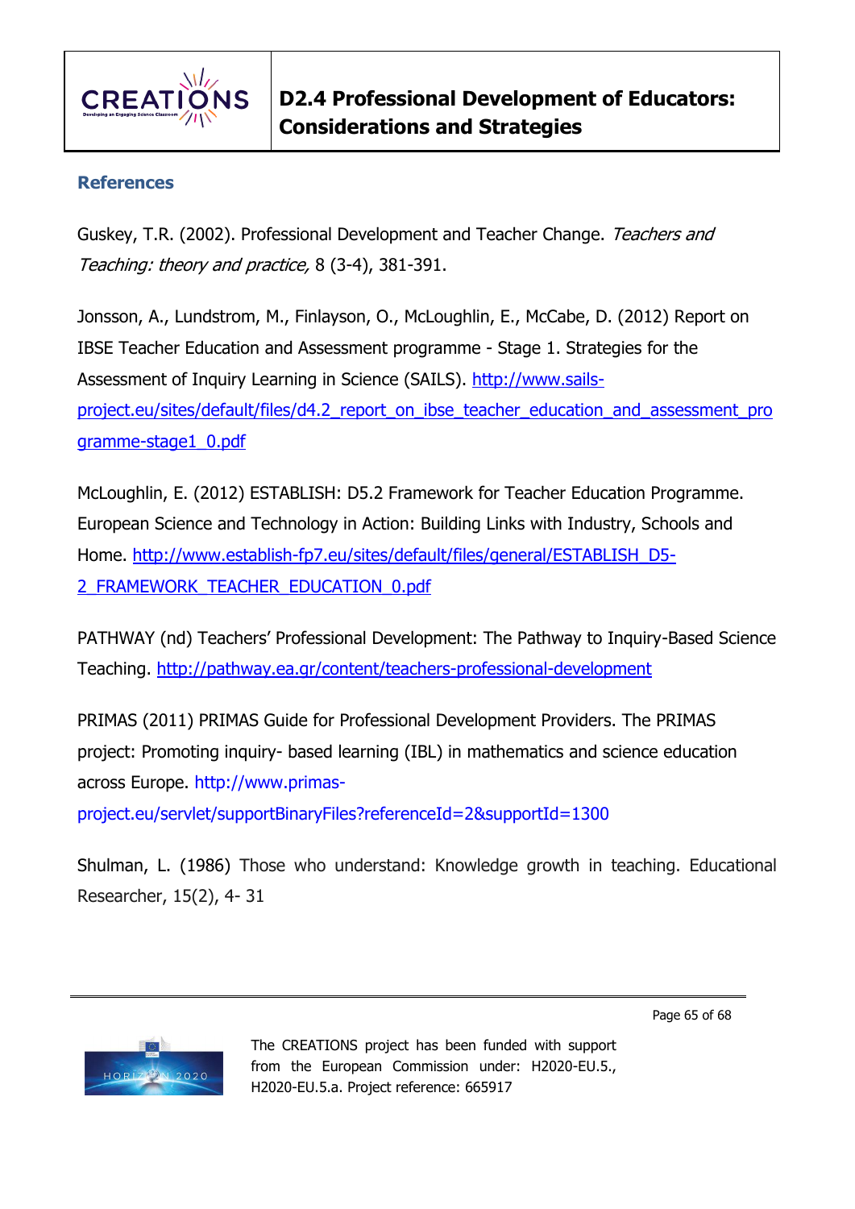## References

Guskey, T.R. (2002). Professional Development and Teacher Change. *Teachers and Teaching: theory and practice,* 8 (3-4), 381-391.

Jonsson, A., Lundstrom, M., Finlayson, O., McLoughlin, E., McCabe, D. (2012) Report on IBSE Teacher Education and Assessment programme - Stage 1. Strategies for the Assessment of Inquiry Learning in Science (SAILS). http://www.sails-project.eu/sites/default/files/d4.2_report_on_ibse_teacher_education_and_assessment_programme-stage1_0.pdf

McLoughlin, E. (2012) ESTABLISH: D5.2 Framework for Teacher Education Programme. European Science and Technology in Action: Building Links with Industry, Schools and Home. http://www.establish-fp7.eu/sites/default/files/general/ESTABLISH_D5-2_FRAMEWORK_TEACHER_EDUCATION_0.pdf

PATHWAY (nd) Teachers' Professional Development: The Pathway to Inquiry-Based Science Teaching. http://pathway.ea.gr/content/teachers-professional-development

PRIMAS (2011) PRIMAS Guide for Professional Development Providers. The PRIMAS project: Promoting inquiry- based learning (IBL) in mathematics and science education across Europe. http://www.primas-project.eu/servlet/supportBinaryFiles?referenceId=2&supportId=1300

Shulman, L. (1986) Those who understand: Knowledge growth in teaching. Educational Researcher, 15(2), 4- 31

The CREATIONS project has been funded with support from the European Commission under: H2020-EU.5., H2020-EU.5.a. Project reference: 665917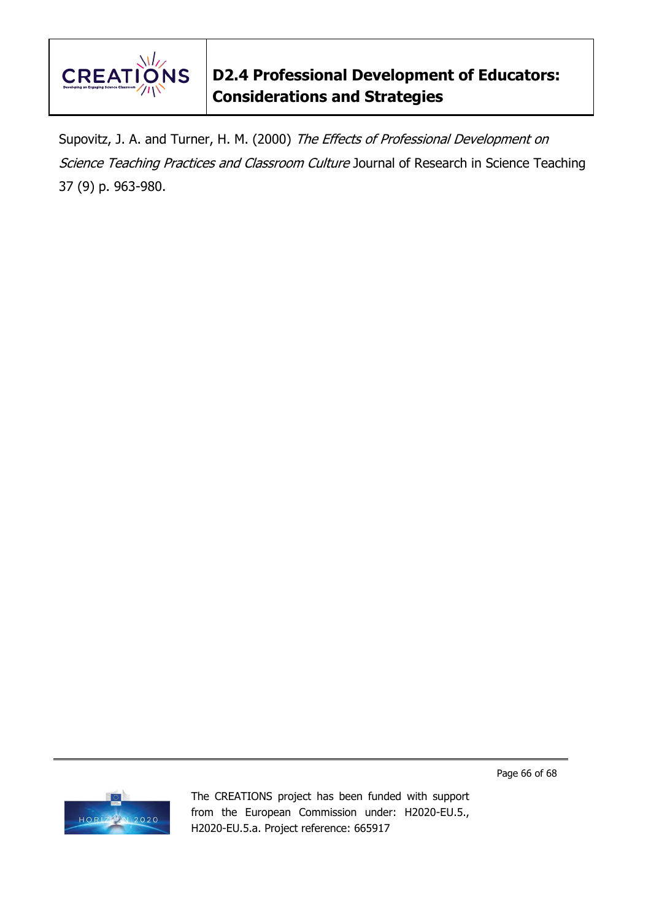Supovitz, J. A. and Turner, H. M. (2000) *The Effects of Professional Development on Science Teaching Practices and Classroom Culture* Journal of Research in Science Teaching 37 (9) p. 963-980.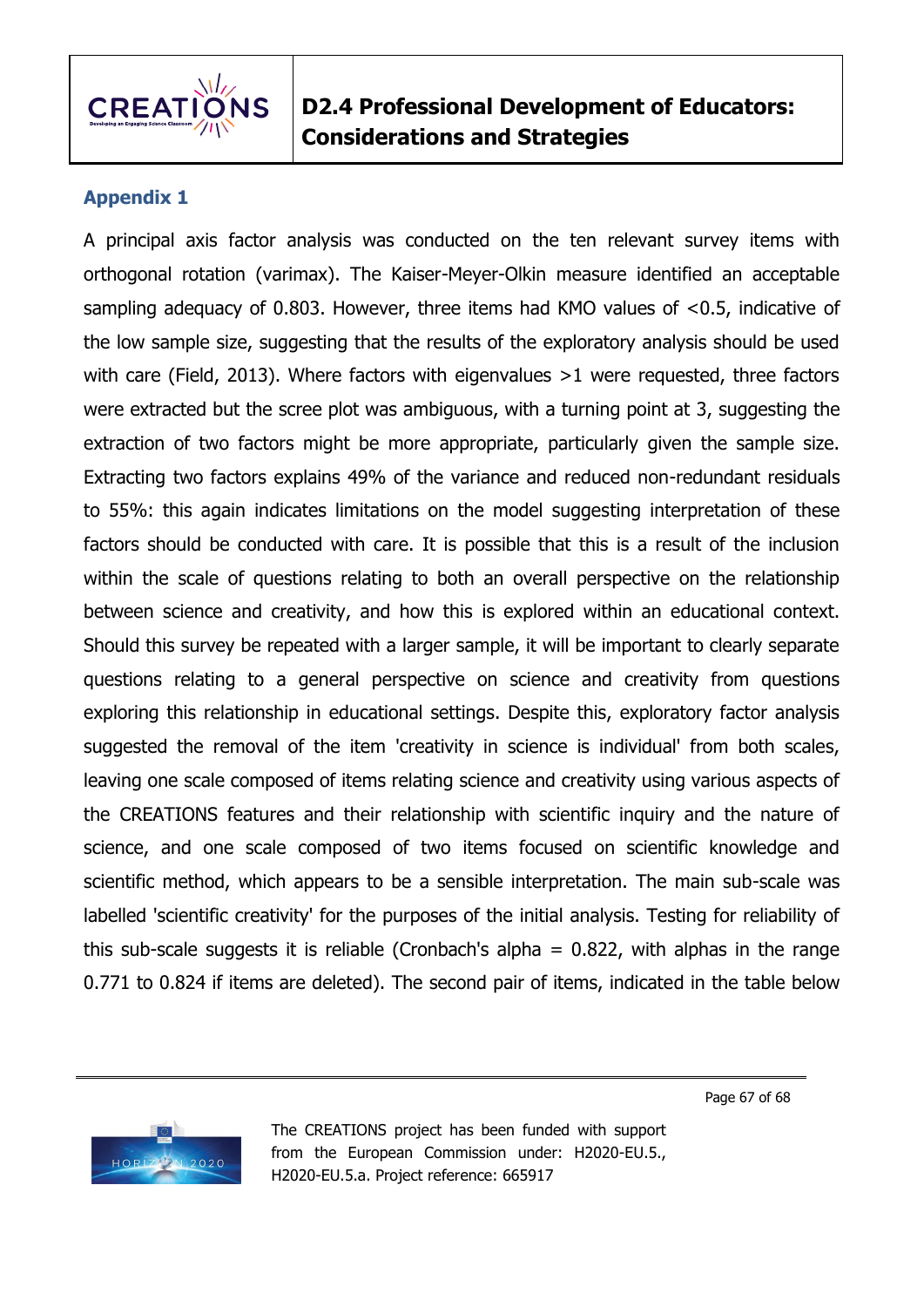## Appendix 1

A principal axis factor analysis was conducted on the ten relevant survey items with orthogonal rotation (varimax). The Kaiser-Meyer-Olkin measure identified an acceptable sampling adequacy of 0.803. However, three items had KMO values of <0.5, indicative of the low sample size, suggesting that the results of the exploratory analysis should be used with care (Field, 2013). Where factors with eigenvalues >1 were requested, three factors were extracted but the scree plot was ambiguous, with a turning point at 3, suggesting the extraction of two factors might be more appropriate, particularly given the sample size. Extracting two factors explains 49% of the variance and reduced non-redundant residuals to 55%: this again indicates limitations on the model suggesting interpretation of these factors should be conducted with care. It is possible that this is a result of the inclusion within the scale of questions relating to both an overall perspective on the relationship between science and creativity, and how this is explored within an educational context. Should this survey be repeated with a larger sample, it will be important to clearly separate questions relating to a general perspective on science and creativity from questions exploring this relationship in educational settings. Despite this, exploratory factor analysis suggested the removal of the item 'creativity in science is individual' from both scales, leaving one scale composed of items relating science and creativity using various aspects of the CREATIONS features and their relationship with scientific inquiry and the nature of science, and one scale composed of two items focused on scientific knowledge and scientific method, which appears to be a sensible interpretation. The main sub-scale was labelled 'scientific creativity' for the purposes of the initial analysis. Testing for reliability of this sub-scale suggests it is reliable (Cronbach's alpha = 0.822, with alphas in the range 0.771 to 0.824 if items are deleted). The second pair of items, indicated in the table below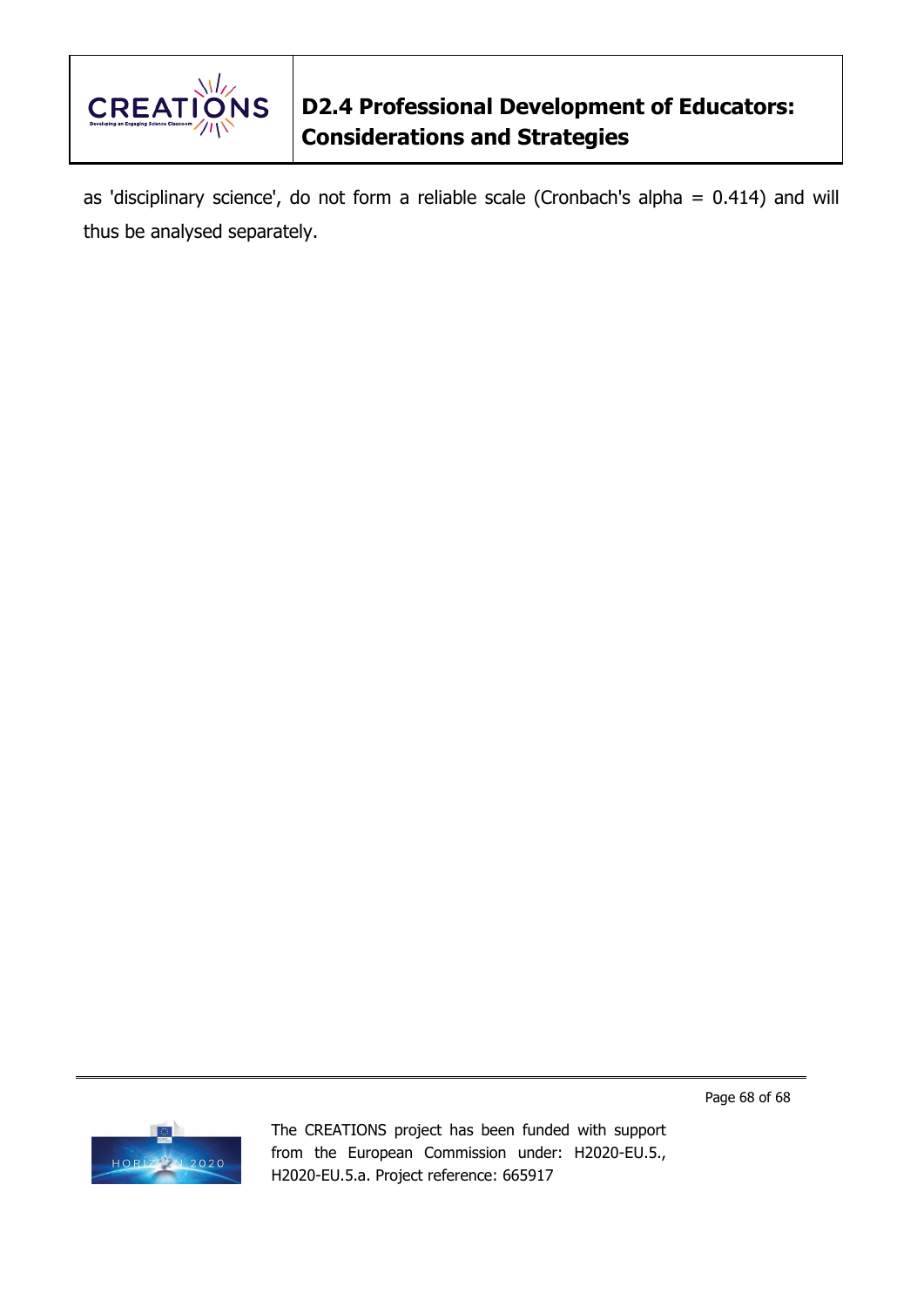as 'disciplinary science', do not form a reliable scale (Cronbach's alpha = 0.414) and will thus be analysed separately.